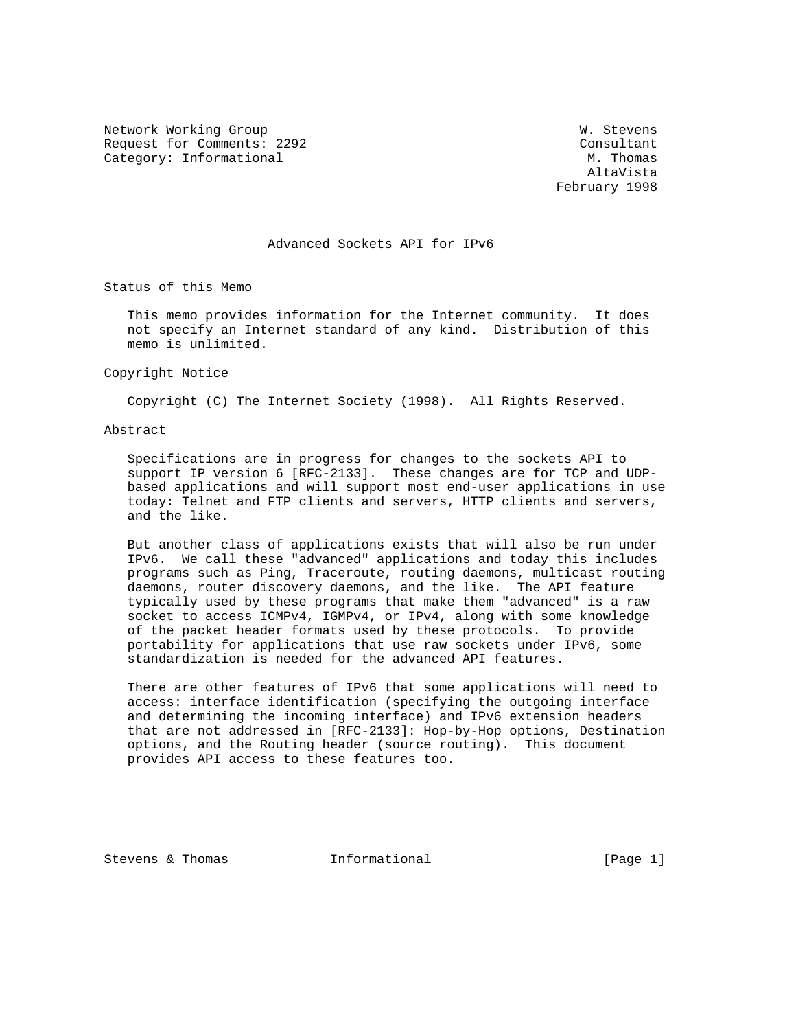Network Working Group W. Stevens
Request for Comments: 2292 Consultant
Category: Informational M. Thomas
AltaVista
February 1998

# Advanced Sockets API for IPv6

## Status of this Memo

This memo provides information for the Internet community. It does not specify an Internet standard of any kind. Distribution of this memo is unlimited.

## Copyright Notice

Copyright (C) The Internet Society (1998). All Rights Reserved.

## Abstract

Specifications are in progress for changes to the sockets API to support IP version 6 [RFC-2133]. These changes are for TCP and UDP-based applications and will support most end-user applications in use today: Telnet and FTP clients and servers, HTTP clients and servers, and the like.

But another class of applications exists that will also be run under IPv6. We call these "advanced" applications and today this includes programs such as Ping, Traceroute, routing daemons, multicast routing daemons, router discovery daemons, and the like. The API feature typically used by these programs that make them "advanced" is a raw socket to access ICMPv4, IGMPv4, or IPv4, along with some knowledge of the packet header formats used by these protocols. To provide portability for applications that use raw sockets under IPv6, some standardization is needed for the advanced API features.

There are other features of IPv6 that some applications will need to access: interface identification (specifying the outgoing interface and determining the incoming interface) and IPv6 extension headers that are not addressed in [RFC-2133]: Hop-by-Hop options, Destination options, and the Routing header (source routing). This document provides API access to these features too.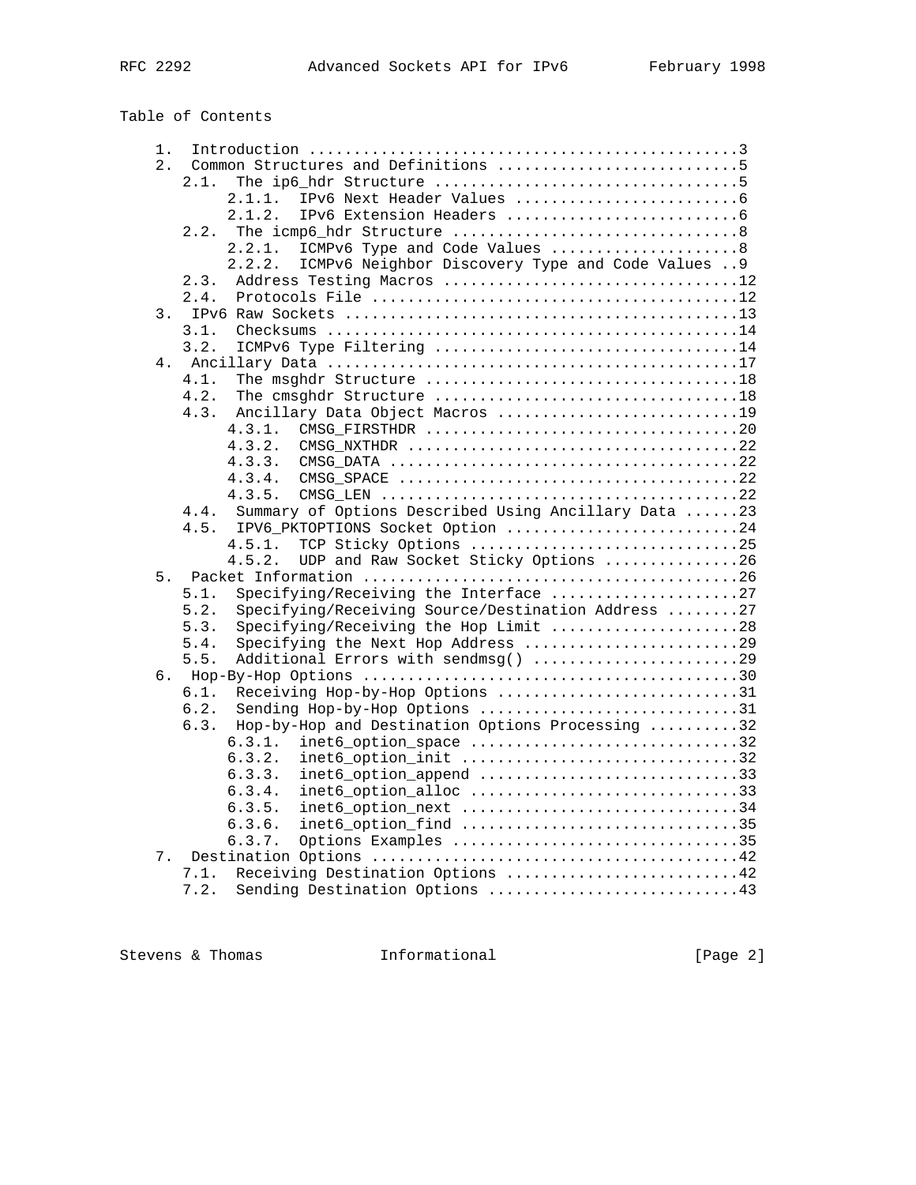Table of Contents

```
   1.  Introduction ................................................3
   2.  Common Structures and Definitions ...........................5
      2.1.  The ip6_hdr Structure ..................................5
            2.1.1.  IPv6 Next Header Values ........................6
            2.1.2.  IPv6 Extension Headers .........................6
      2.2.  The icmp6_hdr Structure ................................8
            2.2.1.  ICMPv6 Type and Code Values ....................8
            2.2.2.  ICMPv6 Neighbor Discovery Type and Code Values ..9
      2.3.  Address Testing Macros ................................12
      2.4.  Protocols File ........................................12
   3.  IPv6 Raw Sockets ...........................................13
      3.1.  Checksums .............................................14
      3.2.  ICMPv6 Type Filtering .................................14
   4.  Ancillary Data .............................................17
      4.1.  The msghdr Structure ..................................18
      4.2.  The cmsghdr Structure .................................18
      4.3.  Ancillary Data Object Macros ..........................19
            4.3.1.  CMSG_FIRSTHDR .................................20
            4.3.2.  CMSG_NXTHDR ...................................22
            4.3.3.  CMSG_DATA .....................................22
            4.3.4.  CMSG_SPACE ....................................22
            4.3.5.  CMSG_LEN ......................................22
      4.4.  Summary of Options Described Using Ancillary Data ......23
      4.5.  IPV6_PKTOPTIONS Socket Option ..........................24
            4.5.1.  TCP Sticky Options ............................25
            4.5.2.  UDP and Raw Socket Sticky Options ..............26
   5.  Packet Information .........................................26
      5.1.  Specifying/Receiving the Interface .....................27
      5.2.  Specifying/Receiving Source/Destination Address ........27
      5.3.  Specifying/Receiving the Hop Limit .....................28
      5.4.  Specifying the Next Hop Address ........................29
      5.5.  Additional Errors with sendmsg() .......................29
   6.  Hop-By-Hop Options .........................................30
      6.1.  Receiving Hop-by-Hop Options ...........................31
      6.2.  Sending Hop-by-Hop Options .............................31
      6.3.  Hop-by-Hop and Destination Options Processing ..........32
            6.3.1.  inet6_option_space ............................32
            6.3.2.  inet6_option_init .............................32
            6.3.3.  inet6_option_append ...........................33
            6.3.4.  inet6_option_alloc ............................33
            6.3.5.  inet6_option_next .............................34
            6.3.6.  inet6_option_find .............................35
            6.3.7.  Options Examples ..............................35
   7.  Destination Options ........................................42
      7.1.  Receiving Destination Options ..........................42
      7.2.  Sending Destination Options ............................43
```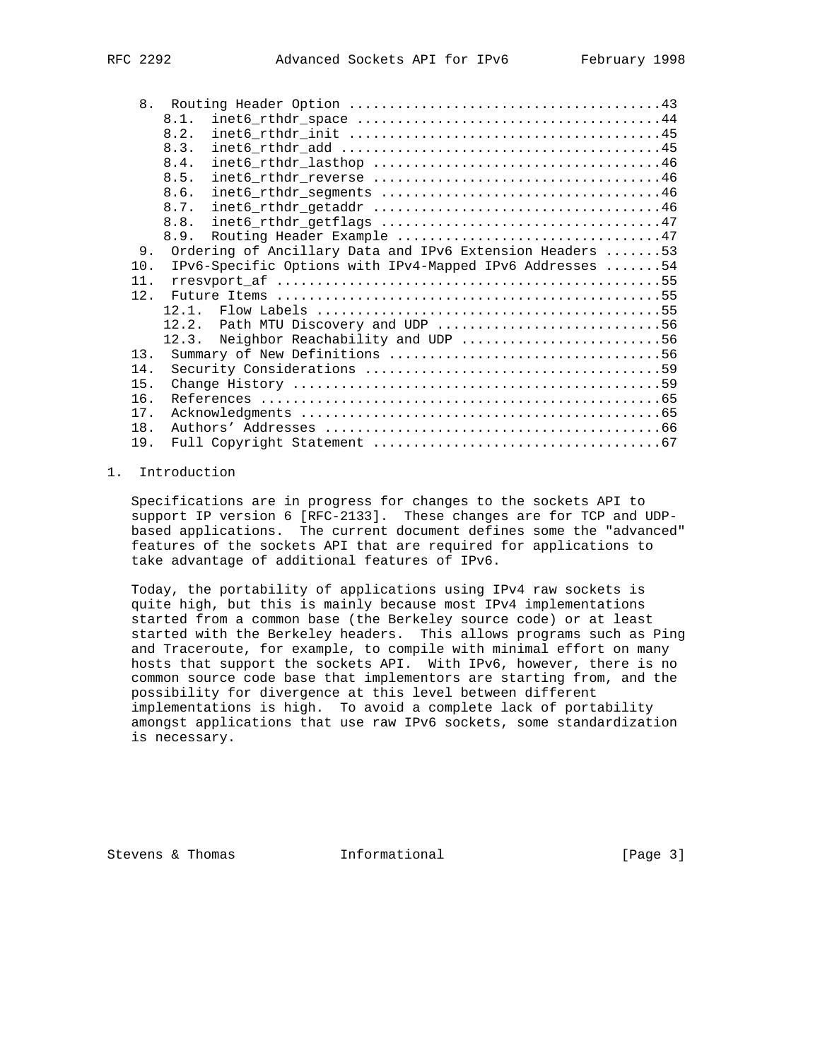8.  Routing Header Option .......................................43
      8.1.  inet6_rthdr_space ......................................44
      8.2.  inet6_rthdr_init .......................................45
      8.3.  inet6_rthdr_add ........................................45
      8.4.  inet6_rthdr_lasthop ....................................46
      8.5.  inet6_rthdr_reverse ....................................46
      8.6.  inet6_rthdr_segments ...................................46
      8.7.  inet6_rthdr_getaddr ....................................46
      8.8.  inet6_rthdr_getflags ...................................47
      8.9.  Routing Header Example .................................47
   9.  Ordering of Ancillary Data and IPv6 Extension Headers .......53
  10.  IPv6-Specific Options with IPv4-Mapped IPv6 Addresses .......54
  11.  rresvport_af ................................................55
  12.  Future Items ................................................55
      12.1.  Flow Labels ...........................................55
      12.2.  Path MTU Discovery and UDP ............................56
      12.3.  Neighbor Reachability and UDP .........................56
  13.  Summary of New Definitions ..................................56
  14.  Security Considerations .....................................59
  15.  Change History ..............................................59
  16.  References ..................................................65
  17.  Acknowledgments .............................................65
  18.  Authors' Addresses ..........................................66
  19.  Full Copyright Statement ....................................67

# 1. Introduction

Specifications are in progress for changes to the sockets API to support IP version 6 [RFC-2133]. These changes are for TCP and UDP-based applications. The current document defines some the "advanced" features of the sockets API that are required for applications to take advantage of additional features of IPv6.

Today, the portability of applications using IPv4 raw sockets is quite high, but this is mainly because most IPv4 implementations started from a common base (the Berkeley source code) or at least started with the Berkeley headers. This allows programs such as Ping and Traceroute, for example, to compile with minimal effort on many hosts that support the sockets API. With IPv6, however, there is no common source code base that implementors are starting from, and the possibility for divergence at this level between different implementations is high. To avoid a complete lack of portability amongst applications that use raw IPv6 sockets, some standardization is necessary.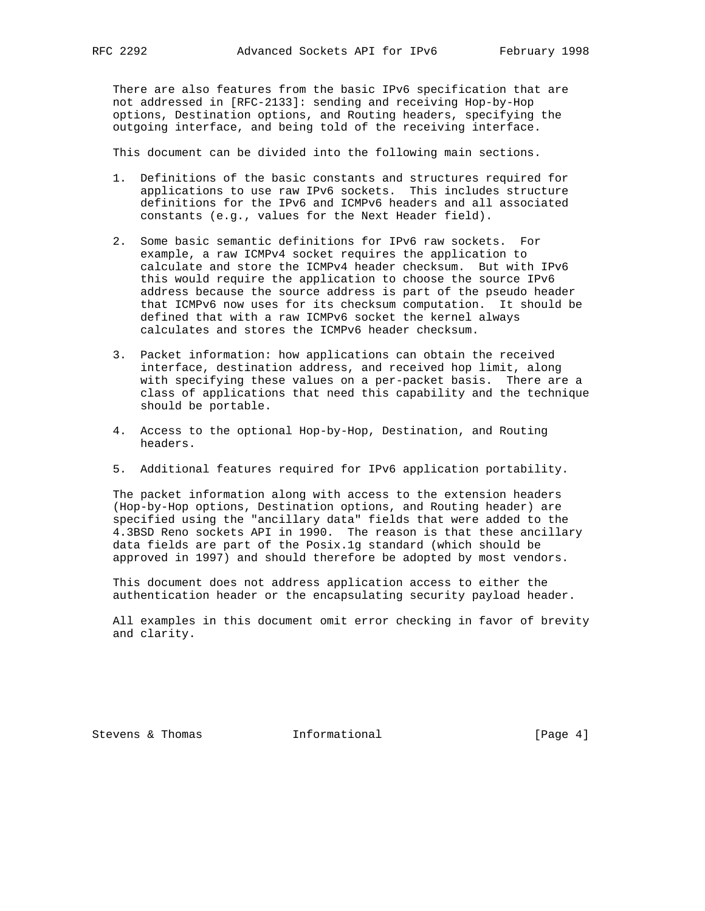There are also features from the basic IPv6 specification that are not addressed in [RFC-2133]: sending and receiving Hop-by-Hop options, Destination options, and Routing headers, specifying the outgoing interface, and being told of the receiving interface.

This document can be divided into the following main sections.

1. Definitions of the basic constants and structures required for applications to use raw IPv6 sockets. This includes structure definitions for the IPv6 and ICMPv6 headers and all associated constants (e.g., values for the Next Header field).

2. Some basic semantic definitions for IPv6 raw sockets. For example, a raw ICMPv4 socket requires the application to calculate and store the ICMPv4 header checksum. But with IPv6 this would require the application to choose the source IPv6 address because the source address is part of the pseudo header that ICMPv6 now uses for its checksum computation. It should be defined that with a raw ICMPv6 socket the kernel always calculates and stores the ICMPv6 header checksum.

3. Packet information: how applications can obtain the received interface, destination address, and received hop limit, along with specifying these values on a per-packet basis. There are a class of applications that need this capability and the technique should be portable.

4. Access to the optional Hop-by-Hop, Destination, and Routing headers.

5. Additional features required for IPv6 application portability.

The packet information along with access to the extension headers (Hop-by-Hop options, Destination options, and Routing header) are specified using the "ancillary data" fields that were added to the 4.3BSD Reno sockets API in 1990. The reason is that these ancillary data fields are part of the Posix.1g standard (which should be approved in 1997) and should therefore be adopted by most vendors.

This document does not address application access to either the authentication header or the encapsulating security payload header.

All examples in this document omit error checking in favor of brevity and clarity.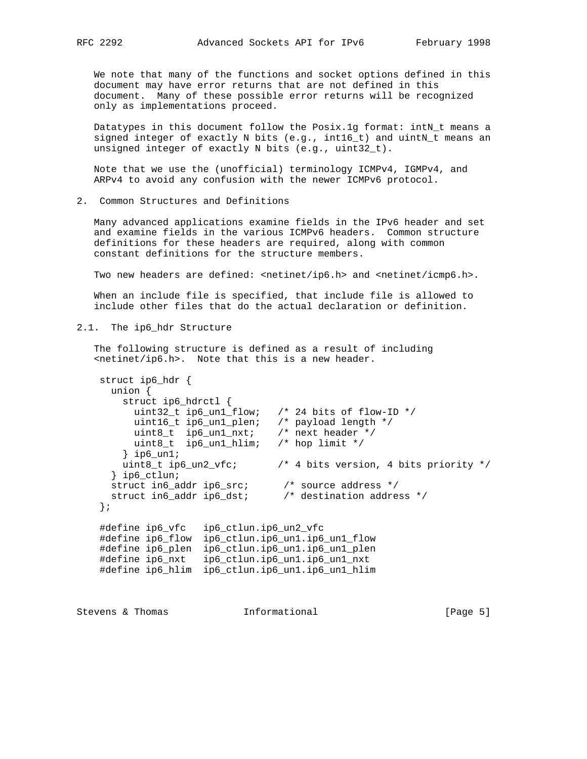We note that many of the functions and socket options defined in this document may have error returns that are not defined in this document. Many of these possible error returns will be recognized only as implementations proceed.

Datatypes in this document follow the Posix.1g format: intN_t means a signed integer of exactly N bits (e.g., int16_t) and uintN_t means an unsigned integer of exactly N bits (e.g., uint32_t).

Note that we use the (unofficial) terminology ICMPv4, IGMPv4, and ARPv4 to avoid any confusion with the newer ICMPv6 protocol.

## 2. Common Structures and Definitions

Many advanced applications examine fields in the IPv6 header and set and examine fields in the various ICMPv6 headers. Common structure definitions for these headers are required, along with common constant definitions for the structure members.

Two new headers are defined: <netinet/ip6.h> and <netinet/icmp6.h>.

When an include file is specified, that include file is allowed to include other files that do the actual declaration or definition.

### 2.1. The ip6_hdr Structure

The following structure is defined as a result of including <netinet/ip6.h>. Note that this is a new header.

```
struct ip6_hdr {
  union {
    struct ip6_hdrctl {
      uint32_t ip6_un1_flow;   /* 24 bits of flow-ID */
      uint16_t ip6_un1_plen;   /* payload length */
      uint8_t  ip6_un1_nxt;    /* next header */
      uint8_t  ip6_un1_hlim;   /* hop limit */
    } ip6_un1;
    uint8_t ip6_un2_vfc;       /* 4 bits version, 4 bits priority */
  } ip6_ctlun;
  struct in6_addr ip6_src;      /* source address */
  struct in6_addr ip6_dst;      /* destination address */
};

#define ip6_vfc   ip6_ctlun.ip6_un2_vfc
#define ip6_flow  ip6_ctlun.ip6_un1.ip6_un1_flow
#define ip6_plen  ip6_ctlun.ip6_un1.ip6_un1_plen
#define ip6_nxt   ip6_ctlun.ip6_un1.ip6_un1_nxt
#define ip6_hlim  ip6_ctlun.ip6_un1.ip6_un1_hlim
```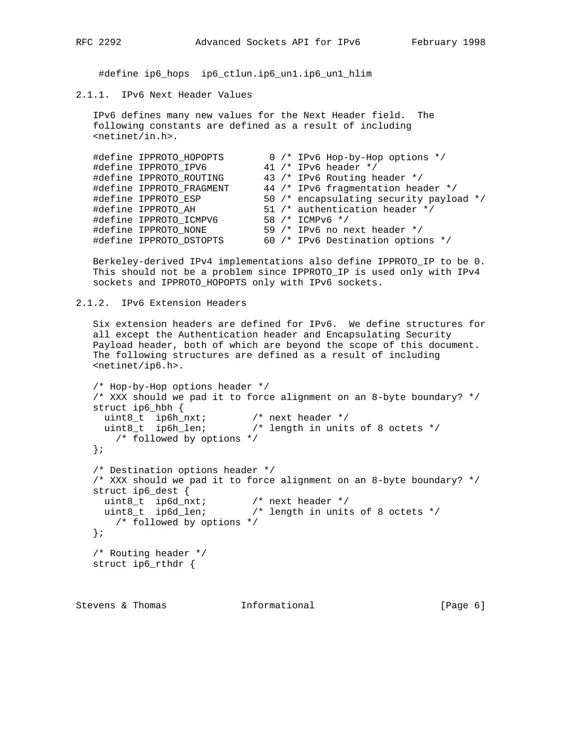```
#define ip6_hops  ip6_ctlun.ip6_un1.ip6_un1_hlim
```

### 2.1.1. IPv6 Next Header Values

IPv6 defines many new values for the Next Header field. The following constants are defined as a result of including <netinet/in.h>.

```
#define IPPROTO_HOPOPTS        0 /* IPv6 Hop-by-Hop options */
#define IPPROTO_IPV6          41 /* IPv6 header */
#define IPPROTO_ROUTING       43 /* IPv6 Routing header */
#define IPPROTO_FRAGMENT      44 /* IPv6 fragmentation header */
#define IPPROTO_ESP           50 /* encapsulating security payload */
#define IPPROTO_AH            51 /* authentication header */
#define IPPROTO_ICMPV6        58 /* ICMPv6 */
#define IPPROTO_NONE          59 /* IPv6 no next header */
#define IPPROTO_DSTOPTS       60 /* IPv6 Destination options */
```

Berkeley-derived IPv4 implementations also define IPPROTO_IP to be 0. This should not be a problem since IPPROTO_IP is used only with IPv4 sockets and IPPROTO_HOPOPTS only with IPv6 sockets.

### 2.1.2. IPv6 Extension Headers

Six extension headers are defined for IPv6. We define structures for all except the Authentication header and Encapsulating Security Payload header, both of which are beyond the scope of this document. The following structures are defined as a result of including <netinet/ip6.h>.

```
/* Hop-by-Hop options header */
/* XXX should we pad it to force alignment on an 8-byte boundary? */
struct ip6_hbh {
  uint8_t  ip6h_nxt;        /* next header */
  uint8_t  ip6h_len;        /* length in units of 8 octets */
    /* followed by options */
};

/* Destination options header */
/* XXX should we pad it to force alignment on an 8-byte boundary? */
struct ip6_dest {
  uint8_t  ip6d_nxt;        /* next header */
  uint8_t  ip6d_len;        /* length in units of 8 octets */
    /* followed by options */
};

/* Routing header */
struct ip6_rthdr {
```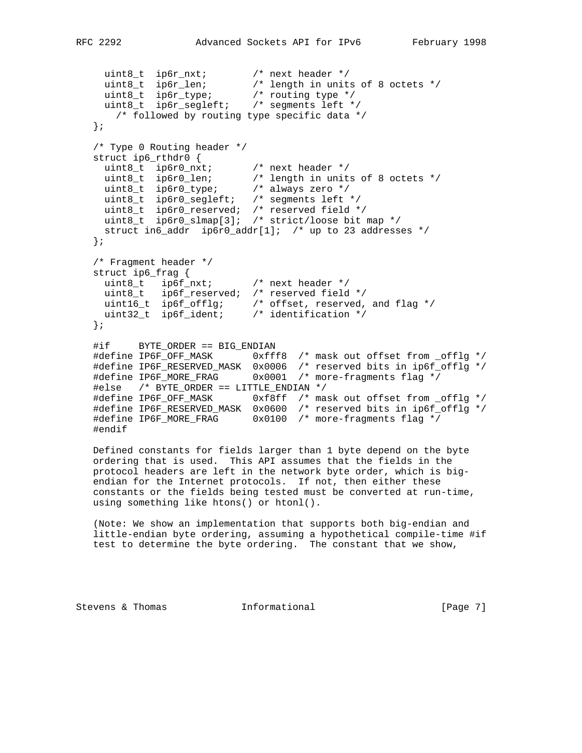```
     uint8_t  ip6r_nxt;        /* next header */
     uint8_t  ip6r_len;        /* length in units of 8 octets */
     uint8_t  ip6r_type;       /* routing type */
     uint8_t  ip6r_segleft;    /* segments left */
       /* followed by routing type specific data */
   };

   /* Type 0 Routing header */
   struct ip6_rthdr0 {
     uint8_t  ip6r0_nxt;       /* next header */
     uint8_t  ip6r0_len;       /* length in units of 8 octets */
     uint8_t  ip6r0_type;      /* always zero */
     uint8_t  ip6r0_segleft;   /* segments left */
     uint8_t  ip6r0_reserved;  /* reserved field */
     uint8_t  ip6r0_slmap[3];  /* strict/loose bit map */
     struct in6_addr  ip6r0_addr[1];  /* up to 23 addresses */
   };

   /* Fragment header */
   struct ip6_frag {
     uint8_t   ip6f_nxt;       /* next header */
     uint8_t   ip6f_reserved;  /* reserved field */
     uint16_t  ip6f_offlg;     /* offset, reserved, and flag */
     uint32_t  ip6f_ident;     /* identification */
   };

   #if     BYTE_ORDER == BIG_ENDIAN
   #define IP6F_OFF_MASK       0xfff8  /* mask out offset from _offlg */
   #define IP6F_RESERVED_MASK  0x0006  /* reserved bits in ip6f_offlg */
   #define IP6F_MORE_FRAG      0x0001  /* more-fragments flag */
   #else   /* BYTE_ORDER == LITTLE_ENDIAN */
   #define IP6F_OFF_MASK       0xf8ff  /* mask out offset from _offlg */
   #define IP6F_RESERVED_MASK  0x0600  /* reserved bits in ip6f_offlg */
   #define IP6F_MORE_FRAG      0x0100  /* more-fragments flag */
   #endif
```

Defined constants for fields larger than 1 byte depend on the byte ordering that is used. This API assumes that the fields in the protocol headers are left in the network byte order, which is big-endian for the Internet protocols. If not, then either these constants or the fields being tested must be converted at run-time, using something like htons() or htonl().

(Note: We show an implementation that supports both big-endian and little-endian byte ordering, assuming a hypothetical compile-time #if test to determine the byte ordering. The constant that we show,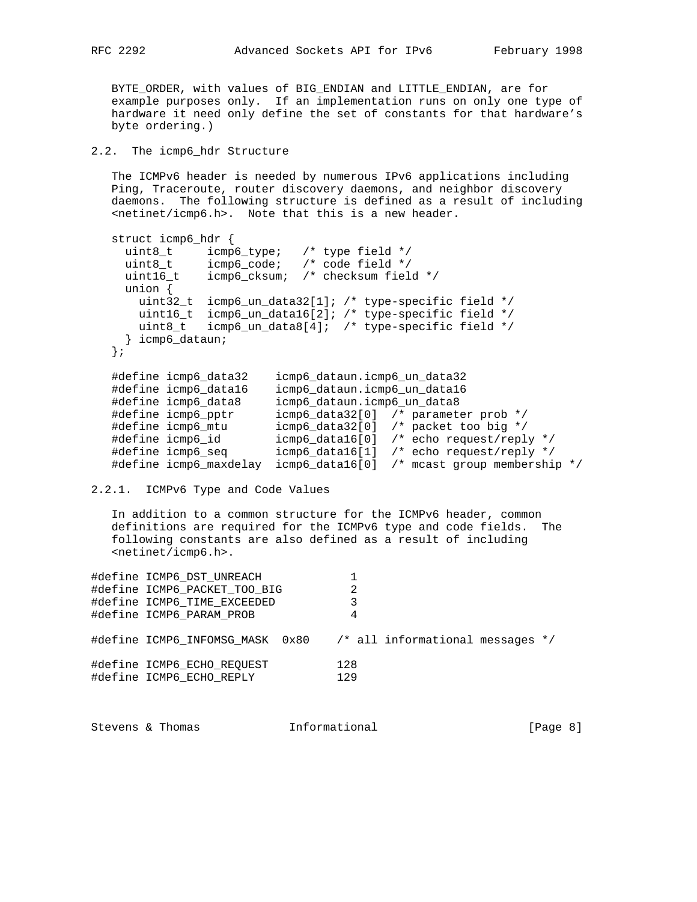BYTE_ORDER, with values of BIG_ENDIAN and LITTLE_ENDIAN, are for example purposes only. If an implementation runs on only one type of hardware it need only define the set of constants for that hardware's byte ordering.)

## 2.2. The icmp6_hdr Structure

The ICMPv6 header is needed by numerous IPv6 applications including Ping, Traceroute, router discovery daemons, and neighbor discovery daemons. The following structure is defined as a result of including <netinet/icmp6.h>. Note that this is a new header.

```
struct icmp6_hdr {
  uint8_t     icmp6_type;   /* type field */
  uint8_t     icmp6_code;   /* code field */
  uint16_t    icmp6_cksum;  /* checksum field */
  union {
    uint32_t  icmp6_un_data32[1]; /* type-specific field */
    uint16_t  icmp6_un_data16[2]; /* type-specific field */
    uint8_t   icmp6_un_data8[4];  /* type-specific field */
  } icmp6_dataun;
};

#define icmp6_data32    icmp6_dataun.icmp6_un_data32
#define icmp6_data16    icmp6_dataun.icmp6_un_data16
#define icmp6_data8     icmp6_dataun.icmp6_un_data8
#define icmp6_pptr      icmp6_data32[0]  /* parameter prob */
#define icmp6_mtu       icmp6_data32[0]  /* packet too big */
#define icmp6_id        icmp6_data16[0]  /* echo request/reply */
#define icmp6_seq       icmp6_data16[1]  /* echo request/reply */
#define icmp6_maxdelay  icmp6_data16[0]  /* mcast group membership */
```

### 2.2.1. ICMPv6 Type and Code Values

In addition to a common structure for the ICMPv6 header, common definitions are required for the ICMPv6 type and code fields. The following constants are also defined as a result of including <netinet/icmp6.h>.

```
#define ICMP6_DST_UNREACH             1
#define ICMP6_PACKET_TOO_BIG          2
#define ICMP6_TIME_EXCEEDED           3
#define ICMP6_PARAM_PROB              4

#define ICMP6_INFOMSG_MASK  0x80    /* all informational messages */

#define ICMP6_ECHO_REQUEST          128
#define ICMP6_ECHO_REPLY            129
```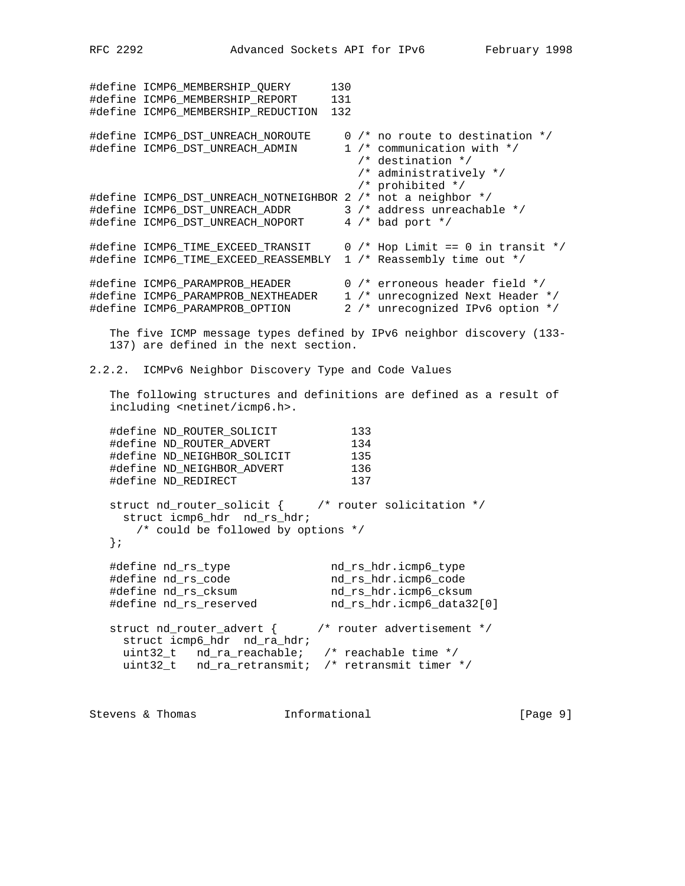```
#define ICMP6_MEMBERSHIP_QUERY      130
#define ICMP6_MEMBERSHIP_REPORT     131
#define ICMP6_MEMBERSHIP_REDUCTION  132

#define ICMP6_DST_UNREACH_NOROUTE     0 /* no route to destination */
#define ICMP6_DST_UNREACH_ADMIN       1 /* communication with */
                                        /* destination */
                                        /* administratively */
                                        /* prohibited */
#define ICMP6_DST_UNREACH_NOTNEIGHBOR 2 /* not a neighbor */
#define ICMP6_DST_UNREACH_ADDR        3 /* address unreachable */
#define ICMP6_DST_UNREACH_NOPORT      4 /* bad port */

#define ICMP6_TIME_EXCEED_TRANSIT     0 /* Hop Limit == 0 in transit */
#define ICMP6_TIME_EXCEED_REASSEMBLY  1 /* Reassembly time out */

#define ICMP6_PARAMPROB_HEADER        0 /* erroneous header field */
#define ICMP6_PARAMPROB_NEXTHEADER    1 /* unrecognized Next Header */
#define ICMP6_PARAMPROB_OPTION        2 /* unrecognized IPv6 option */
```

The five ICMP message types defined by IPv6 neighbor discovery (133-137) are defined in the next section.

## 2.2.2. ICMPv6 Neighbor Discovery Type and Code Values

The following structures and definitions are defined as a result of including <netinet/icmp6.h>.

```
#define ND_ROUTER_SOLICIT           133
#define ND_ROUTER_ADVERT            134
#define ND_NEIGHBOR_SOLICIT         135
#define ND_NEIGHBOR_ADVERT          136
#define ND_REDIRECT                 137

struct nd_router_solicit {     /* router solicitation */
  struct icmp6_hdr  nd_rs_hdr;
    /* could be followed by options */
};

#define nd_rs_type               nd_rs_hdr.icmp6_type
#define nd_rs_code               nd_rs_hdr.icmp6_code
#define nd_rs_cksum              nd_rs_hdr.icmp6_cksum
#define nd_rs_reserved           nd_rs_hdr.icmp6_data32[0]

struct nd_router_advert {      /* router advertisement */
  struct icmp6_hdr  nd_ra_hdr;
  uint32_t   nd_ra_reachable;   /* reachable time */
  uint32_t   nd_ra_retransmit;  /* retransmit timer */
```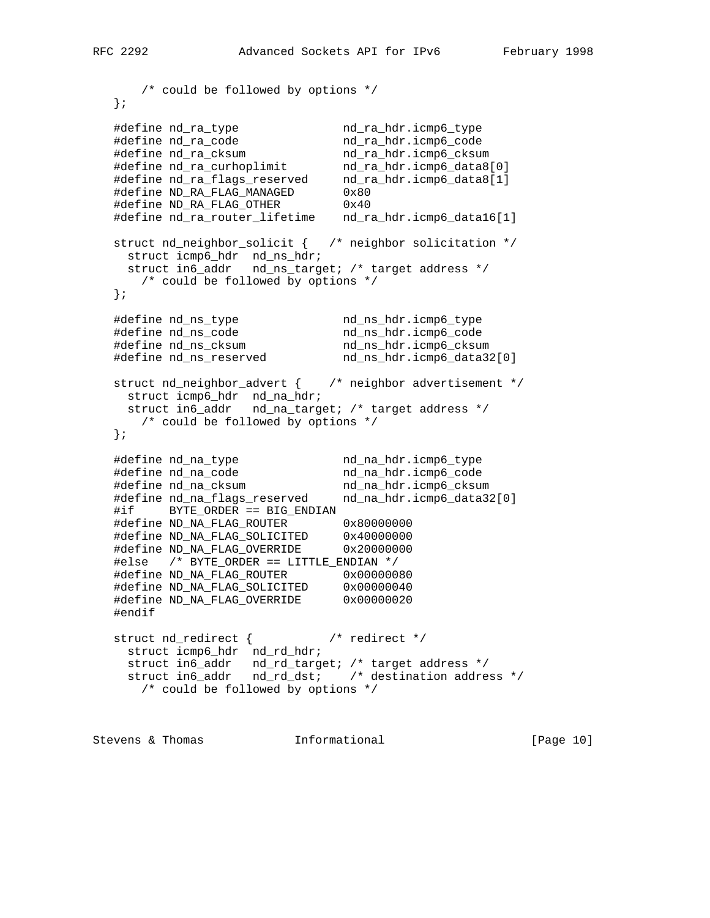```
       /* could be followed by options */
   };

   #define nd_ra_type               nd_ra_hdr.icmp6_type
   #define nd_ra_code               nd_ra_hdr.icmp6_code
   #define nd_ra_cksum              nd_ra_hdr.icmp6_cksum
   #define nd_ra_curhoplimit        nd_ra_hdr.icmp6_data8[0]
   #define nd_ra_flags_reserved     nd_ra_hdr.icmp6_data8[1]
   #define ND_RA_FLAG_MANAGED       0x80
   #define ND_RA_FLAG_OTHER         0x40
   #define nd_ra_router_lifetime    nd_ra_hdr.icmp6_data16[1]

   struct nd_neighbor_solicit {   /* neighbor solicitation */
     struct icmp6_hdr  nd_ns_hdr;
     struct in6_addr   nd_ns_target; /* target address */
       /* could be followed by options */
   };

   #define nd_ns_type               nd_ns_hdr.icmp6_type
   #define nd_ns_code               nd_ns_hdr.icmp6_code
   #define nd_ns_cksum              nd_ns_hdr.icmp6_cksum
   #define nd_ns_reserved           nd_ns_hdr.icmp6_data32[0]

   struct nd_neighbor_advert {    /* neighbor advertisement */
     struct icmp6_hdr  nd_na_hdr;
     struct in6_addr   nd_na_target; /* target address */
       /* could be followed by options */
   };

   #define nd_na_type               nd_na_hdr.icmp6_type
   #define nd_na_code               nd_na_hdr.icmp6_code
   #define nd_na_cksum              nd_na_hdr.icmp6_cksum
   #define nd_na_flags_reserved     nd_na_hdr.icmp6_data32[0]
   #if     BYTE_ORDER == BIG_ENDIAN
   #define ND_NA_FLAG_ROUTER        0x80000000
   #define ND_NA_FLAG_SOLICITED     0x40000000
   #define ND_NA_FLAG_OVERRIDE      0x20000000
   #else   /* BYTE_ORDER == LITTLE_ENDIAN */
   #define ND_NA_FLAG_ROUTER        0x00000080
   #define ND_NA_FLAG_SOLICITED     0x00000040
   #define ND_NA_FLAG_OVERRIDE      0x00000020
   #endif

   struct nd_redirect {           /* redirect */
     struct icmp6_hdr  nd_rd_hdr;
     struct in6_addr   nd_rd_target; /* target address */
     struct in6_addr   nd_rd_dst;    /* destination address */
       /* could be followed by options */
```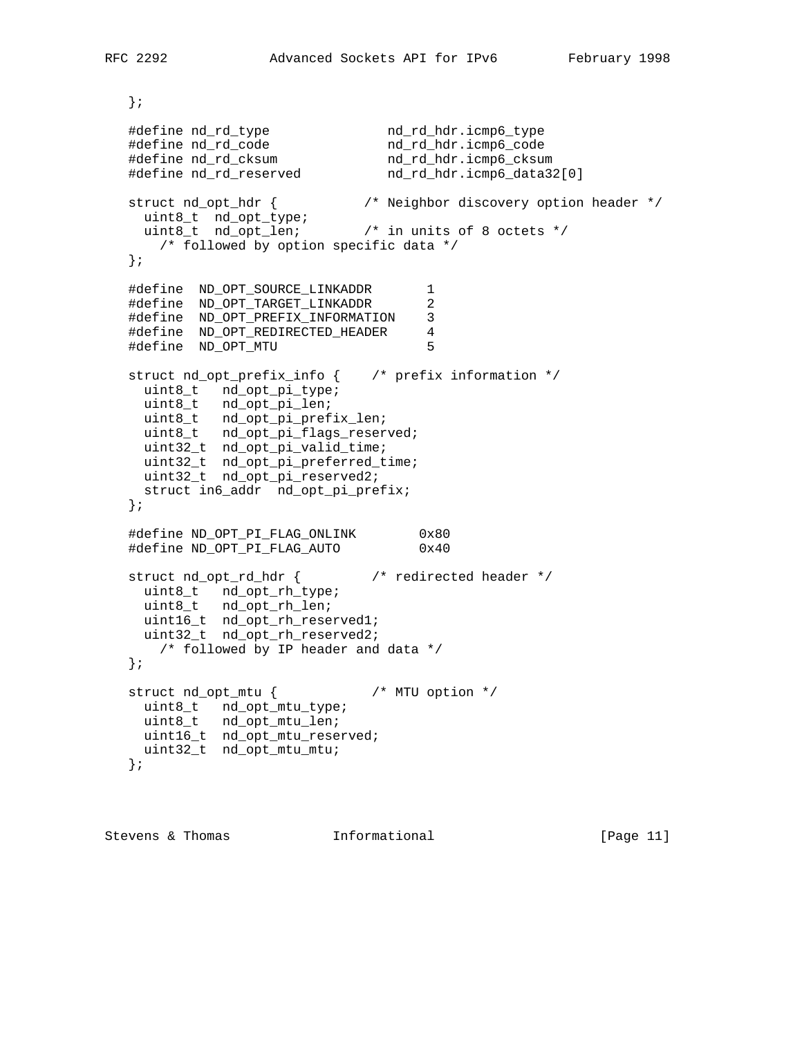```
   };

   #define nd_rd_type               nd_rd_hdr.icmp6_type
   #define nd_rd_code               nd_rd_hdr.icmp6_code
   #define nd_rd_cksum              nd_rd_hdr.icmp6_cksum
   #define nd_rd_reserved           nd_rd_hdr.icmp6_data32[0]

   struct nd_opt_hdr {           /* Neighbor discovery option header */
     uint8_t  nd_opt_type;
     uint8_t  nd_opt_len;        /* in units of 8 octets */
       /* followed by option specific data */
   };

   #define  ND_OPT_SOURCE_LINKADDR       1
   #define  ND_OPT_TARGET_LINKADDR       2
   #define  ND_OPT_PREFIX_INFORMATION    3
   #define  ND_OPT_REDIRECTED_HEADER     4
   #define  ND_OPT_MTU                   5

   struct nd_opt_prefix_info {    /* prefix information */
     uint8_t   nd_opt_pi_type;
     uint8_t   nd_opt_pi_len;
     uint8_t   nd_opt_pi_prefix_len;
     uint8_t   nd_opt_pi_flags_reserved;
     uint32_t  nd_opt_pi_valid_time;
     uint32_t  nd_opt_pi_preferred_time;
     uint32_t  nd_opt_pi_reserved2;
     struct in6_addr  nd_opt_pi_prefix;
   };

   #define ND_OPT_PI_FLAG_ONLINK        0x80
   #define ND_OPT_PI_FLAG_AUTO          0x40

   struct nd_opt_rd_hdr {         /* redirected header */
     uint8_t   nd_opt_rh_type;
     uint8_t   nd_opt_rh_len;
     uint16_t  nd_opt_rh_reserved1;
     uint32_t  nd_opt_rh_reserved2;
       /* followed by IP header and data */
   };

   struct nd_opt_mtu {            /* MTU option */
     uint8_t   nd_opt_mtu_type;
     uint8_t   nd_opt_mtu_len;
     uint16_t  nd_opt_mtu_reserved;
     uint32_t  nd_opt_mtu_mtu;
   };
```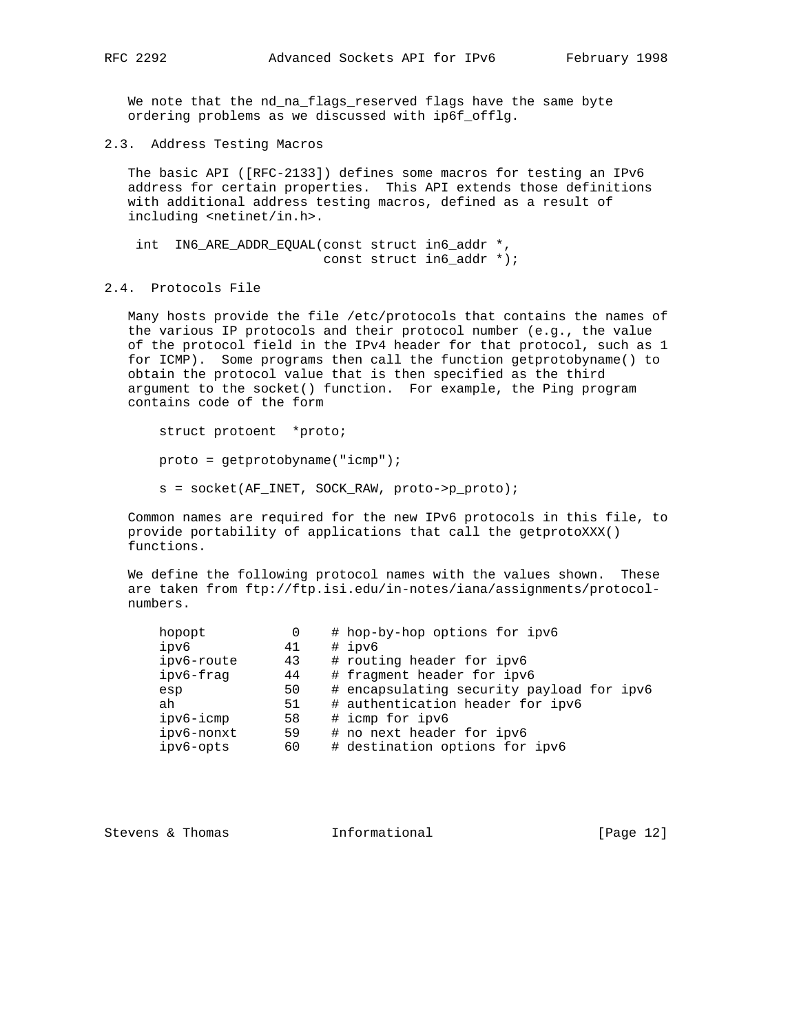We note that the nd_na_flags_reserved flags have the same byte ordering problems as we discussed with ip6f_offlg.

## 2.3. Address Testing Macros

The basic API ([RFC-2133]) defines some macros for testing an IPv6 address for certain properties. This API extends those definitions with additional address testing macros, defined as a result of including <netinet/in.h>.

```
 int  IN6_ARE_ADDR_EQUAL(const struct in6_addr *,
                         const struct in6_addr *);
```

## 2.4. Protocols File

Many hosts provide the file /etc/protocols that contains the names of the various IP protocols and their protocol number (e.g., the value of the protocol field in the IPv4 header for that protocol, such as 1 for ICMP). Some programs then call the function getprotobyname() to obtain the protocol value that is then specified as the third argument to the socket() function. For example, the Ping program contains code of the form

```
struct protoent  *proto;

proto = getprotobyname("icmp");

s = socket(AF_INET, SOCK_RAW, proto->p_proto);
```

Common names are required for the new IPv6 protocols in this file, to provide portability of applications that call the getprotoXXX() functions.

We define the following protocol names with the values shown. These are taken from ftp://ftp.isi.edu/in-notes/iana/assignments/protocol-numbers.

```
hopopt           0    # hop-by-hop options for ipv6
ipv6            41    # ipv6
ipv6-route      43    # routing header for ipv6
ipv6-frag       44    # fragment header for ipv6
esp             50    # encapsulating security payload for ipv6
ah              51    # authentication header for ipv6
ipv6-icmp       58    # icmp for ipv6
ipv6-nonxt      59    # no next header for ipv6
ipv6-opts       60    # destination options for ipv6
```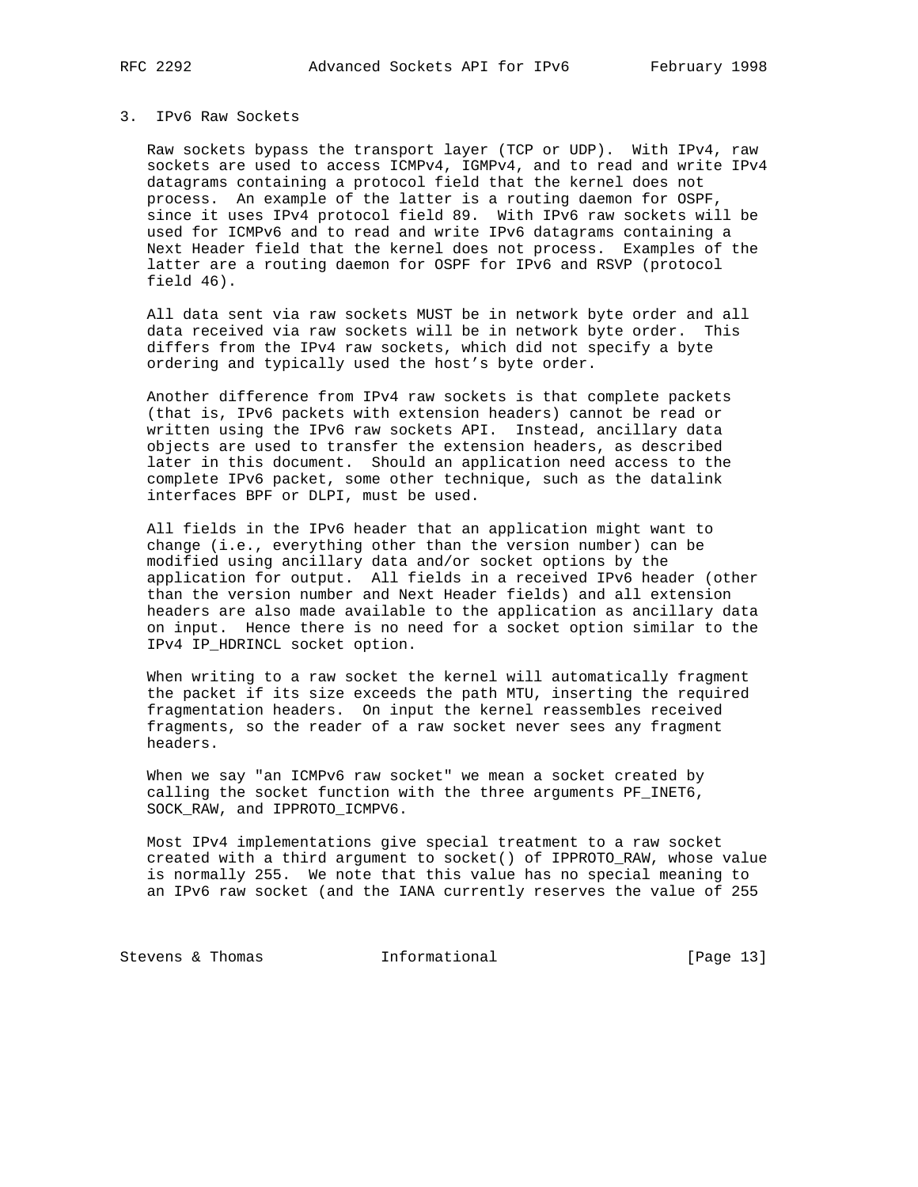## 3. IPv6 Raw Sockets

Raw sockets bypass the transport layer (TCP or UDP). With IPv4, raw sockets are used to access ICMPv4, IGMPv4, and to read and write IPv4 datagrams containing a protocol field that the kernel does not process. An example of the latter is a routing daemon for OSPF, since it uses IPv4 protocol field 89. With IPv6 raw sockets will be used for ICMPv6 and to read and write IPv6 datagrams containing a Next Header field that the kernel does not process. Examples of the latter are a routing daemon for OSPF for IPv6 and RSVP (protocol field 46).

All data sent via raw sockets MUST be in network byte order and all data received via raw sockets will be in network byte order. This differs from the IPv4 raw sockets, which did not specify a byte ordering and typically used the host's byte order.

Another difference from IPv4 raw sockets is that complete packets (that is, IPv6 packets with extension headers) cannot be read or written using the IPv6 raw sockets API. Instead, ancillary data objects are used to transfer the extension headers, as described later in this document. Should an application need access to the complete IPv6 packet, some other technique, such as the datalink interfaces BPF or DLPI, must be used.

All fields in the IPv6 header that an application might want to change (i.e., everything other than the version number) can be modified using ancillary data and/or socket options by the application for output. All fields in a received IPv6 header (other than the version number and Next Header fields) and all extension headers are also made available to the application as ancillary data on input. Hence there is no need for a socket option similar to the IPv4 IP_HDRINCL socket option.

When writing to a raw socket the kernel will automatically fragment the packet if its size exceeds the path MTU, inserting the required fragmentation headers. On input the kernel reassembles received fragments, so the reader of a raw socket never sees any fragment headers.

When we say "an ICMPv6 raw socket" we mean a socket created by calling the socket function with the three arguments PF_INET6, SOCK_RAW, and IPPROTO_ICMPV6.

Most IPv4 implementations give special treatment to a raw socket created with a third argument to socket() of IPPROTO_RAW, whose value is normally 255. We note that this value has no special meaning to an IPv6 raw socket (and the IANA currently reserves the value of 255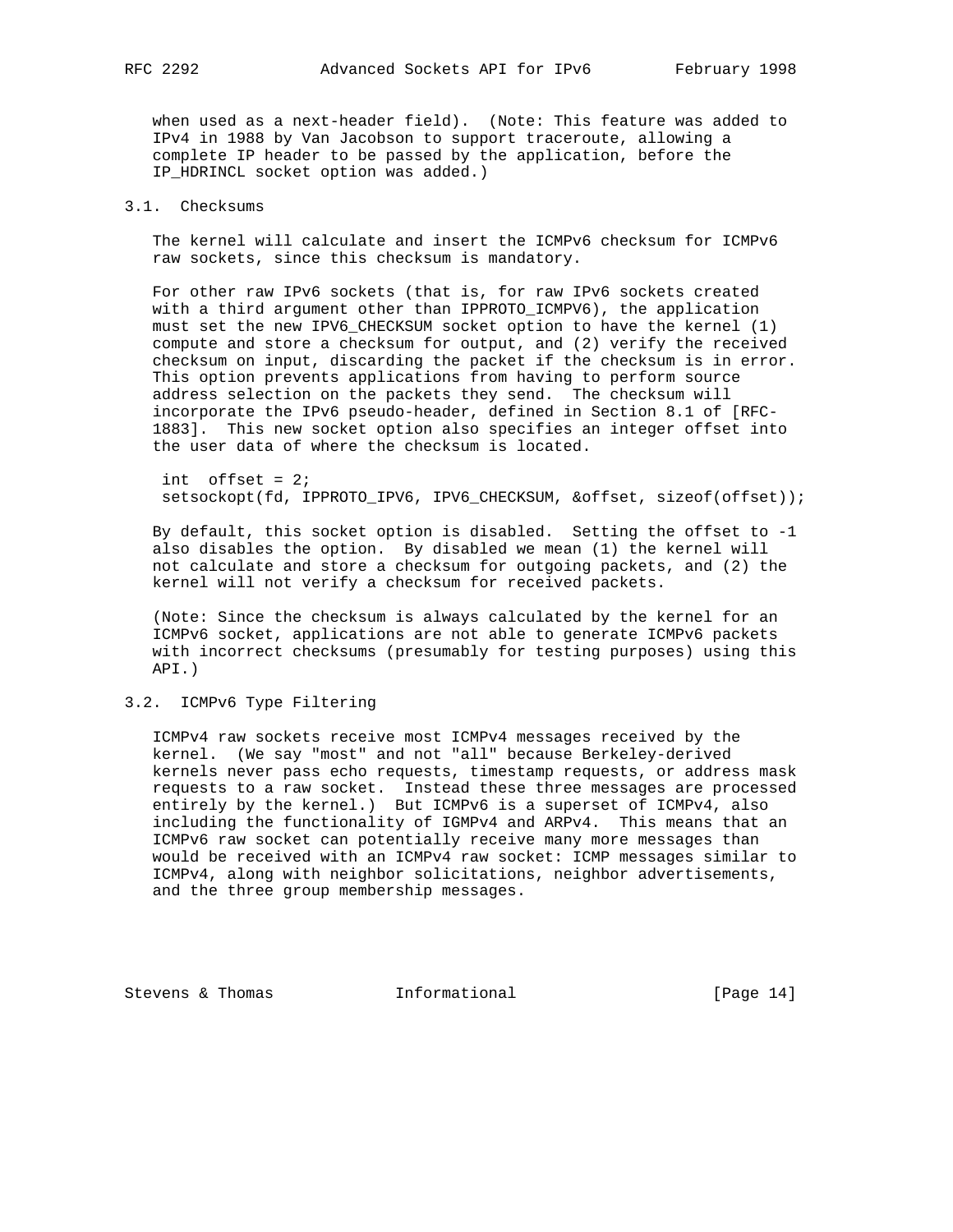when used as a next-header field). (Note: This feature was added to IPv4 in 1988 by Van Jacobson to support traceroute, allowing a complete IP header to be passed by the application, before the IP_HDRINCL socket option was added.)

## 3.1. Checksums

The kernel will calculate and insert the ICMPv6 checksum for ICMPv6 raw sockets, since this checksum is mandatory.

For other raw IPv6 sockets (that is, for raw IPv6 sockets created with a third argument other than IPPROTO_ICMPV6), the application must set the new IPV6_CHECKSUM socket option to have the kernel (1) compute and store a checksum for output, and (2) verify the received checksum on input, discarding the packet if the checksum is in error. This option prevents applications from having to perform source address selection on the packets they send. The checksum will incorporate the IPv6 pseudo-header, defined in Section 8.1 of [RFC-1883]. This new socket option also specifies an integer offset into the user data of where the checksum is located.

```
int  offset = 2;
setsockopt(fd, IPPROTO_IPV6, IPV6_CHECKSUM, &offset, sizeof(offset));
```

By default, this socket option is disabled. Setting the offset to -1 also disables the option. By disabled we mean (1) the kernel will not calculate and store a checksum for outgoing packets, and (2) the kernel will not verify a checksum for received packets.

(Note: Since the checksum is always calculated by the kernel for an ICMPv6 socket, applications are not able to generate ICMPv6 packets with incorrect checksums (presumably for testing purposes) using this API.)

## 3.2. ICMPv6 Type Filtering

ICMPv4 raw sockets receive most ICMPv4 messages received by the kernel. (We say "most" and not "all" because Berkeley-derived kernels never pass echo requests, timestamp requests, or address mask requests to a raw socket. Instead these three messages are processed entirely by the kernel.) But ICMPv6 is a superset of ICMPv4, also including the functionality of IGMPv4 and ARPv4. This means that an ICMPv6 raw socket can potentially receive many more messages than would be received with an ICMPv4 raw socket: ICMP messages similar to ICMPv4, along with neighbor solicitations, neighbor advertisements, and the three group membership messages.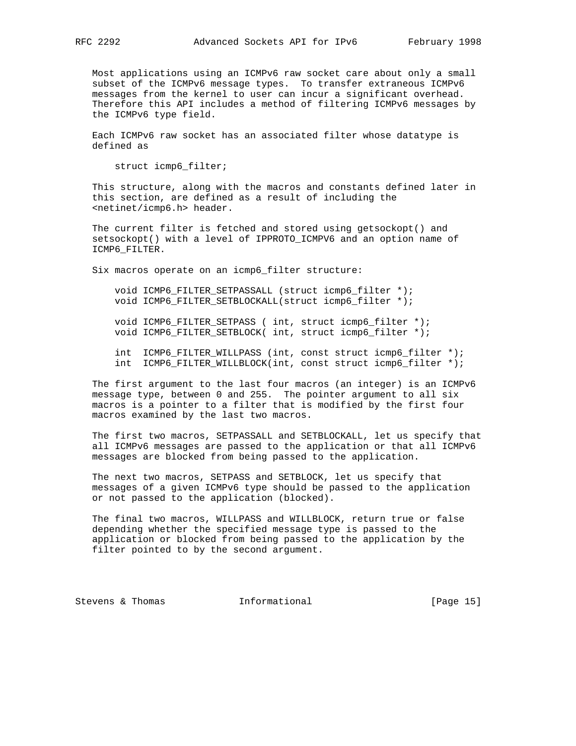Most applications using an ICMPv6 raw socket care about only a small subset of the ICMPv6 message types. To transfer extraneous ICMPv6 messages from the kernel to user can incur a significant overhead. Therefore this API includes a method of filtering ICMPv6 messages by the ICMPv6 type field.

Each ICMPv6 raw socket has an associated filter whose datatype is defined as

```
struct icmp6_filter;
```

This structure, along with the macros and constants defined later in this section, are defined as a result of including the <netinet/icmp6.h> header.

The current filter is fetched and stored using getsockopt() and setsockopt() with a level of IPPROTO_ICMPV6 and an option name of ICMP6_FILTER.

Six macros operate on an icmp6_filter structure:

```
void ICMP6_FILTER_SETPASSALL (struct icmp6_filter *);
void ICMP6_FILTER_SETBLOCKALL(struct icmp6_filter *);

void ICMP6_FILTER_SETPASS ( int, struct icmp6_filter *);
void ICMP6_FILTER_SETBLOCK( int, struct icmp6_filter *);

int  ICMP6_FILTER_WILLPASS (int, const struct icmp6_filter *);
int  ICMP6_FILTER_WILLBLOCK(int, const struct icmp6_filter *);
```

The first argument to the last four macros (an integer) is an ICMPv6 message type, between 0 and 255. The pointer argument to all six macros is a pointer to a filter that is modified by the first four macros examined by the last two macros.

The first two macros, SETPASSALL and SETBLOCKALL, let us specify that all ICMPv6 messages are passed to the application or that all ICMPv6 messages are blocked from being passed to the application.

The next two macros, SETPASS and SETBLOCK, let us specify that messages of a given ICMPv6 type should be passed to the application or not passed to the application (blocked).

The final two macros, WILLPASS and WILLBLOCK, return true or false depending whether the specified message type is passed to the application or blocked from being passed to the application by the filter pointed to by the second argument.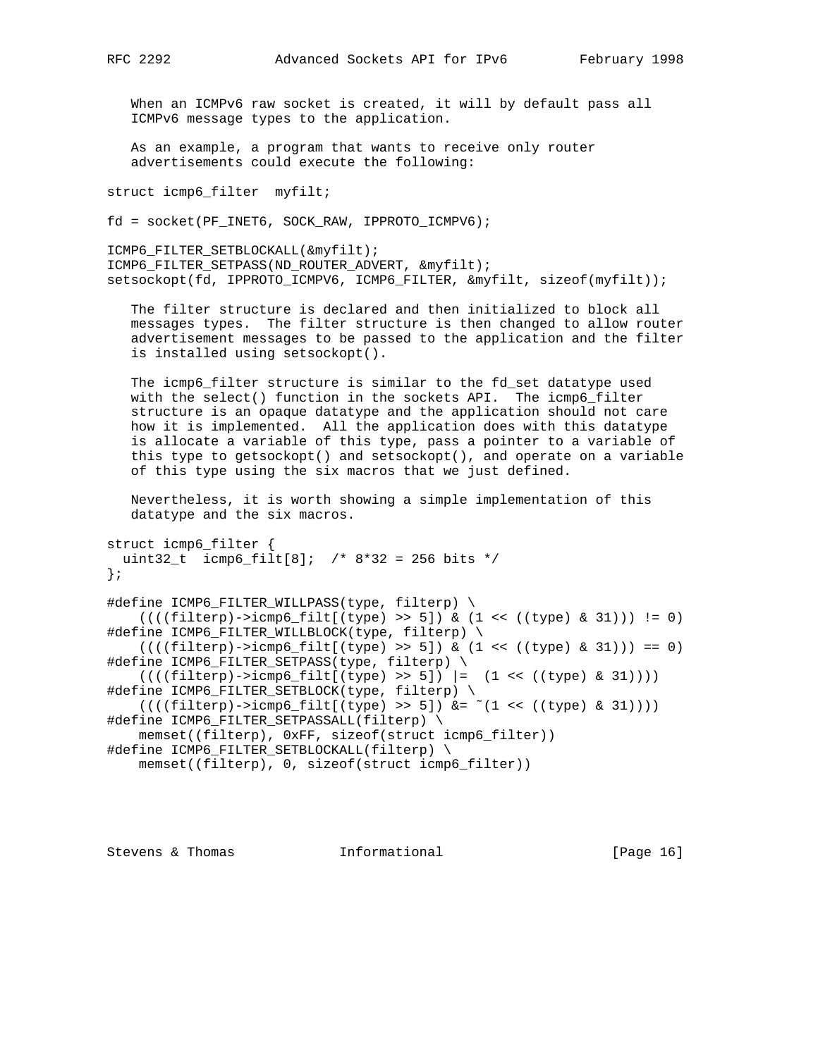When an ICMPv6 raw socket is created, it will by default pass all ICMPv6 message types to the application.

As an example, a program that wants to receive only router advertisements could execute the following:

```
struct icmp6_filter  myfilt;

fd = socket(PF_INET6, SOCK_RAW, IPPROTO_ICMPV6);

ICMP6_FILTER_SETBLOCKALL(&myfilt);
ICMP6_FILTER_SETPASS(ND_ROUTER_ADVERT, &myfilt);
setsockopt(fd, IPPROTO_ICMPV6, ICMP6_FILTER, &myfilt, sizeof(myfilt));
```

The filter structure is declared and then initialized to block all messages types. The filter structure is then changed to allow router advertisement messages to be passed to the application and the filter is installed using setsockopt().

The icmp6_filter structure is similar to the fd_set datatype used with the select() function in the sockets API. The icmp6_filter structure is an opaque datatype and the application should not care how it is implemented. All the application does with this datatype is allocate a variable of this type, pass a pointer to a variable of this type to getsockopt() and setsockopt(), and operate on a variable of this type using the six macros that we just defined.

Nevertheless, it is worth showing a simple implementation of this datatype and the six macros.

```
struct icmp6_filter {
  uint32_t  icmp6_filt[8];  /* 8*32 = 256 bits */
};

#define ICMP6_FILTER_WILLPASS(type, filterp) \
    ((((filterp)->icmp6_filt[(type) >> 5]) & (1 << ((type) & 31))) != 0)
#define ICMP6_FILTER_WILLBLOCK(type, filterp) \
    ((((filterp)->icmp6_filt[(type) >> 5]) & (1 << ((type) & 31))) == 0)
#define ICMP6_FILTER_SETPASS(type, filterp) \
    ((((filterp)->icmp6_filt[(type) >> 5]) |=  (1 << ((type) & 31))))
#define ICMP6_FILTER_SETBLOCK(type, filterp) \
    ((((filterp)->icmp6_filt[(type) >> 5]) &= ~(1 << ((type) & 31))))
#define ICMP6_FILTER_SETPASSALL(filterp) \
    memset((filterp), 0xFF, sizeof(struct icmp6_filter))
#define ICMP6_FILTER_SETBLOCKALL(filterp) \
    memset((filterp), 0, sizeof(struct icmp6_filter))
```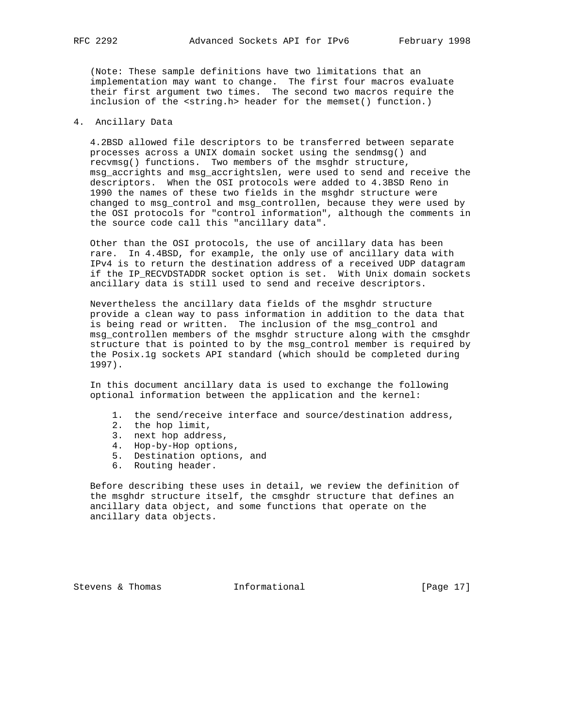(Note: These sample definitions have two limitations that an implementation may want to change. The first four macros evaluate their first argument two times. The second two macros require the inclusion of the <string.h> header for the memset() function.)

## 4. Ancillary Data

4.2BSD allowed file descriptors to be transferred between separate processes across a UNIX domain socket using the sendmsg() and recvmsg() functions. Two members of the msghdr structure, msg_accrights and msg_accrightslen, were used to send and receive the descriptors. When the OSI protocols were added to 4.3BSD Reno in 1990 the names of these two fields in the msghdr structure were changed to msg_control and msg_controllen, because they were used by the OSI protocols for "control information", although the comments in the source code call this "ancillary data".

Other than the OSI protocols, the use of ancillary data has been rare. In 4.4BSD, for example, the only use of ancillary data with IPv4 is to return the destination address of a received UDP datagram if the IP_RECVDSTADDR socket option is set. With Unix domain sockets ancillary data is still used to send and receive descriptors.

Nevertheless the ancillary data fields of the msghdr structure provide a clean way to pass information in addition to the data that is being read or written. The inclusion of the msg_control and msg_controllen members of the msghdr structure along with the cmsghdr structure that is pointed to by the msg_control member is required by the Posix.1g sockets API standard (which should be completed during 1997).

In this document ancillary data is used to exchange the following optional information between the application and the kernel:

1. the send/receive interface and source/destination address,
2. the hop limit,
3. next hop address,
4. Hop-by-Hop options,
5. Destination options, and
6. Routing header.

Before describing these uses in detail, we review the definition of the msghdr structure itself, the cmsghdr structure that defines an ancillary data object, and some functions that operate on the ancillary data objects.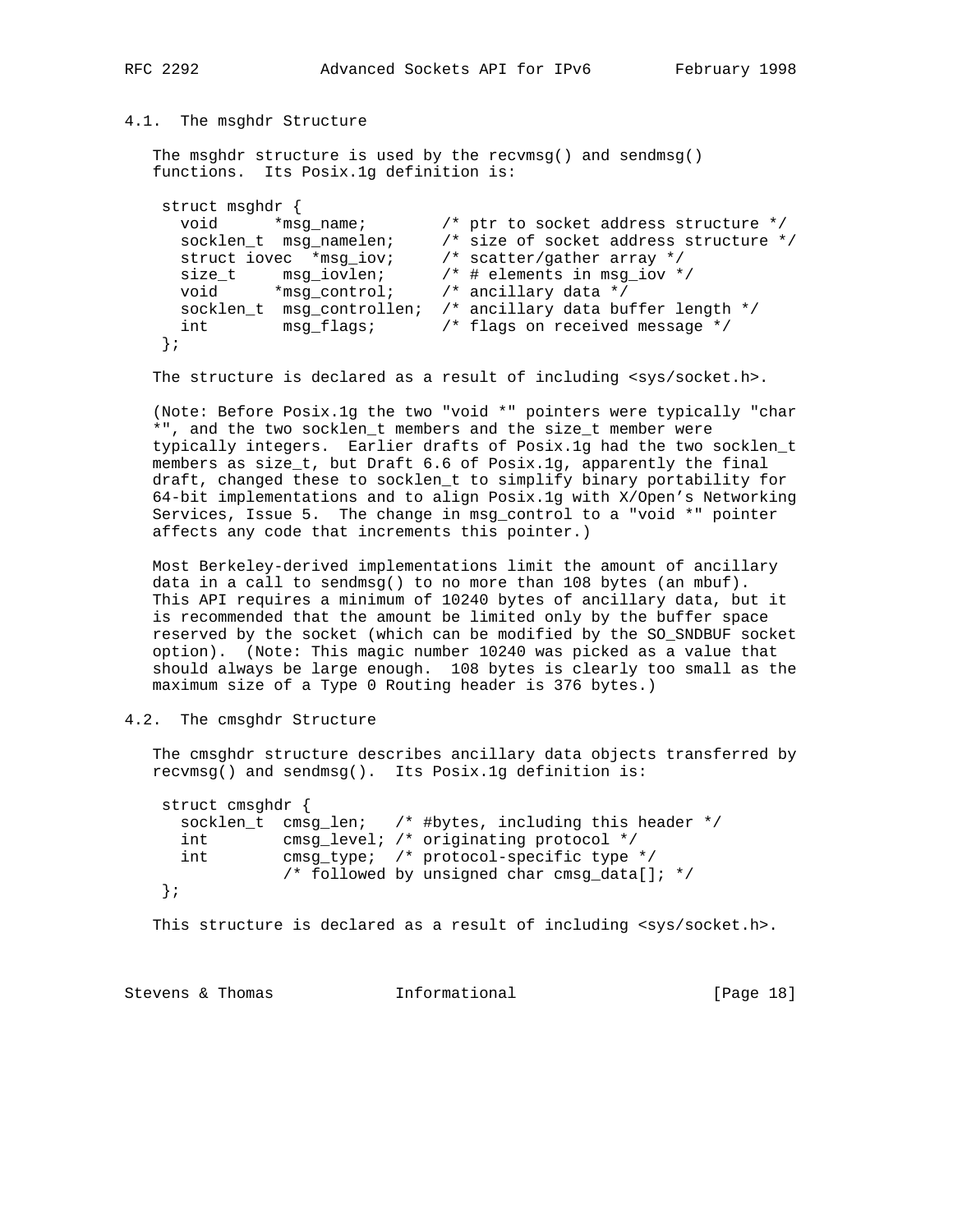### 4.1. The msghdr Structure

The msghdr structure is used by the recvmsg() and sendmsg() functions. Its Posix.1g definition is:

```
struct msghdr {
  void      *msg_name;        /* ptr to socket address structure */
  socklen_t  msg_namelen;     /* size of socket address structure */
  struct iovec  *msg_iov;     /* scatter/gather array */
  size_t     msg_iovlen;      /* # elements in msg_iov */
  void      *msg_control;     /* ancillary data */
  socklen_t  msg_controllen;  /* ancillary data buffer length */
  int        msg_flags;       /* flags on received message */
};
```

The structure is declared as a result of including <sys/socket.h>.

(Note: Before Posix.1g the two "void *" pointers were typically "char *", and the two socklen_t members and the size_t member were typically integers. Earlier drafts of Posix.1g had the two socklen_t members as size_t, but Draft 6.6 of Posix.1g, apparently the final draft, changed these to socklen_t to simplify binary portability for 64-bit implementations and to align Posix.1g with X/Open's Networking Services, Issue 5. The change in msg_control to a "void *" pointer affects any code that increments this pointer.)

Most Berkeley-derived implementations limit the amount of ancillary data in a call to sendmsg() to no more than 108 bytes (an mbuf). This API requires a minimum of 10240 bytes of ancillary data, but it is recommended that the amount be limited only by the buffer space reserved by the socket (which can be modified by the SO_SNDBUF socket option). (Note: This magic number 10240 was picked as a value that should always be large enough. 108 bytes is clearly too small as the maximum size of a Type 0 Routing header is 376 bytes.)

### 4.2. The cmsghdr Structure

The cmsghdr structure describes ancillary data objects transferred by recvmsg() and sendmsg(). Its Posix.1g definition is:

```
struct cmsghdr {
  socklen_t  cmsg_len;   /* #bytes, including this header */
  int        cmsg_level; /* originating protocol */
  int        cmsg_type;  /* protocol-specific type */
             /* followed by unsigned char cmsg_data[]; */
};
```

This structure is declared as a result of including <sys/socket.h>.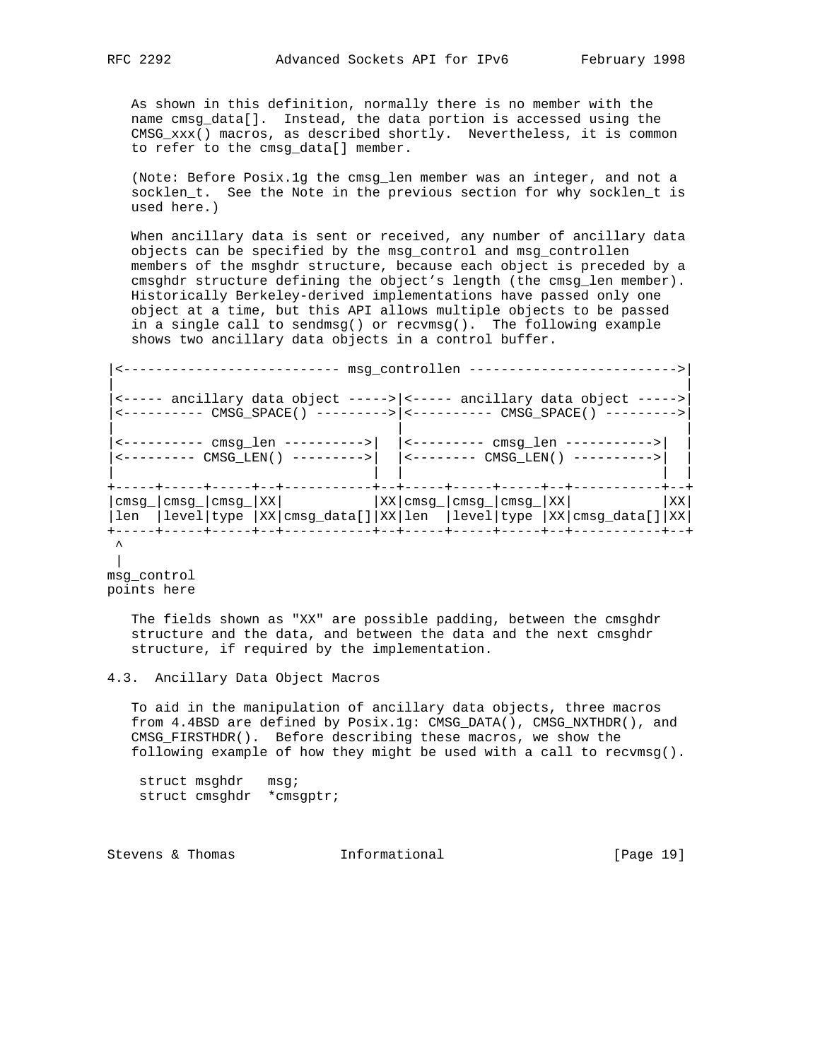As shown in this definition, normally there is no member with the name cmsg_data[]. Instead, the data portion is accessed using the CMSG_xxx() macros, as described shortly. Nevertheless, it is common to refer to the cmsg_data[] member.

(Note: Before Posix.1g the cmsg_len member was an integer, and not a socklen_t. See the Note in the previous section for why socklen_t is used here.)

When ancillary data is sent or received, any number of ancillary data objects can be specified by the msg_control and msg_controllen members of the msghdr structure, because each object is preceded by a cmsghdr structure defining the object's length (the cmsg_len member). Historically Berkeley-derived implementations have passed only one object at a time, but this API allows multiple objects to be passed in a single call to sendmsg() or recvmsg(). The following example shows two ancillary data objects in a control buffer.

```
|<--------------------------- msg_controllen -------------------------->|
|                                                                       |
|<----- ancillary data object ----->|<----- ancillary data object ----->|
|<---------- CMSG_SPACE() --------->|<---------- CMSG_SPACE() --------->|
|                                   |                                   |
|<---------- cmsg_len ---------->|  |<--------- cmsg_len ----------->|  |
|<--------- CMSG_LEN() --------->|  |<-------- CMSG_LEN() ---------->|  |
|                                |  |                                |  |
+-----+-----+-----+--+-----------+--+-----+-----+-----+--+-----------+--+
|cmsg_|cmsg_|cmsg_|XX|           |XX|cmsg_|cmsg_|cmsg_|XX|           |XX|
|len  |level|type |XX|cmsg_data[]|XX|len  |level|type |XX|cmsg_data[]|XX|
+-----+-----+-----+--+-----------+--+-----+-----+-----+--+-----------+--+
 ^
 |
msg_control
points here
```

The fields shown as "XX" are possible padding, between the cmsghdr structure and the data, and between the data and the next cmsghdr structure, if required by the implementation.

## 4.3. Ancillary Data Object Macros

To aid in the manipulation of ancillary data objects, three macros from 4.4BSD are defined by Posix.1g: CMSG_DATA(), CMSG_NXTHDR(), and CMSG_FIRSTHDR(). Before describing these macros, we show the following example of how they might be used with a call to recvmsg().

```
struct msghdr   msg;
struct cmsghdr  *cmsgptr;
```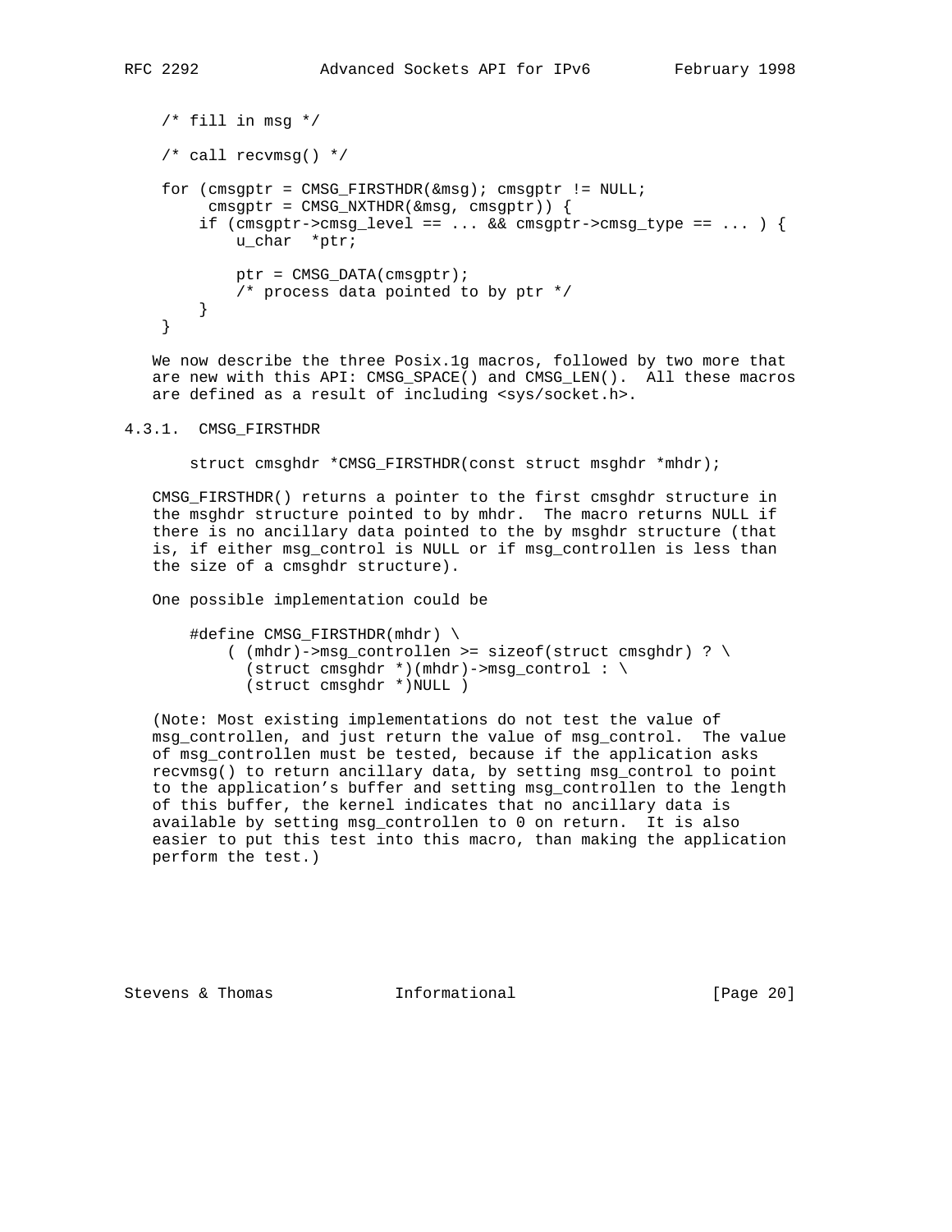```
/* fill in msg */

/* call recvmsg() */

for (cmsgptr = CMSG_FIRSTHDR(&msg); cmsgptr != NULL;
     cmsgptr = CMSG_NXTHDR(&msg, cmsgptr)) {
    if (cmsgptr->cmsg_level == ... && cmsgptr->cmsg_type == ... ) {
        u_char  *ptr;

        ptr = CMSG_DATA(cmsgptr);
        /* process data pointed to by ptr */
    }
}
```

We now describe the three Posix.1g macros, followed by two more that are new with this API: CMSG_SPACE() and CMSG_LEN(). All these macros are defined as a result of including <sys/socket.h>.

### 4.3.1. CMSG_FIRSTHDR

```
struct cmsghdr *CMSG_FIRSTHDR(const struct msghdr *mhdr);
```

CMSG_FIRSTHDR() returns a pointer to the first cmsghdr structure in the msghdr structure pointed to by mhdr. The macro returns NULL if there is no ancillary data pointed to the by msghdr structure (that is, if either msg_control is NULL or if msg_controllen is less than the size of a cmsghdr structure).

One possible implementation could be

```
#define CMSG_FIRSTHDR(mhdr) \
    ( (mhdr)->msg_controllen >= sizeof(struct cmsghdr) ? \
      (struct cmsghdr *)(mhdr)->msg_control : \
      (struct cmsghdr *)NULL )
```

(Note: Most existing implementations do not test the value of msg_controllen, and just return the value of msg_control. The value of msg_controllen must be tested, because if the application asks recvmsg() to return ancillary data, by setting msg_control to point to the application's buffer and setting msg_controllen to the length of this buffer, the kernel indicates that no ancillary data is available by setting msg_controllen to 0 on return. It is also easier to put this test into this macro, than making the application perform the test.)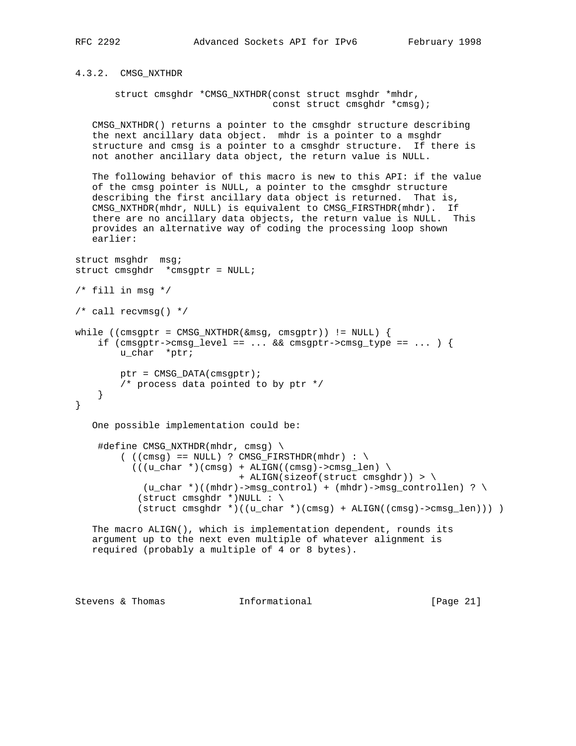### 4.3.2. CMSG_NXTHDR

```
struct cmsghdr *CMSG_NXTHDR(const struct msghdr *mhdr,
                            const struct cmsghdr *cmsg);
```

CMSG_NXTHDR() returns a pointer to the cmsghdr structure describing the next ancillary data object. mhdr is a pointer to a msghdr structure and cmsg is a pointer to a cmsghdr structure. If there is not another ancillary data object, the return value is NULL.

The following behavior of this macro is new to this API: if the value of the cmsg pointer is NULL, a pointer to the cmsghdr structure describing the first ancillary data object is returned. That is, CMSG_NXTHDR(mhdr, NULL) is equivalent to CMSG_FIRSTHDR(mhdr). If there are no ancillary data objects, the return value is NULL. This provides an alternative way of coding the processing loop shown earlier:

```
struct msghdr  msg;
struct cmsghdr  *cmsgptr = NULL;

/* fill in msg */

/* call recvmsg() */

while ((cmsgptr = CMSG_NXTHDR(&msg, cmsgptr)) != NULL) {
    if (cmsgptr->cmsg_level == ... && cmsgptr->cmsg_type == ... ) {
        u_char  *ptr;

        ptr = CMSG_DATA(cmsgptr);
        /* process data pointed to by ptr */
    }
}
```

One possible implementation could be:

```
#define CMSG_NXTHDR(mhdr, cmsg) \
    ( ((cmsg) == NULL) ? CMSG_FIRSTHDR(mhdr) : \
      (((u_char *)(cmsg) + ALIGN((cmsg)->cmsg_len) \
                         + ALIGN(sizeof(struct cmsghdr)) > \
        (u_char *)((mhdr)->msg_control) + (mhdr)->msg_controllen) ? \
       (struct cmsghdr *)NULL : \
       (struct cmsghdr *)((u_char *)(cmsg) + ALIGN((cmsg)->cmsg_len))) )
```

The macro ALIGN(), which is implementation dependent, rounds its argument up to the next even multiple of whatever alignment is required (probably a multiple of 4 or 8 bytes).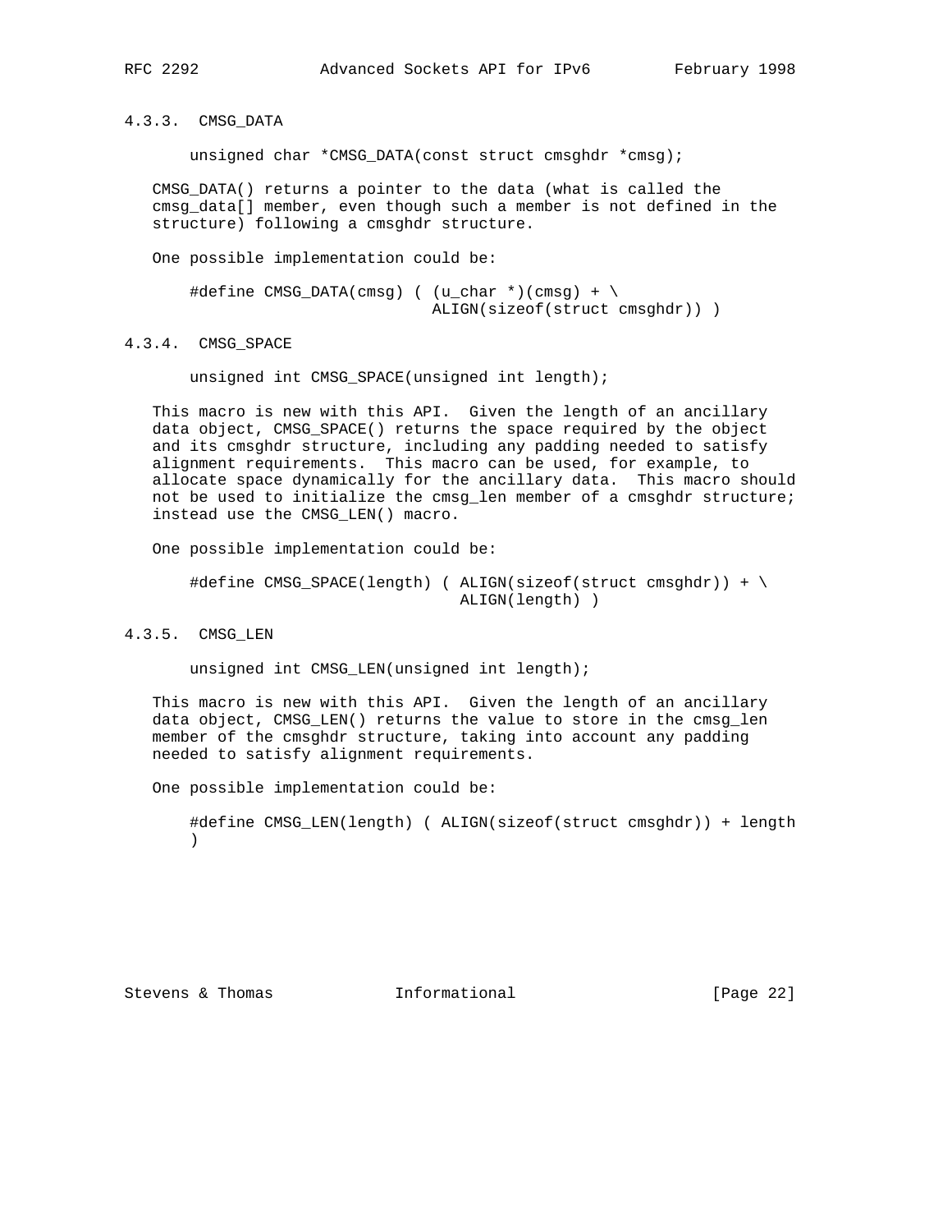### 4.3.3. CMSG_DATA

```
unsigned char *CMSG_DATA(const struct cmsghdr *cmsg);
```

CMSG_DATA() returns a pointer to the data (what is called the cmsg_data[] member, even though such a member is not defined in the structure) following a cmsghdr structure.

One possible implementation could be:

```
#define CMSG_DATA(cmsg) ( (u_char *)(cmsg) + \
                          ALIGN(sizeof(struct cmsghdr)) )
```

### 4.3.4. CMSG_SPACE

```
unsigned int CMSG_SPACE(unsigned int length);
```

This macro is new with this API. Given the length of an ancillary data object, CMSG_SPACE() returns the space required by the object and its cmsghdr structure, including any padding needed to satisfy alignment requirements. This macro can be used, for example, to allocate space dynamically for the ancillary data. This macro should not be used to initialize the cmsg_len member of a cmsghdr structure; instead use the CMSG_LEN() macro.

One possible implementation could be:

```
#define CMSG_SPACE(length) ( ALIGN(sizeof(struct cmsghdr)) + \
                             ALIGN(length) )
```

### 4.3.5. CMSG_LEN

```
unsigned int CMSG_LEN(unsigned int length);
```

This macro is new with this API. Given the length of an ancillary data object, CMSG_LEN() returns the value to store in the cmsg_len member of the cmsghdr structure, taking into account any padding needed to satisfy alignment requirements.

One possible implementation could be:

```
#define CMSG_LEN(length) ( ALIGN(sizeof(struct cmsghdr)) + length
)
```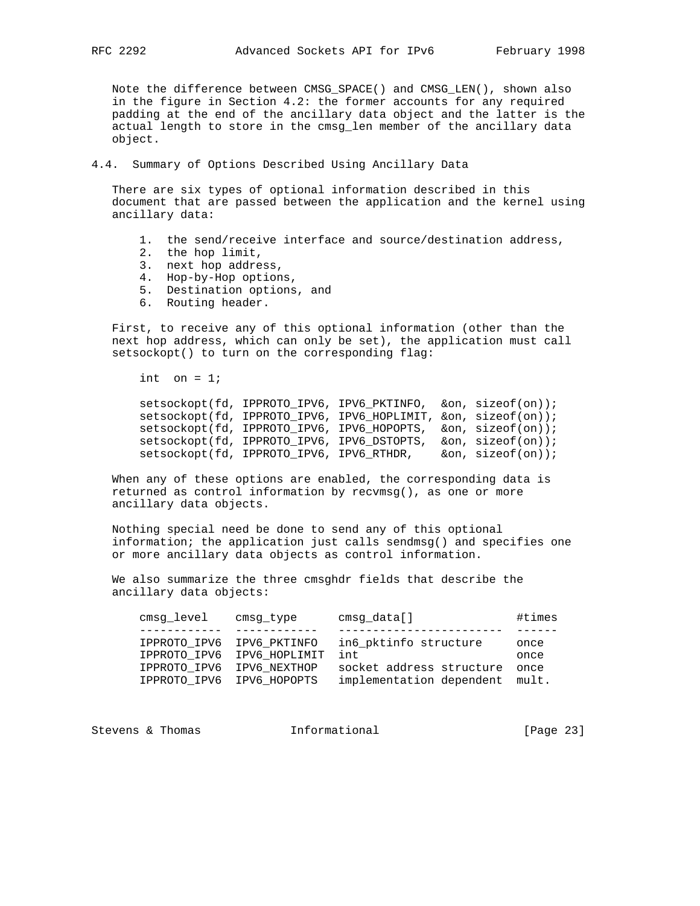Note the difference between CMSG_SPACE() and CMSG_LEN(), shown also in the figure in Section 4.2: the former accounts for any required padding at the end of the ancillary data object and the latter is the actual length to store in the cmsg_len member of the ancillary data object.

## 4.4. Summary of Options Described Using Ancillary Data

There are six types of optional information described in this document that are passed between the application and the kernel using ancillary data:

1. the send/receive interface and source/destination address,
2. the hop limit,
3. next hop address,
4. Hop-by-Hop options,
5. Destination options, and
6. Routing header.

First, to receive any of this optional information (other than the next hop address, which can only be set), the application must call setsockopt() to turn on the corresponding flag:

```
int  on = 1;

setsockopt(fd, IPPROTO_IPV6, IPV6_PKTINFO,  &on, sizeof(on));
setsockopt(fd, IPPROTO_IPV6, IPV6_HOPLIMIT, &on, sizeof(on));
setsockopt(fd, IPPROTO_IPV6, IPV6_HOPOPTS,  &on, sizeof(on));
setsockopt(fd, IPPROTO_IPV6, IPV6_DSTOPTS,  &on, sizeof(on));
setsockopt(fd, IPPROTO_IPV6, IPV6_RTHDR,    &on, sizeof(on));
```

When any of these options are enabled, the corresponding data is returned as control information by recvmsg(), as one or more ancillary data objects.

Nothing special need be done to send any of this optional information; the application just calls sendmsg() and specifies one or more ancillary data objects as control information.

We also summarize the three cmsghdr fields that describe the ancillary data objects:

| cmsg_level | cmsg_type | cmsg_data[] | #times |
|---|---|---|---|
| IPPROTO_IPV6 | IPV6_PKTINFO | in6_pktinfo structure | once |
| IPPROTO_IPV6 | IPV6_HOPLIMIT | int | once |
| IPPROTO_IPV6 | IPV6_NEXTHOP | socket address structure | once |
| IPPROTO_IPV6 | IPV6_HOPOPTS | implementation dependent | mult. |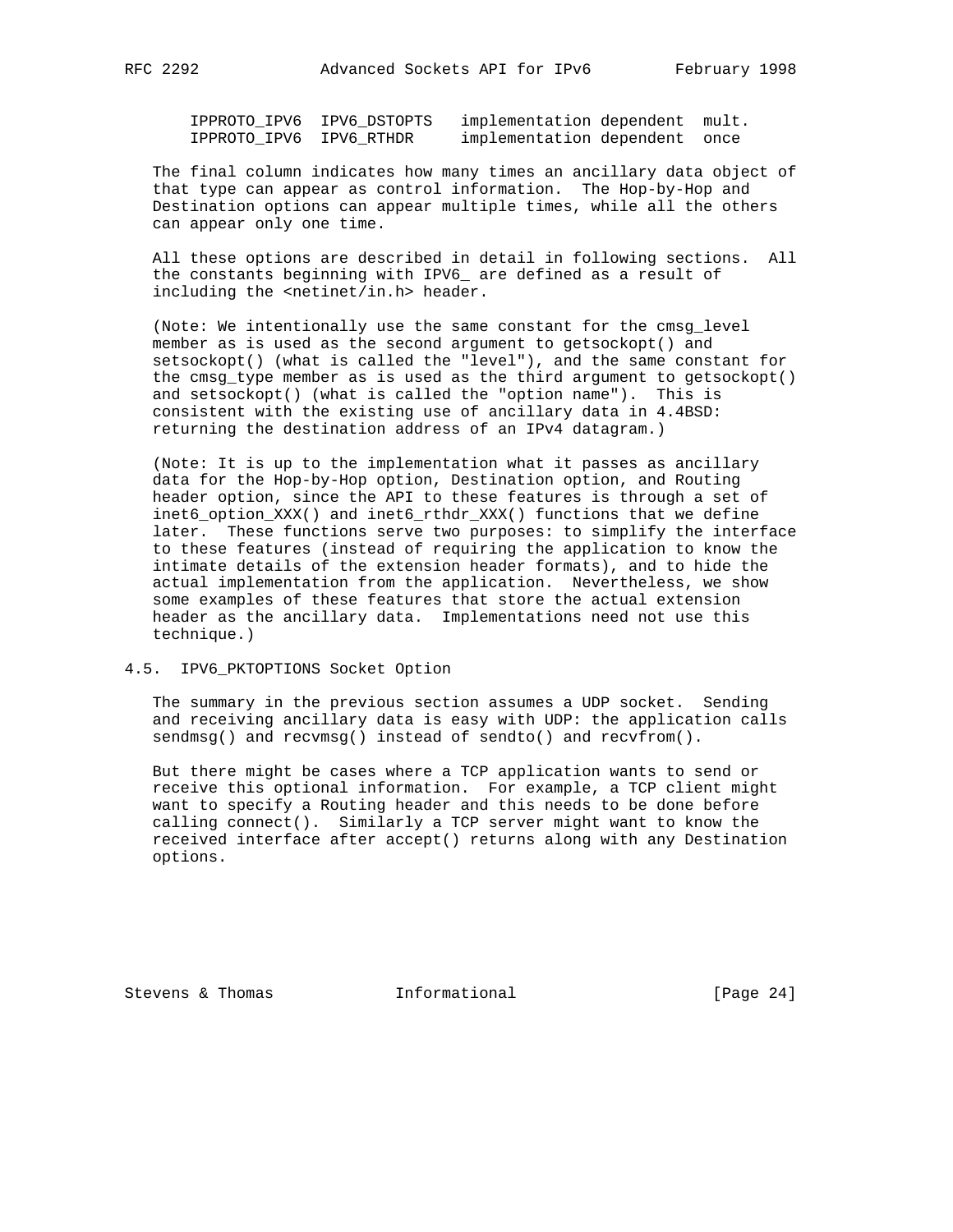```
IPPROTO_IPV6  IPV6_DSTOPTS   implementation dependent  mult.
IPPROTO_IPV6  IPV6_RTHDR     implementation dependent  once
```

The final column indicates how many times an ancillary data object of that type can appear as control information. The Hop-by-Hop and Destination options can appear multiple times, while all the others can appear only one time.

All these options are described in detail in following sections. All the constants beginning with IPV6_ are defined as a result of including the <netinet/in.h> header.

(Note: We intentionally use the same constant for the cmsg_level member as is used as the second argument to getsockopt() and setsockopt() (what is called the "level"), and the same constant for the cmsg_type member as is used as the third argument to getsockopt() and setsockopt() (what is called the "option name"). This is consistent with the existing use of ancillary data in 4.4BSD: returning the destination address of an IPv4 datagram.)

(Note: It is up to the implementation what it passes as ancillary data for the Hop-by-Hop option, Destination option, and Routing header option, since the API to these features is through a set of inet6_option_XXX() and inet6_rthdr_XXX() functions that we define later. These functions serve two purposes: to simplify the interface to these features (instead of requiring the application to know the intimate details of the extension header formats), and to hide the actual implementation from the application. Nevertheless, we show some examples of these features that store the actual extension header as the ancillary data. Implementations need not use this technique.)

## 4.5. IPV6_PKTOPTIONS Socket Option

The summary in the previous section assumes a UDP socket. Sending and receiving ancillary data is easy with UDP: the application calls sendmsg() and recvmsg() instead of sendto() and recvfrom().

But there might be cases where a TCP application wants to send or receive this optional information. For example, a TCP client might want to specify a Routing header and this needs to be done before calling connect(). Similarly a TCP server might want to know the received interface after accept() returns along with any Destination options.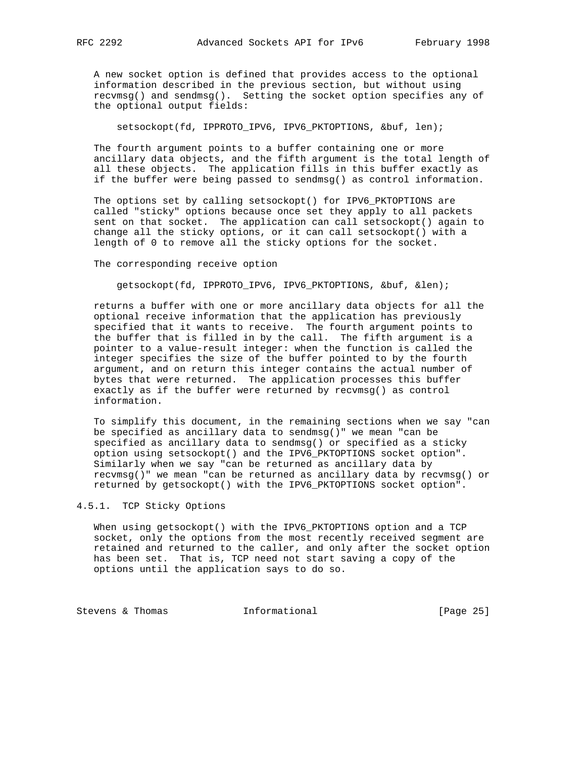A new socket option is defined that provides access to the optional information described in the previous section, but without using recvmsg() and sendmsg(). Setting the socket option specifies any of the optional output fields:

```
setsockopt(fd, IPPROTO_IPV6, IPV6_PKTOPTIONS, &buf, len);
```

The fourth argument points to a buffer containing one or more ancillary data objects, and the fifth argument is the total length of all these objects. The application fills in this buffer exactly as if the buffer were being passed to sendmsg() as control information.

The options set by calling setsockopt() for IPV6_PKTOPTIONS are called "sticky" options because once set they apply to all packets sent on that socket. The application can call setsockopt() again to change all the sticky options, or it can call setsockopt() with a length of 0 to remove all the sticky options for the socket.

The corresponding receive option

```
getsockopt(fd, IPPROTO_IPV6, IPV6_PKTOPTIONS, &buf, &len);
```

returns a buffer with one or more ancillary data objects for all the optional receive information that the application has previously specified that it wants to receive. The fourth argument points to the buffer that is filled in by the call. The fifth argument is a pointer to a value-result integer: when the function is called the integer specifies the size of the buffer pointed to by the fourth argument, and on return this integer contains the actual number of bytes that were returned. The application processes this buffer exactly as if the buffer were returned by recvmsg() as control information.

To simplify this document, in the remaining sections when we say "can be specified as ancillary data to sendmsg()" we mean "can be specified as ancillary data to sendmsg() or specified as a sticky option using setsockopt() and the IPV6_PKTOPTIONS socket option". Similarly when we say "can be returned as ancillary data by recvmsg()" we mean "can be returned as ancillary data by recvmsg() or returned by getsockopt() with the IPV6_PKTOPTIONS socket option".

### 4.5.1. TCP Sticky Options

When using getsockopt() with the IPV6_PKTOPTIONS option and a TCP socket, only the options from the most recently received segment are retained and returned to the caller, and only after the socket option has been set. That is, TCP need not start saving a copy of the options until the application says to do so.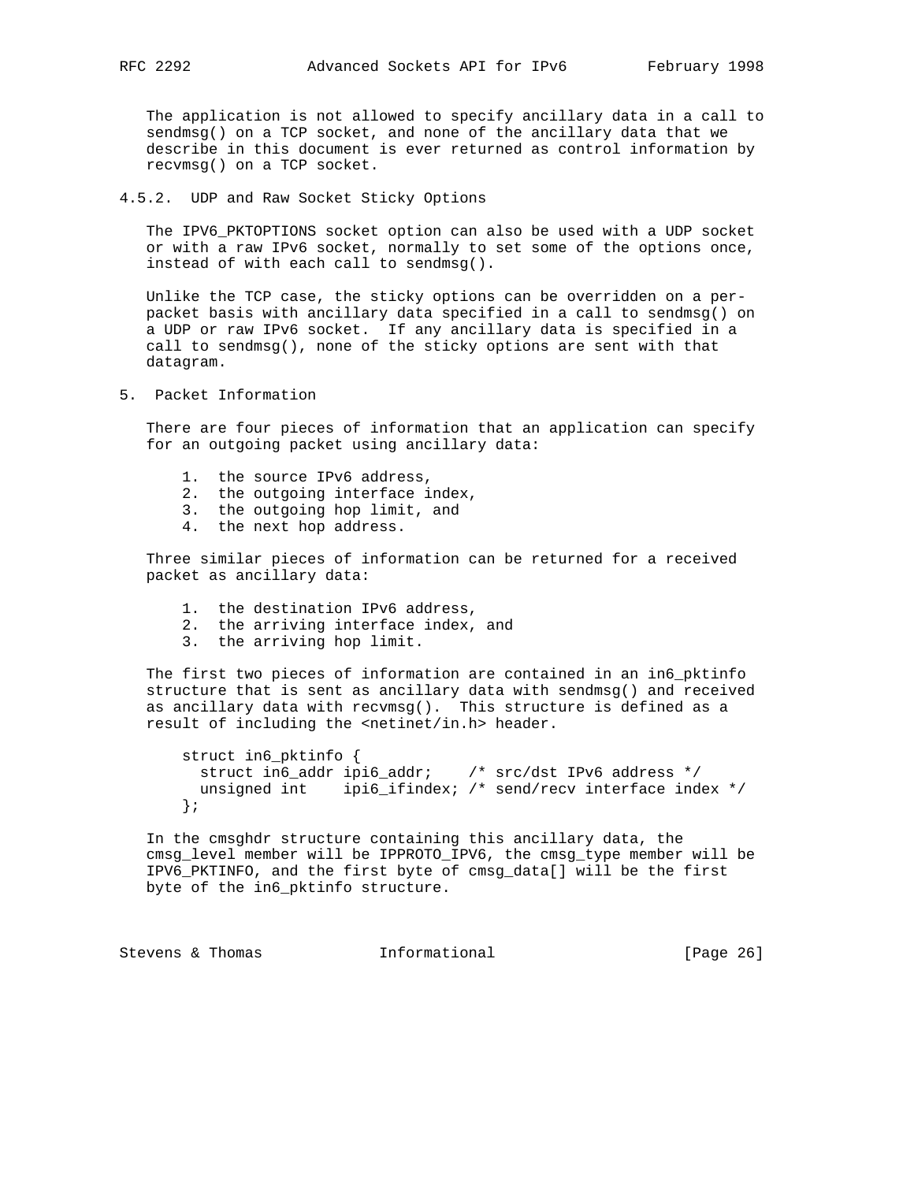The application is not allowed to specify ancillary data in a call to sendmsg() on a TCP socket, and none of the ancillary data that we describe in this document is ever returned as control information by recvmsg() on a TCP socket.

### 4.5.2. UDP and Raw Socket Sticky Options

The IPV6_PKTOPTIONS socket option can also be used with a UDP socket or with a raw IPv6 socket, normally to set some of the options once, instead of with each call to sendmsg().

Unlike the TCP case, the sticky options can be overridden on a per-packet basis with ancillary data specified in a call to sendmsg() on a UDP or raw IPv6 socket. If any ancillary data is specified in a call to sendmsg(), none of the sticky options are sent with that datagram.

## 5. Packet Information

There are four pieces of information that an application can specify for an outgoing packet using ancillary data:

1. the source IPv6 address,
2. the outgoing interface index,
3. the outgoing hop limit, and
4. the next hop address.

Three similar pieces of information can be returned for a received packet as ancillary data:

1. the destination IPv6 address,
2. the arriving interface index, and
3. the arriving hop limit.

The first two pieces of information are contained in an in6_pktinfo structure that is sent as ancillary data with sendmsg() and received as ancillary data with recvmsg(). This structure is defined as a result of including the <netinet/in.h> header.

```
struct in6_pktinfo {
  struct in6_addr ipi6_addr;    /* src/dst IPv6 address */
  unsigned int    ipi6_ifindex; /* send/recv interface index */
};
```

In the cmsghdr structure containing this ancillary data, the cmsg_level member will be IPPROTO_IPV6, the cmsg_type member will be IPV6_PKTINFO, and the first byte of cmsg_data[] will be the first byte of the in6_pktinfo structure.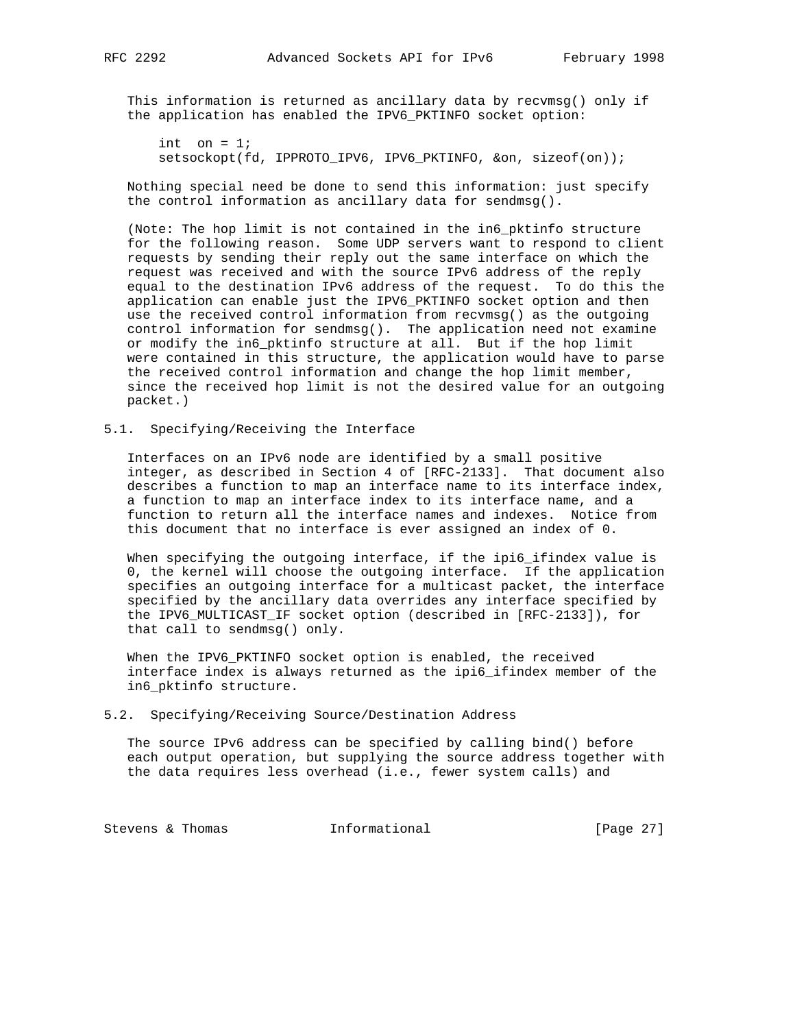This information is returned as ancillary data by recvmsg() only if the application has enabled the IPV6_PKTINFO socket option:

```
int  on = 1;
setsockopt(fd, IPPROTO_IPV6, IPV6_PKTINFO, &on, sizeof(on));
```

Nothing special need be done to send this information: just specify the control information as ancillary data for sendmsg().

(Note: The hop limit is not contained in the in6_pktinfo structure for the following reason. Some UDP servers want to respond to client requests by sending their reply out the same interface on which the request was received and with the source IPv6 address of the reply equal to the destination IPv6 address of the request. To do this the application can enable just the IPV6_PKTINFO socket option and then use the received control information from recvmsg() as the outgoing control information for sendmsg(). The application need not examine or modify the in6_pktinfo structure at all. But if the hop limit were contained in this structure, the application would have to parse the received control information and change the hop limit member, since the received hop limit is not the desired value for an outgoing packet.)

## 5.1. Specifying/Receiving the Interface

Interfaces on an IPv6 node are identified by a small positive integer, as described in Section 4 of [RFC-2133]. That document also describes a function to map an interface name to its interface index, a function to map an interface index to its interface name, and a function to return all the interface names and indexes. Notice from this document that no interface is ever assigned an index of 0.

When specifying the outgoing interface, if the ipi6_ifindex value is 0, the kernel will choose the outgoing interface. If the application specifies an outgoing interface for a multicast packet, the interface specified by the ancillary data overrides any interface specified by the IPV6_MULTICAST_IF socket option (described in [RFC-2133]), for that call to sendmsg() only.

When the IPV6_PKTINFO socket option is enabled, the received interface index is always returned as the ipi6_ifindex member of the in6_pktinfo structure.

## 5.2. Specifying/Receiving Source/Destination Address

The source IPv6 address can be specified by calling bind() before each output operation, but supplying the source address together with the data requires less overhead (i.e., fewer system calls) and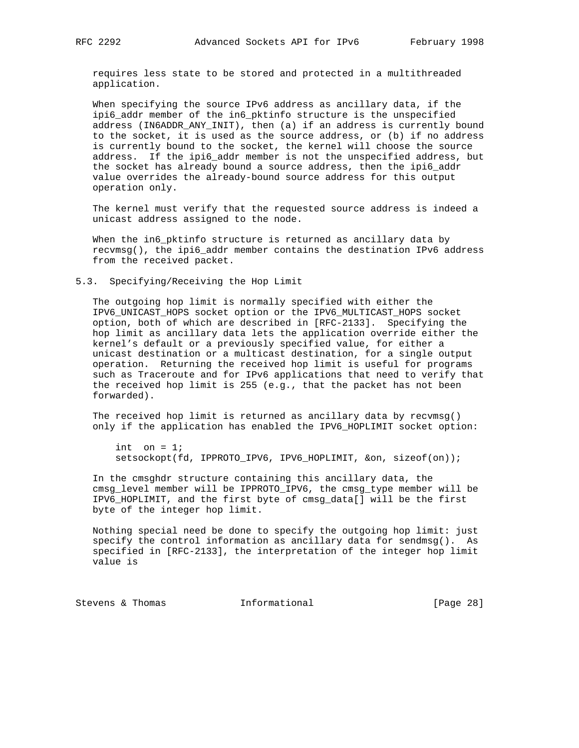requires less state to be stored and protected in a multithreaded application.

When specifying the source IPv6 address as ancillary data, if the ipi6_addr member of the in6_pktinfo structure is the unspecified address (IN6ADDR_ANY_INIT), then (a) if an address is currently bound to the socket, it is used as the source address, or (b) if no address is currently bound to the socket, the kernel will choose the source address. If the ipi6_addr member is not the unspecified address, but the socket has already bound a source address, then the ipi6_addr value overrides the already-bound source address for this output operation only.

The kernel must verify that the requested source address is indeed a unicast address assigned to the node.

When the in6_pktinfo structure is returned as ancillary data by recvmsg(), the ipi6_addr member contains the destination IPv6 address from the received packet.

## 5.3. Specifying/Receiving the Hop Limit

The outgoing hop limit is normally specified with either the IPV6_UNICAST_HOPS socket option or the IPV6_MULTICAST_HOPS socket option, both of which are described in [RFC-2133]. Specifying the hop limit as ancillary data lets the application override either the kernel's default or a previously specified value, for either a unicast destination or a multicast destination, for a single output operation. Returning the received hop limit is useful for programs such as Traceroute and for IPv6 applications that need to verify that the received hop limit is 255 (e.g., that the packet has not been forwarded).

The received hop limit is returned as ancillary data by recvmsg() only if the application has enabled the IPV6_HOPLIMIT socket option:

```
int  on = 1;
setsockopt(fd, IPPROTO_IPV6, IPV6_HOPLIMIT, &on, sizeof(on));
```

In the cmsghdr structure containing this ancillary data, the cmsg_level member will be IPPROTO_IPV6, the cmsg_type member will be IPV6_HOPLIMIT, and the first byte of cmsg_data[] will be the first byte of the integer hop limit.

Nothing special need be done to specify the outgoing hop limit: just specify the control information as ancillary data for sendmsg(). As specified in [RFC-2133], the interpretation of the integer hop limit value is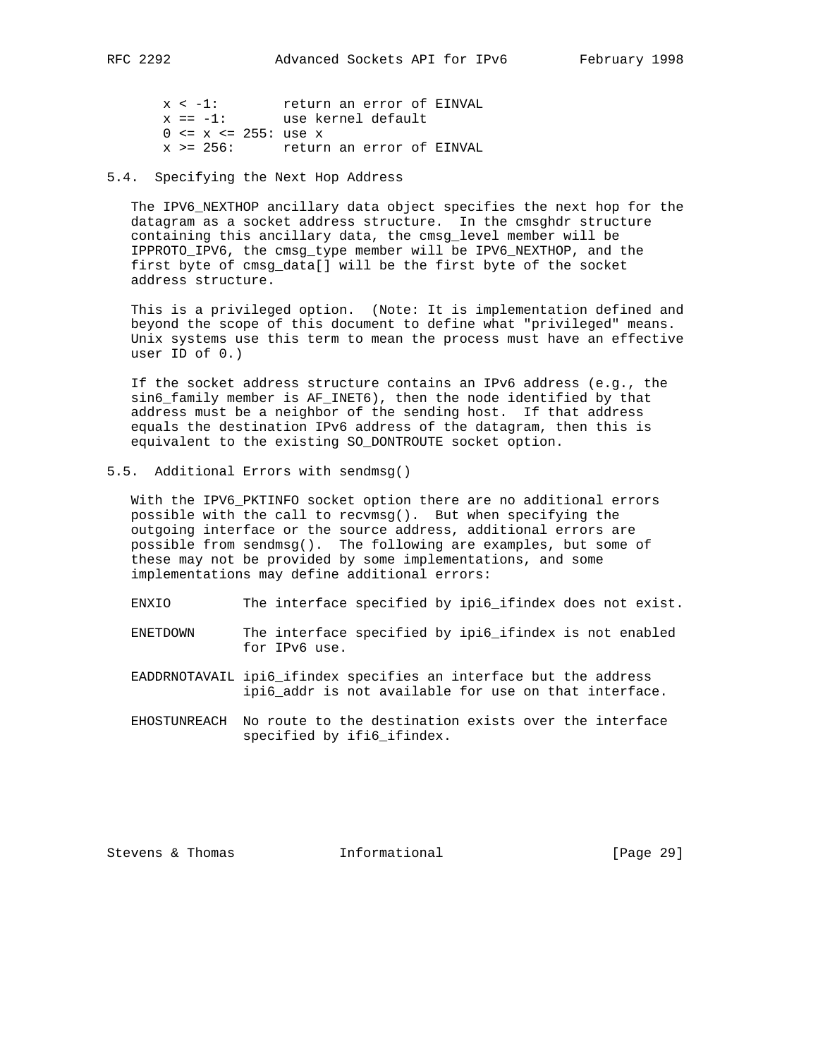```
x < -1:        return an error of EINVAL
x == -1:       use kernel default
0 <= x <= 255: use x
x >= 256:      return an error of EINVAL
```

## 5.4. Specifying the Next Hop Address

The IPV6_NEXTHOP ancillary data object specifies the next hop for the datagram as a socket address structure. In the cmsghdr structure containing this ancillary data, the cmsg_level member will be IPPROTO_IPV6, the cmsg_type member will be IPV6_NEXTHOP, and the first byte of cmsg_data[] will be the first byte of the socket address structure.

This is a privileged option. (Note: It is implementation defined and beyond the scope of this document to define what "privileged" means. Unix systems use this term to mean the process must have an effective user ID of 0.)

If the socket address structure contains an IPv6 address (e.g., the sin6_family member is AF_INET6), then the node identified by that address must be a neighbor of the sending host. If that address equals the destination IPv6 address of the datagram, then this is equivalent to the existing SO_DONTROUTE socket option.

## 5.5. Additional Errors with sendmsg()

With the IPV6_PKTINFO socket option there are no additional errors possible with the call to recvmsg(). But when specifying the outgoing interface or the source address, additional errors are possible from sendmsg(). The following are examples, but some of these may not be provided by some implementations, and some implementations may define additional errors:

- ENXIO — The interface specified by ipi6_ifindex does not exist.
- ENETDOWN — The interface specified by ipi6_ifindex is not enabled for IPv6 use.
- EADDRNOTAVAIL — ipi6_ifindex specifies an interface but the address ipi6_addr is not available for use on that interface.
- EHOSTUNREACH — No route to the destination exists over the interface specified by ifi6_ifindex.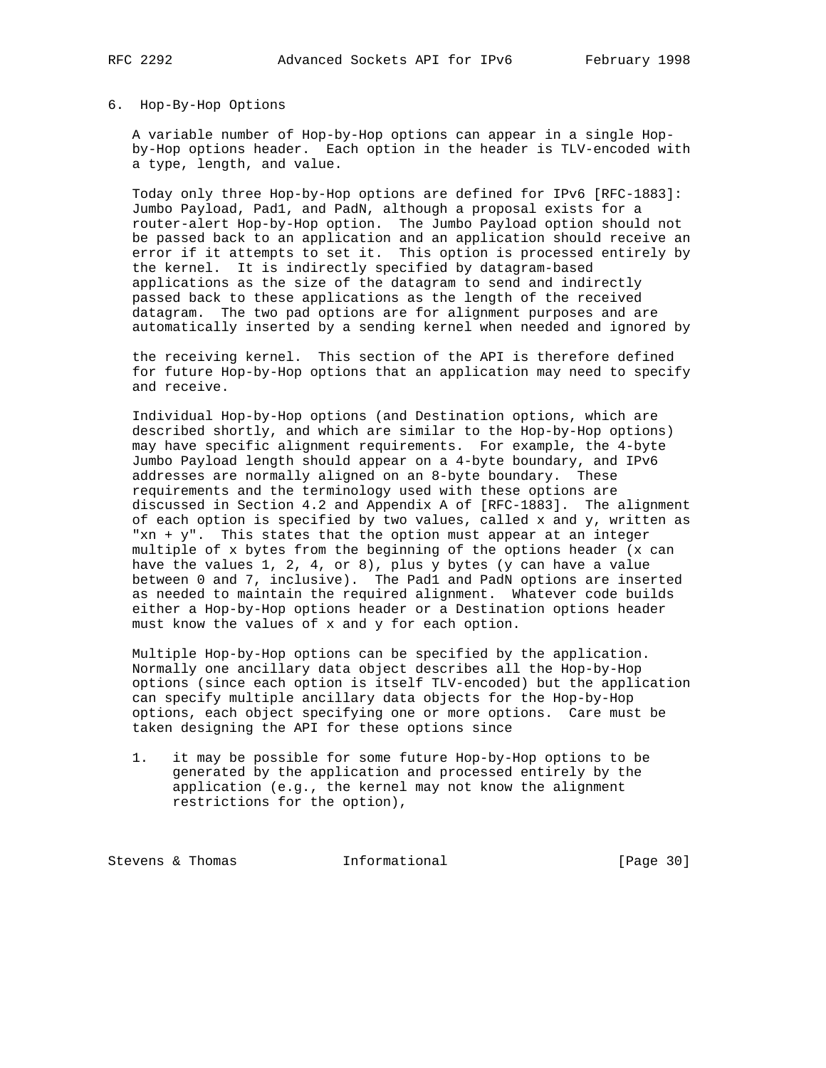## 6. Hop-By-Hop Options

A variable number of Hop-by-Hop options can appear in a single Hop-by-Hop options header. Each option in the header is TLV-encoded with a type, length, and value.

Today only three Hop-by-Hop options are defined for IPv6 [RFC-1883]: Jumbo Payload, Pad1, and PadN, although a proposal exists for a router-alert Hop-by-Hop option. The Jumbo Payload option should not be passed back to an application and an application should receive an error if it attempts to set it. This option is processed entirely by the kernel. It is indirectly specified by datagram-based applications as the size of the datagram to send and indirectly passed back to these applications as the length of the received datagram. The two pad options are for alignment purposes and are automatically inserted by a sending kernel when needed and ignored by the receiving kernel. This section of the API is therefore defined for future Hop-by-Hop options that an application may need to specify and receive.

Individual Hop-by-Hop options (and Destination options, which are described shortly, and which are similar to the Hop-by-Hop options) may have specific alignment requirements. For example, the 4-byte Jumbo Payload length should appear on a 4-byte boundary, and IPv6 addresses are normally aligned on an 8-byte boundary. These requirements and the terminology used with these options are discussed in Section 4.2 and Appendix A of [RFC-1883]. The alignment of each option is specified by two values, called x and y, written as "xn + y". This states that the option must appear at an integer multiple of x bytes from the beginning of the options header (x can have the values 1, 2, 4, or 8), plus y bytes (y can have a value between 0 and 7, inclusive). The Pad1 and PadN options are inserted as needed to maintain the required alignment. Whatever code builds either a Hop-by-Hop options header or a Destination options header must know the values of x and y for each option.

Multiple Hop-by-Hop options can be specified by the application. Normally one ancillary data object describes all the Hop-by-Hop options (since each option is itself TLV-encoded) but the application can specify multiple ancillary data objects for the Hop-by-Hop options, each object specifying one or more options. Care must be taken designing the API for these options since

1. it may be possible for some future Hop-by-Hop options to be generated by the application and processed entirely by the application (e.g., the kernel may not know the alignment restrictions for the option),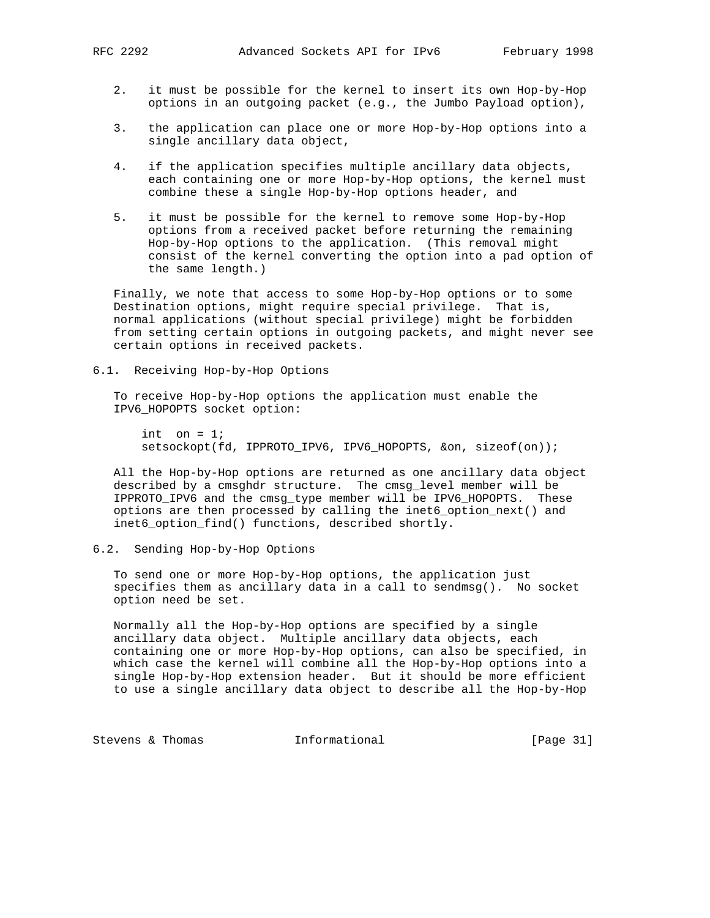2. it must be possible for the kernel to insert its own Hop-by-Hop options in an outgoing packet (e.g., the Jumbo Payload option),

3. the application can place one or more Hop-by-Hop options into a single ancillary data object,

4. if the application specifies multiple ancillary data objects, each containing one or more Hop-by-Hop options, the kernel must combine these a single Hop-by-Hop options header, and

5. it must be possible for the kernel to remove some Hop-by-Hop options from a received packet before returning the remaining Hop-by-Hop options to the application. (This removal might consist of the kernel converting the option into a pad option of the same length.)

Finally, we note that access to some Hop-by-Hop options or to some Destination options, might require special privilege. That is, normal applications (without special privilege) might be forbidden from setting certain options in outgoing packets, and might never see certain options in received packets.

## 6.1. Receiving Hop-by-Hop Options

To receive Hop-by-Hop options the application must enable the IPV6_HOPOPTS socket option:

```
int  on = 1;
setsockopt(fd, IPPROTO_IPV6, IPV6_HOPOPTS, &on, sizeof(on));
```

All the Hop-by-Hop options are returned as one ancillary data object described by a cmsghdr structure. The cmsg_level member will be IPPROTO_IPV6 and the cmsg_type member will be IPV6_HOPOPTS. These options are then processed by calling the inet6_option_next() and inet6_option_find() functions, described shortly.

## 6.2. Sending Hop-by-Hop Options

To send one or more Hop-by-Hop options, the application just specifies them as ancillary data in a call to sendmsg(). No socket option need be set.

Normally all the Hop-by-Hop options are specified by a single ancillary data object. Multiple ancillary data objects, each containing one or more Hop-by-Hop options, can also be specified, in which case the kernel will combine all the Hop-by-Hop options into a single Hop-by-Hop extension header. But it should be more efficient to use a single ancillary data object to describe all the Hop-by-Hop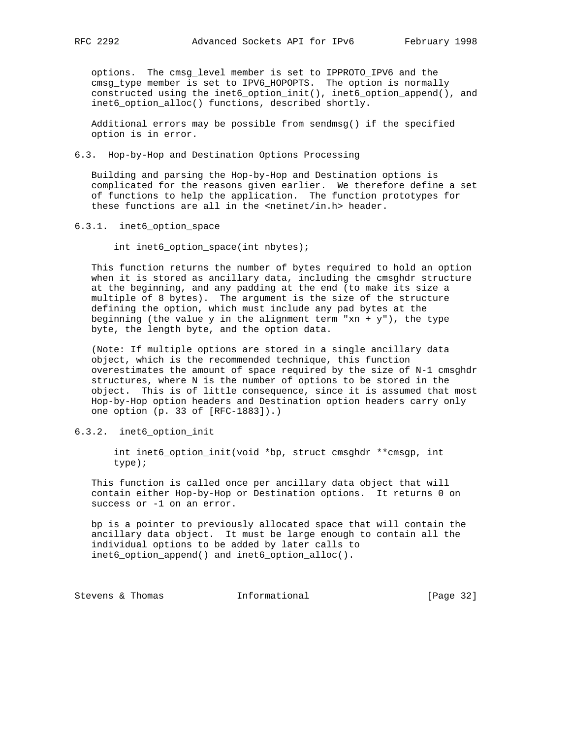options. The cmsg_level member is set to IPPROTO_IPV6 and the cmsg_type member is set to IPV6_HOPOPTS. The option is normally constructed using the inet6_option_init(), inet6_option_append(), and inet6_option_alloc() functions, described shortly.

Additional errors may be possible from sendmsg() if the specified option is in error.

### 6.3. Hop-by-Hop and Destination Options Processing

Building and parsing the Hop-by-Hop and Destination options is complicated for the reasons given earlier. We therefore define a set of functions to help the application. The function prototypes for these functions are all in the <netinet/in.h> header.

#### 6.3.1. inet6_option_space

```
int inet6_option_space(int nbytes);
```

This function returns the number of bytes required to hold an option when it is stored as ancillary data, including the cmsghdr structure at the beginning, and any padding at the end (to make its size a multiple of 8 bytes). The argument is the size of the structure defining the option, which must include any pad bytes at the beginning (the value y in the alignment term "xn + y"), the type byte, the length byte, and the option data.

(Note: If multiple options are stored in a single ancillary data object, which is the recommended technique, this function overestimates the amount of space required by the size of N-1 cmsghdr structures, where N is the number of options to be stored in the object. This is of little consequence, since it is assumed that most Hop-by-Hop option headers and Destination option headers carry only one option (p. 33 of [RFC-1883]).)

#### 6.3.2. inet6_option_init

```
int inet6_option_init(void *bp, struct cmsghdr **cmsgp, int
type);
```

This function is called once per ancillary data object that will contain either Hop-by-Hop or Destination options. It returns 0 on success or -1 on an error.

bp is a pointer to previously allocated space that will contain the ancillary data object. It must be large enough to contain all the individual options to be added by later calls to inet6_option_append() and inet6_option_alloc().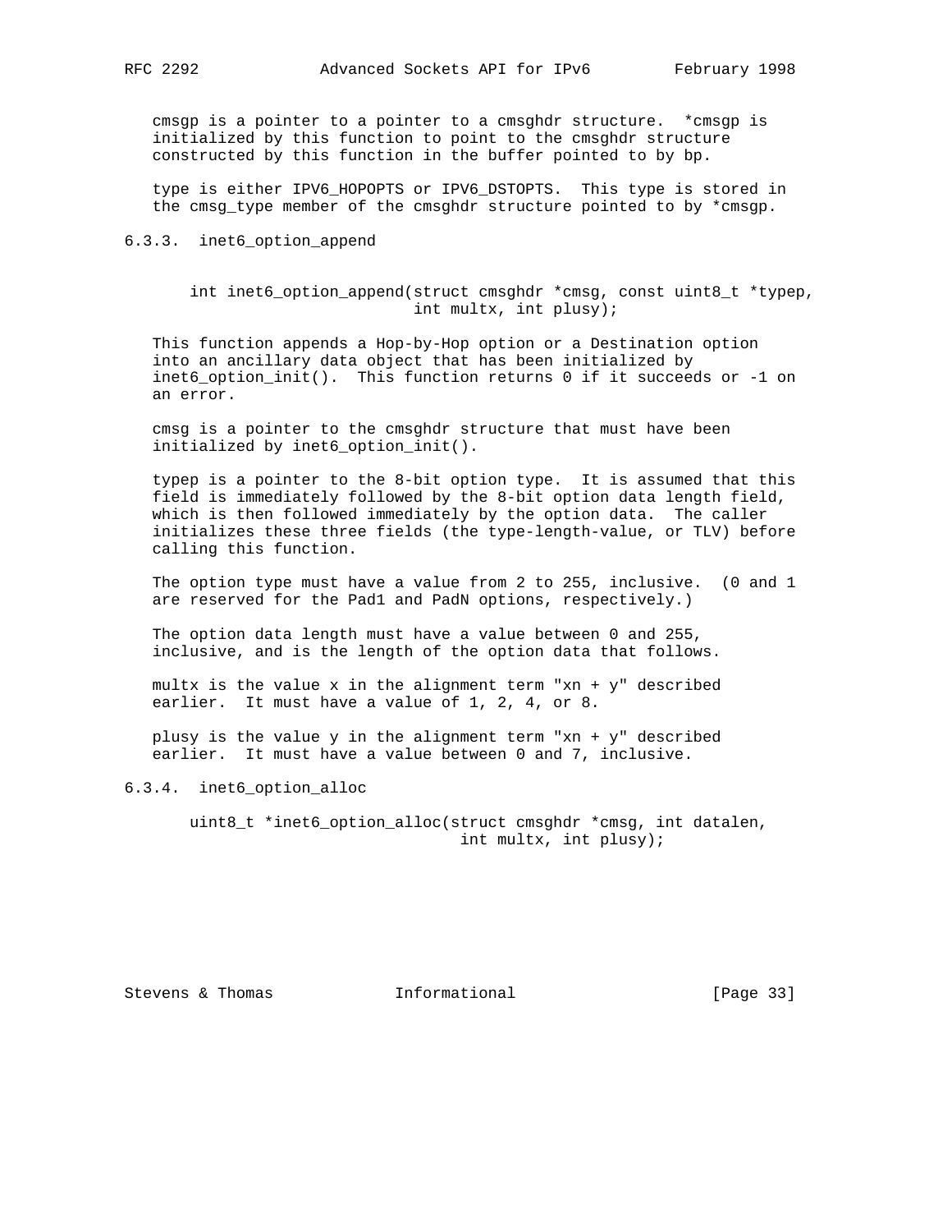cmsgp is a pointer to a pointer to a cmsghdr structure. *cmsgp is initialized by this function to point to the cmsghdr structure constructed by this function in the buffer pointed to by bp.

type is either IPV6_HOPOPTS or IPV6_DSTOPTS. This type is stored in the cmsg_type member of the cmsghdr structure pointed to by *cmsgp.

### 6.3.3. inet6_option_append

```
int inet6_option_append(struct cmsghdr *cmsg, const uint8_t *typep,
                        int multx, int plusy);
```

This function appends a Hop-by-Hop option or a Destination option into an ancillary data object that has been initialized by inet6_option_init(). This function returns 0 if it succeeds or -1 on an error.

cmsg is a pointer to the cmsghdr structure that must have been initialized by inet6_option_init().

typep is a pointer to the 8-bit option type. It is assumed that this field is immediately followed by the 8-bit option data length field, which is then followed immediately by the option data. The caller initializes these three fields (the type-length-value, or TLV) before calling this function.

The option type must have a value from 2 to 255, inclusive. (0 and 1 are reserved for the Pad1 and PadN options, respectively.)

The option data length must have a value between 0 and 255, inclusive, and is the length of the option data that follows.

multx is the value x in the alignment term "xn + y" described earlier. It must have a value of 1, 2, 4, or 8.

plusy is the value y in the alignment term "xn + y" described earlier. It must have a value between 0 and 7, inclusive.

### 6.3.4. inet6_option_alloc

```
uint8_t *inet6_option_alloc(struct cmsghdr *cmsg, int datalen,
                            int multx, int plusy);
```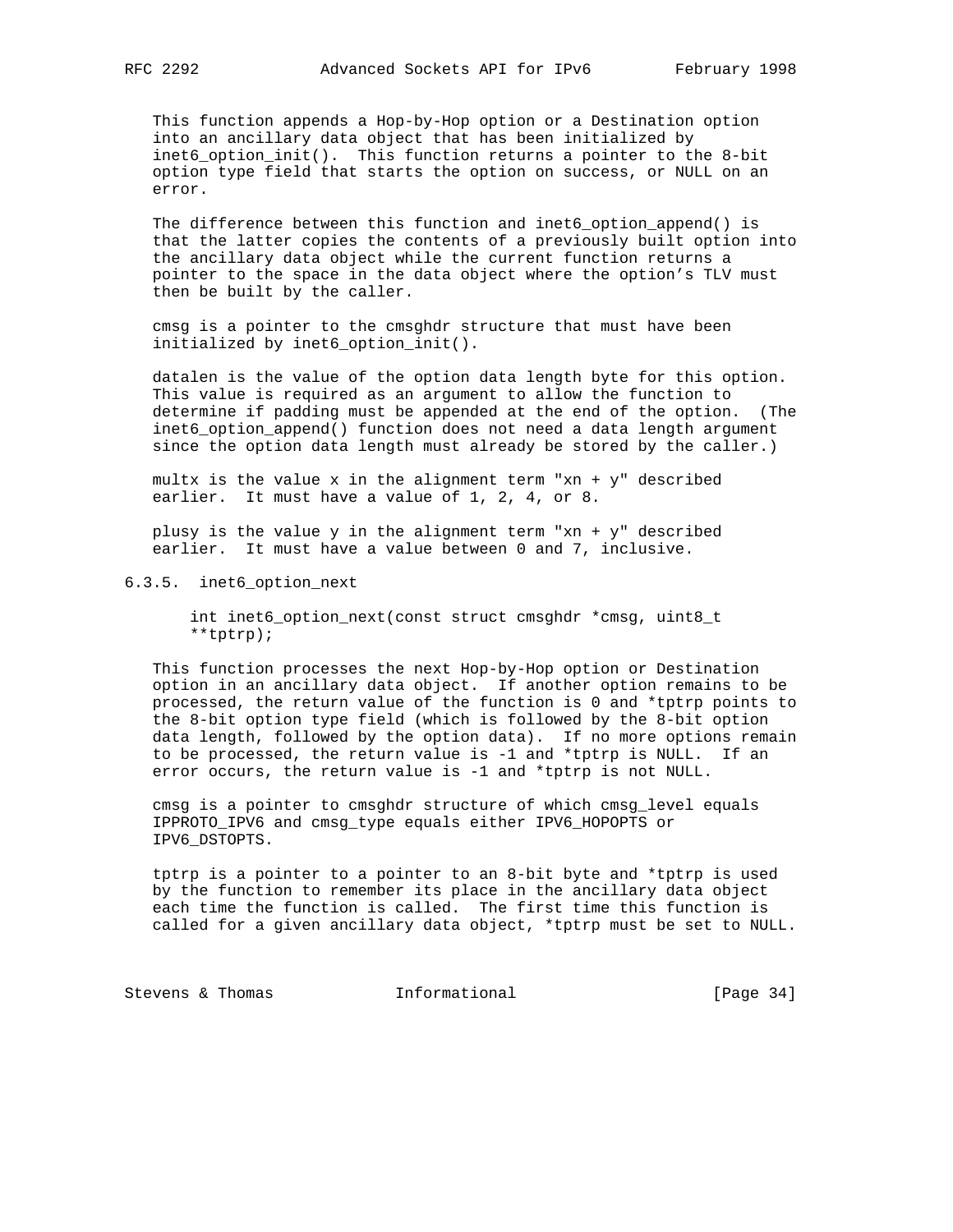This function appends a Hop-by-Hop option or a Destination option into an ancillary data object that has been initialized by inet6_option_init(). This function returns a pointer to the 8-bit option type field that starts the option on success, or NULL on an error.

The difference between this function and inet6_option_append() is that the latter copies the contents of a previously built option into the ancillary data object while the current function returns a pointer to the space in the data object where the option's TLV must then be built by the caller.

cmsg is a pointer to the cmsghdr structure that must have been initialized by inet6_option_init().

datalen is the value of the option data length byte for this option. This value is required as an argument to allow the function to determine if padding must be appended at the end of the option. (The inet6_option_append() function does not need a data length argument since the option data length must already be stored by the caller.)

multx is the value x in the alignment term "xn + y" described earlier. It must have a value of 1, 2, 4, or 8.

plusy is the value y in the alignment term "xn + y" described earlier. It must have a value between 0 and 7, inclusive.

### 6.3.5. inet6_option_next

```
int inet6_option_next(const struct cmsghdr *cmsg, uint8_t
**tptrp);
```

This function processes the next Hop-by-Hop option or Destination option in an ancillary data object. If another option remains to be processed, the return value of the function is 0 and *tptrp points to the 8-bit option type field (which is followed by the 8-bit option data length, followed by the option data). If no more options remain to be processed, the return value is -1 and *tptrp is NULL. If an error occurs, the return value is -1 and *tptrp is not NULL.

cmsg is a pointer to cmsghdr structure of which cmsg_level equals IPPROTO_IPV6 and cmsg_type equals either IPV6_HOPOPTS or IPV6_DSTOPTS.

tptrp is a pointer to a pointer to an 8-bit byte and *tptrp is used by the function to remember its place in the ancillary data object each time the function is called. The first time this function is called for a given ancillary data object, *tptrp must be set to NULL.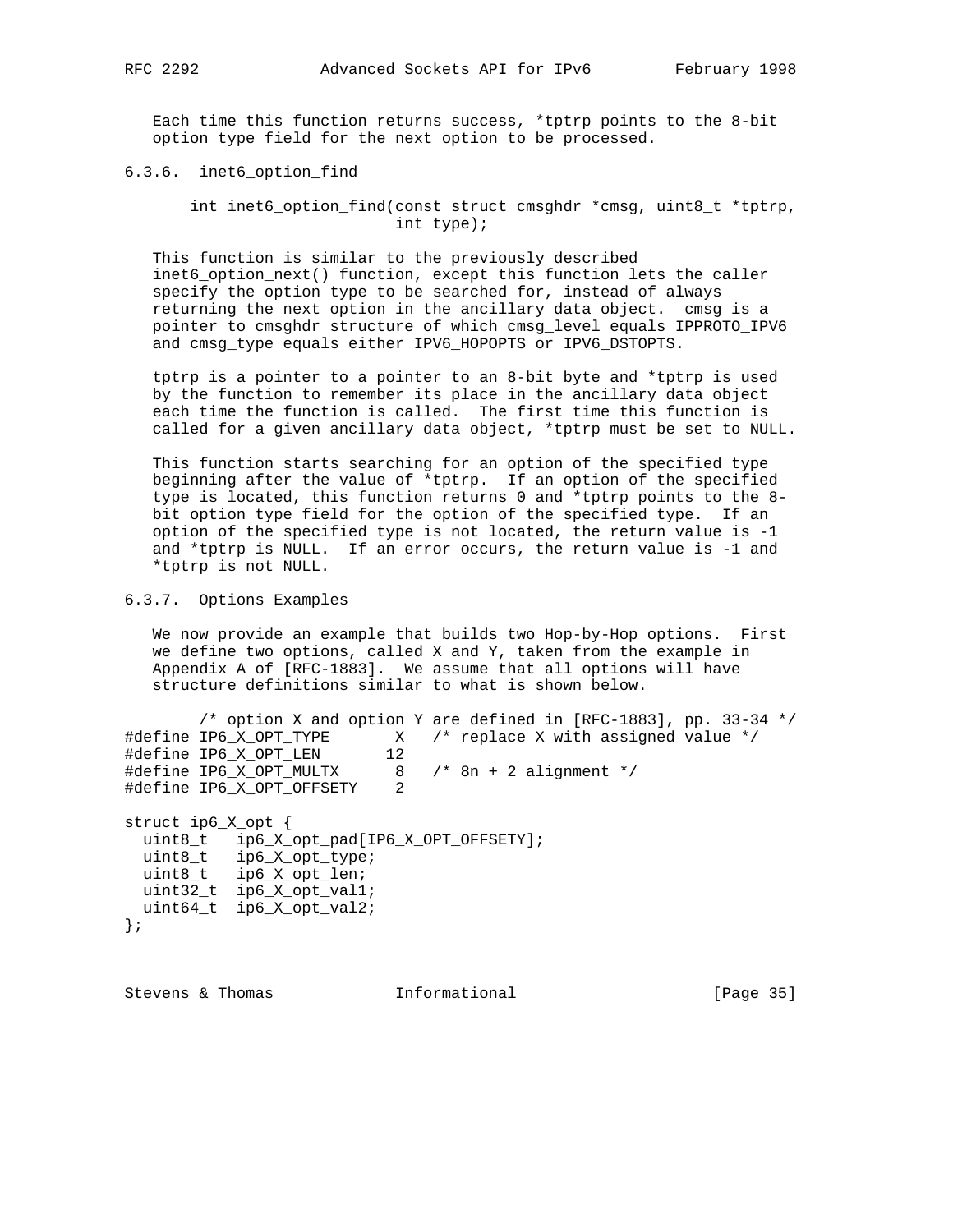Each time this function returns success, *tptrp points to the 8-bit option type field for the next option to be processed.

### 6.3.6. inet6_option_find

```
int inet6_option_find(const struct cmsghdr *cmsg, uint8_t *tptrp,
                      int type);
```

This function is similar to the previously described inet6_option_next() function, except this function lets the caller specify the option type to be searched for, instead of always returning the next option in the ancillary data object. cmsg is a pointer to cmsghdr structure of which cmsg_level equals IPPROTO_IPV6 and cmsg_type equals either IPV6_HOPOPTS or IPV6_DSTOPTS.

tptrp is a pointer to a pointer to an 8-bit byte and *tptrp is used by the function to remember its place in the ancillary data object each time the function is called. The first time this function is called for a given ancillary data object, *tptrp must be set to NULL.

This function starts searching for an option of the specified type beginning after the value of *tptrp. If an option of the specified type is located, this function returns 0 and *tptrp points to the 8-bit option type field for the option of the specified type. If an option of the specified type is not located, the return value is -1 and *tptrp is NULL. If an error occurs, the return value is -1 and *tptrp is not NULL.

### 6.3.7. Options Examples

We now provide an example that builds two Hop-by-Hop options. First we define two options, called X and Y, taken from the example in Appendix A of [RFC-1883]. We assume that all options will have structure definitions similar to what is shown below.

```
        /* option X and option Y are defined in [RFC-1883], pp. 33-34 */
#define IP6_X_OPT_TYPE       X   /* replace X with assigned value */
#define IP6_X_OPT_LEN       12
#define IP6_X_OPT_MULTX      8   /* 8n + 2 alignment */
#define IP6_X_OPT_OFFSETY    2

struct ip6_X_opt {
  uint8_t   ip6_X_opt_pad[IP6_X_OPT_OFFSETY];
  uint8_t   ip6_X_opt_type;
  uint8_t   ip6_X_opt_len;
  uint32_t  ip6_X_opt_val1;
  uint64_t  ip6_X_opt_val2;
};
```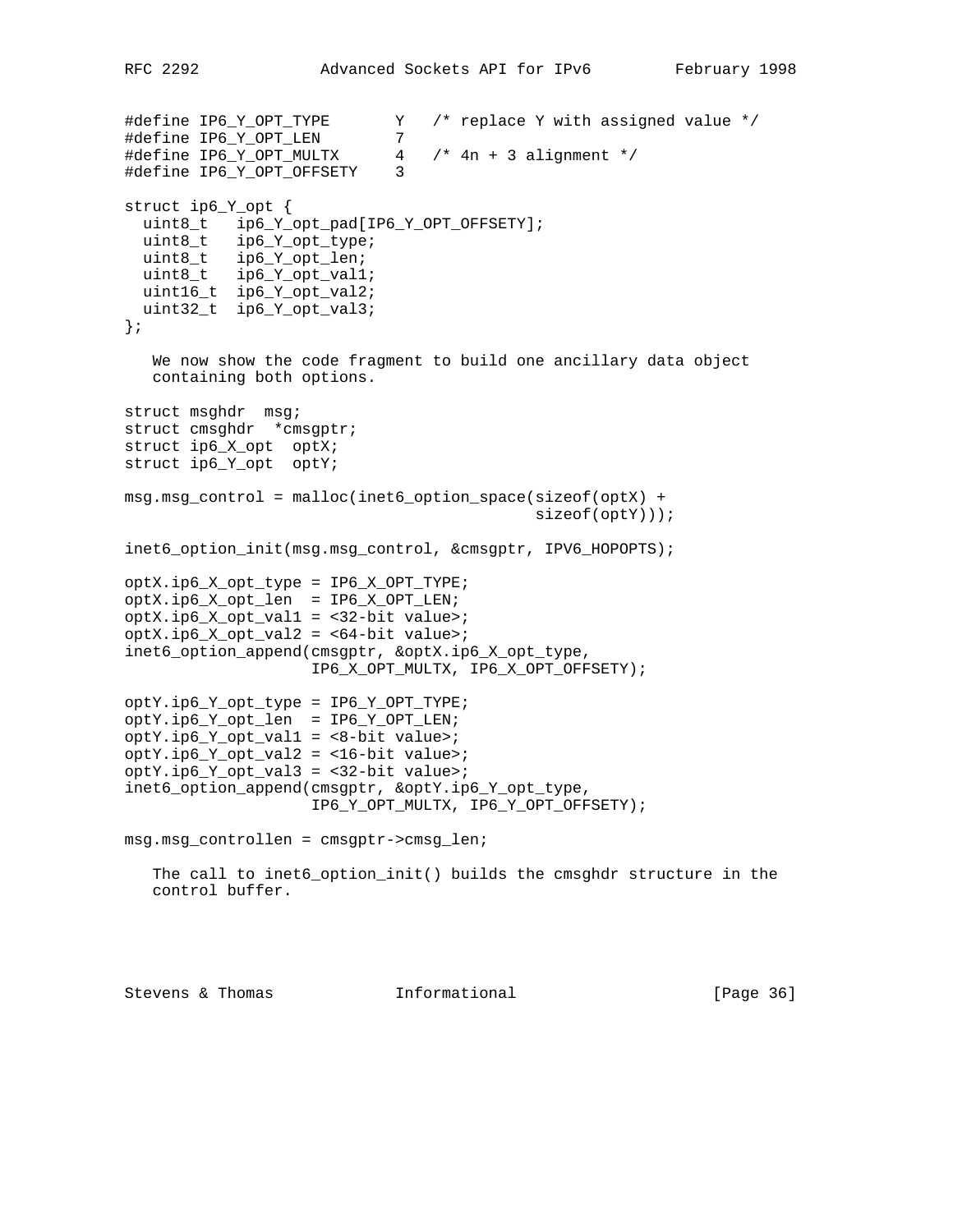```
#define IP6_Y_OPT_TYPE       Y   /* replace Y with assigned value */
#define IP6_Y_OPT_LEN        7
#define IP6_Y_OPT_MULTX      4   /* 4n + 3 alignment */
#define IP6_Y_OPT_OFFSETY    3

struct ip6_Y_opt {
  uint8_t   ip6_Y_opt_pad[IP6_Y_OPT_OFFSETY];
  uint8_t   ip6_Y_opt_type;
  uint8_t   ip6_Y_opt_len;
  uint8_t   ip6_Y_opt_val1;
  uint16_t  ip6_Y_opt_val2;
  uint32_t  ip6_Y_opt_val3;
};
```

We now show the code fragment to build one ancillary data object containing both options.

```
struct msghdr  msg;
struct cmsghdr  *cmsgptr;
struct ip6_X_opt  optX;
struct ip6_Y_opt  optY;

msg.msg_control = malloc(inet6_option_space(sizeof(optX) +
                                            sizeof(optY)));

inet6_option_init(msg.msg_control, &cmsgptr, IPV6_HOPOPTS);

optX.ip6_X_opt_type = IP6_X_OPT_TYPE;
optX.ip6_X_opt_len  = IP6_X_OPT_LEN;
optX.ip6_X_opt_val1 = <32-bit value>;
optX.ip6_X_opt_val2 = <64-bit value>;
inet6_option_append(cmsgptr, &optX.ip6_X_opt_type,
                    IP6_X_OPT_MULTX, IP6_X_OPT_OFFSETY);

optY.ip6_Y_opt_type = IP6_Y_OPT_TYPE;
optY.ip6_Y_opt_len  = IP6_Y_OPT_LEN;
optY.ip6_Y_opt_val1 = <8-bit value>;
optY.ip6_Y_opt_val2 = <16-bit value>;
optY.ip6_Y_opt_val3 = <32-bit value>;
inet6_option_append(cmsgptr, &optY.ip6_Y_opt_type,
                    IP6_Y_OPT_MULTX, IP6_Y_OPT_OFFSETY);

msg.msg_controllen = cmsgptr->cmsg_len;
```

The call to inet6_option_init() builds the cmsghdr structure in the control buffer.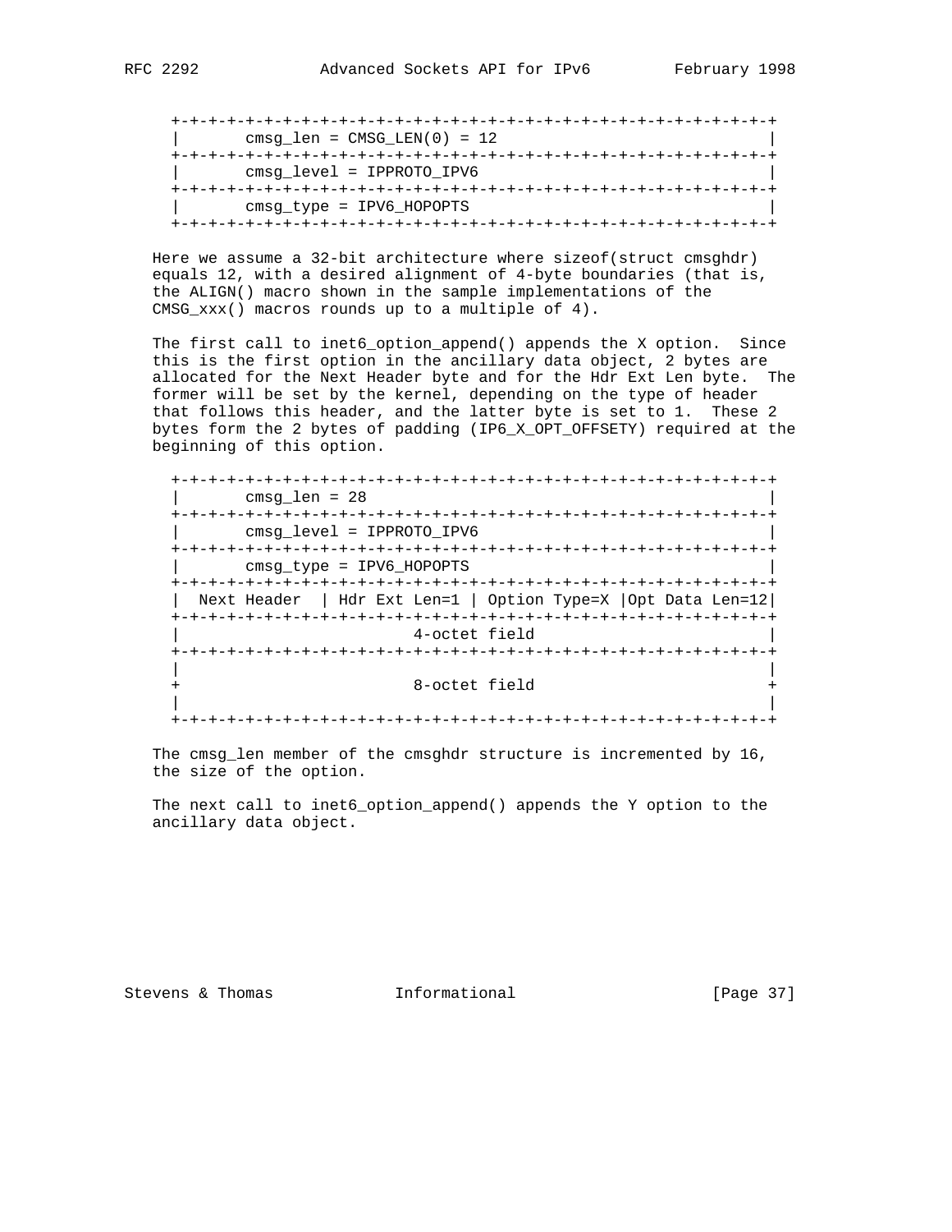```
   +-+-+-+-+-+-+-+-+-+-+-+-+-+-+-+-+-+-+-+-+-+-+-+-+-+-+-+-+-+-+-+-+
   |       cmsg_len = CMSG_LEN(0) = 12                               |
   +-+-+-+-+-+-+-+-+-+-+-+-+-+-+-+-+-+-+-+-+-+-+-+-+-+-+-+-+-+-+-+-+
   |       cmsg_level = IPPROTO_IPV6                                 |
   +-+-+-+-+-+-+-+-+-+-+-+-+-+-+-+-+-+-+-+-+-+-+-+-+-+-+-+-+-+-+-+-+
   |       cmsg_type = IPV6_HOPOPTS                                  |
   +-+-+-+-+-+-+-+-+-+-+-+-+-+-+-+-+-+-+-+-+-+-+-+-+-+-+-+-+-+-+-+-+
```

Here we assume a 32-bit architecture where sizeof(struct cmsghdr) equals 12, with a desired alignment of 4-byte boundaries (that is, the ALIGN() macro shown in the sample implementations of the CMSG_xxx() macros rounds up to a multiple of 4).

The first call to inet6_option_append() appends the X option. Since this is the first option in the ancillary data object, 2 bytes are allocated for the Next Header byte and for the Hdr Ext Len byte. The former will be set by the kernel, depending on the type of header that follows this header, and the latter byte is set to 1. These 2 bytes form the 2 bytes of padding (IP6_X_OPT_OFFSETY) required at the beginning of this option.

```
   +-+-+-+-+-+-+-+-+-+-+-+-+-+-+-+-+-+-+-+-+-+-+-+-+-+-+-+-+-+-+-+-+
   |       cmsg_len = 28                                             |
   +-+-+-+-+-+-+-+-+-+-+-+-+-+-+-+-+-+-+-+-+-+-+-+-+-+-+-+-+-+-+-+-+
   |       cmsg_level = IPPROTO_IPV6                                 |
   +-+-+-+-+-+-+-+-+-+-+-+-+-+-+-+-+-+-+-+-+-+-+-+-+-+-+-+-+-+-+-+-+
   |       cmsg_type = IPV6_HOPOPTS                                  |
   +-+-+-+-+-+-+-+-+-+-+-+-+-+-+-+-+-+-+-+-+-+-+-+-+-+-+-+-+-+-+-+-+
   |  Next Header  | Hdr Ext Len=1 | Option Type=X |Opt Data Len=12|
   +-+-+-+-+-+-+-+-+-+-+-+-+-+-+-+-+-+-+-+-+-+-+-+-+-+-+-+-+-+-+-+-+
   |                         4-octet field                           |
   +-+-+-+-+-+-+-+-+-+-+-+-+-+-+-+-+-+-+-+-+-+-+-+-+-+-+-+-+-+-+-+-+
   |                                                                 |
   +                         8-octet field                           +
   |                                                                 |
   +-+-+-+-+-+-+-+-+-+-+-+-+-+-+-+-+-+-+-+-+-+-+-+-+-+-+-+-+-+-+-+-+
```

The cmsg_len member of the cmsghdr structure is incremented by 16, the size of the option.

The next call to inet6_option_append() appends the Y option to the ancillary data object.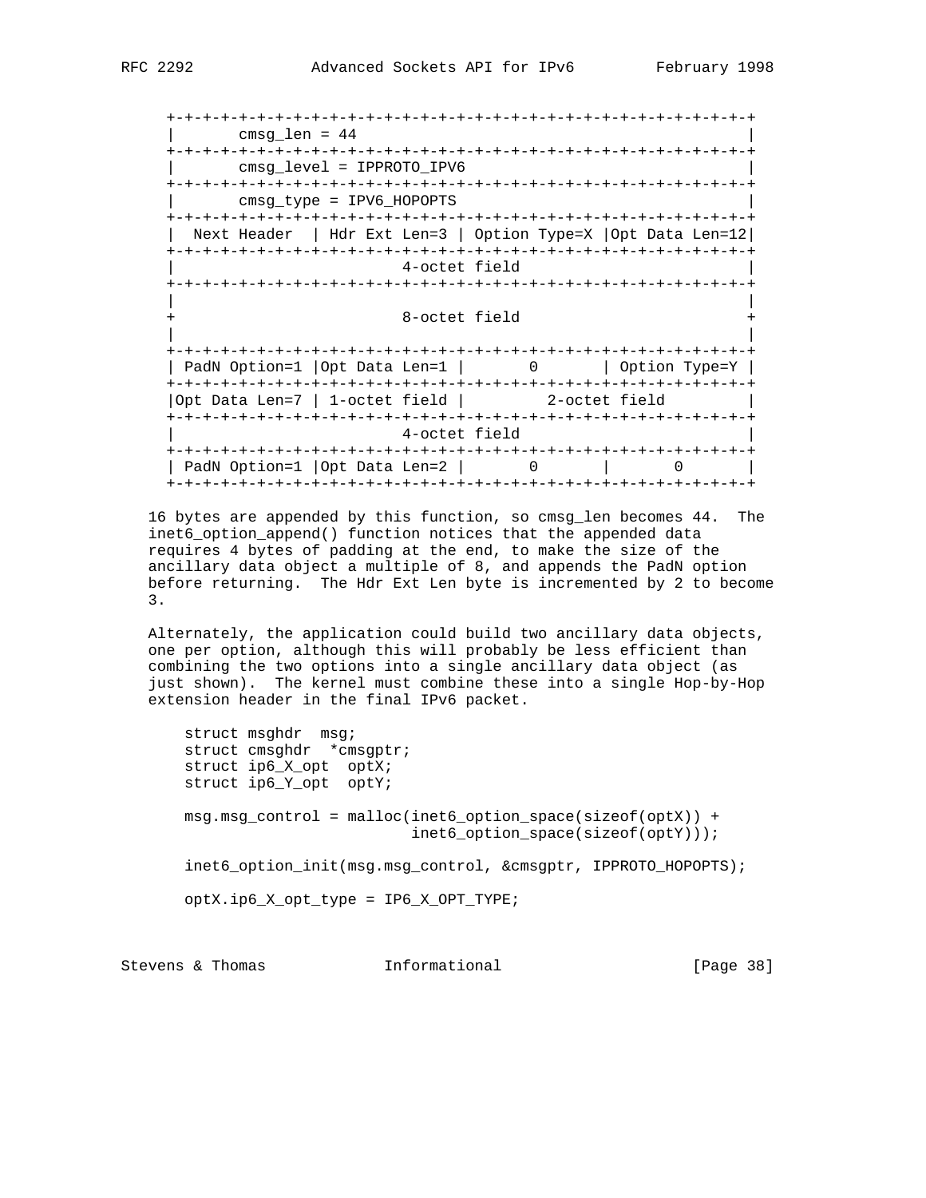```
   +-+-+-+-+-+-+-+-+-+-+-+-+-+-+-+-+-+-+-+-+-+-+-+-+-+-+-+-+-+-+-+-+
   |       cmsg_len = 44                                           |
   +-+-+-+-+-+-+-+-+-+-+-+-+-+-+-+-+-+-+-+-+-+-+-+-+-+-+-+-+-+-+-+-+
   |       cmsg_level = IPPROTO_IPV6                               |
   +-+-+-+-+-+-+-+-+-+-+-+-+-+-+-+-+-+-+-+-+-+-+-+-+-+-+-+-+-+-+-+-+
   |       cmsg_type = IPV6_HOPOPTS                                |
   +-+-+-+-+-+-+-+-+-+-+-+-+-+-+-+-+-+-+-+-+-+-+-+-+-+-+-+-+-+-+-+-+
   |  Next Header  | Hdr Ext Len=3 | Option Type=X |Opt Data Len=12|
   +-+-+-+-+-+-+-+-+-+-+-+-+-+-+-+-+-+-+-+-+-+-+-+-+-+-+-+-+-+-+-+-+
   |                         4-octet field                         |
   +-+-+-+-+-+-+-+-+-+-+-+-+-+-+-+-+-+-+-+-+-+-+-+-+-+-+-+-+-+-+-+-+
   |                                                               |
   +                         8-octet field                         +
   |                                                               |
   +-+-+-+-+-+-+-+-+-+-+-+-+-+-+-+-+-+-+-+-+-+-+-+-+-+-+-+-+-+-+-+-+
   | PadN Option=1 |Opt Data Len=1 |       0       | Option Type=Y |
   +-+-+-+-+-+-+-+-+-+-+-+-+-+-+-+-+-+-+-+-+-+-+-+-+-+-+-+-+-+-+-+-+
   |Opt Data Len=7 | 1-octet field |         2-octet field         |
   +-+-+-+-+-+-+-+-+-+-+-+-+-+-+-+-+-+-+-+-+-+-+-+-+-+-+-+-+-+-+-+-+
   |                         4-octet field                         |
   +-+-+-+-+-+-+-+-+-+-+-+-+-+-+-+-+-+-+-+-+-+-+-+-+-+-+-+-+-+-+-+-+
   | PadN Option=1 |Opt Data Len=2 |       0       |       0       |
   +-+-+-+-+-+-+-+-+-+-+-+-+-+-+-+-+-+-+-+-+-+-+-+-+-+-+-+-+-+-+-+-+
```

16 bytes are appended by this function, so cmsg_len becomes 44. The inet6_option_append() function notices that the appended data requires 4 bytes of padding at the end, to make the size of the ancillary data object a multiple of 8, and appends the PadN option before returning. The Hdr Ext Len byte is incremented by 2 to become 3.

Alternately, the application could build two ancillary data objects, one per option, although this will probably be less efficient than combining the two options into a single ancillary data object (as just shown). The kernel must combine these into a single Hop-by-Hop extension header in the final IPv6 packet.

```
struct msghdr  msg;
struct cmsghdr  *cmsgptr;
struct ip6_X_opt  optX;
struct ip6_Y_opt  optY;

msg.msg_control = malloc(inet6_option_space(sizeof(optX)) +
                         inet6_option_space(sizeof(optY)));

inet6_option_init(msg.msg_control, &cmsgptr, IPPROTO_HOPOPTS);

optX.ip6_X_opt_type = IP6_X_OPT_TYPE;
```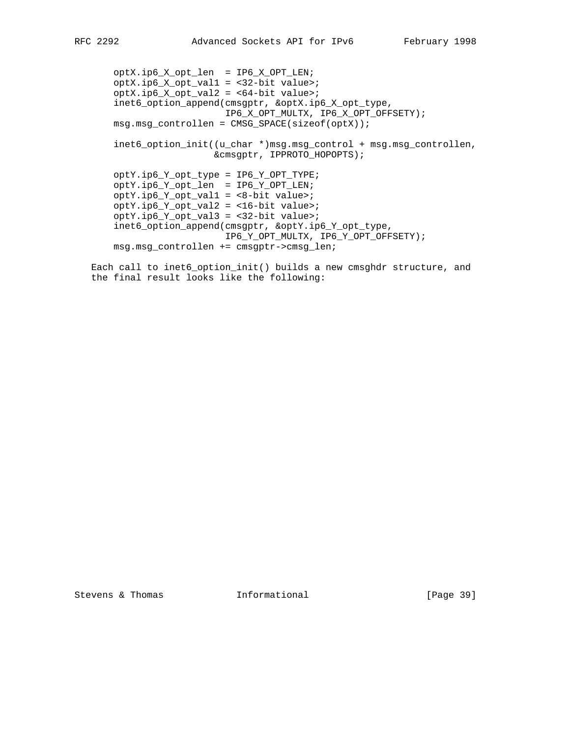```
optX.ip6_X_opt_len  = IP6_X_OPT_LEN;
optX.ip6_X_opt_val1 = <32-bit value>;
optX.ip6_X_opt_val2 = <64-bit value>;
inet6_option_append(cmsgptr, &optX.ip6_X_opt_type,
                    IP6_X_OPT_MULTX, IP6_X_OPT_OFFSETY);
msg.msg_controllen = CMSG_SPACE(sizeof(optX));

inet6_option_init((u_char *)msg.msg_control + msg.msg_controllen,
                  &cmsgptr, IPPROTO_HOPOPTS);

optY.ip6_Y_opt_type = IP6_Y_OPT_TYPE;
optY.ip6_Y_opt_len  = IP6_Y_OPT_LEN;
optY.ip6_Y_opt_val1 = <8-bit value>;
optY.ip6_Y_opt_val2 = <16-bit value>;
optY.ip6_Y_opt_val3 = <32-bit value>;
inet6_option_append(cmsgptr, &optY.ip6_Y_opt_type,
                    IP6_Y_OPT_MULTX, IP6_Y_OPT_OFFSETY);
msg.msg_controllen += cmsgptr->cmsg_len;
```

Each call to inet6_option_init() builds a new cmsghdr structure, and the final result looks like the following: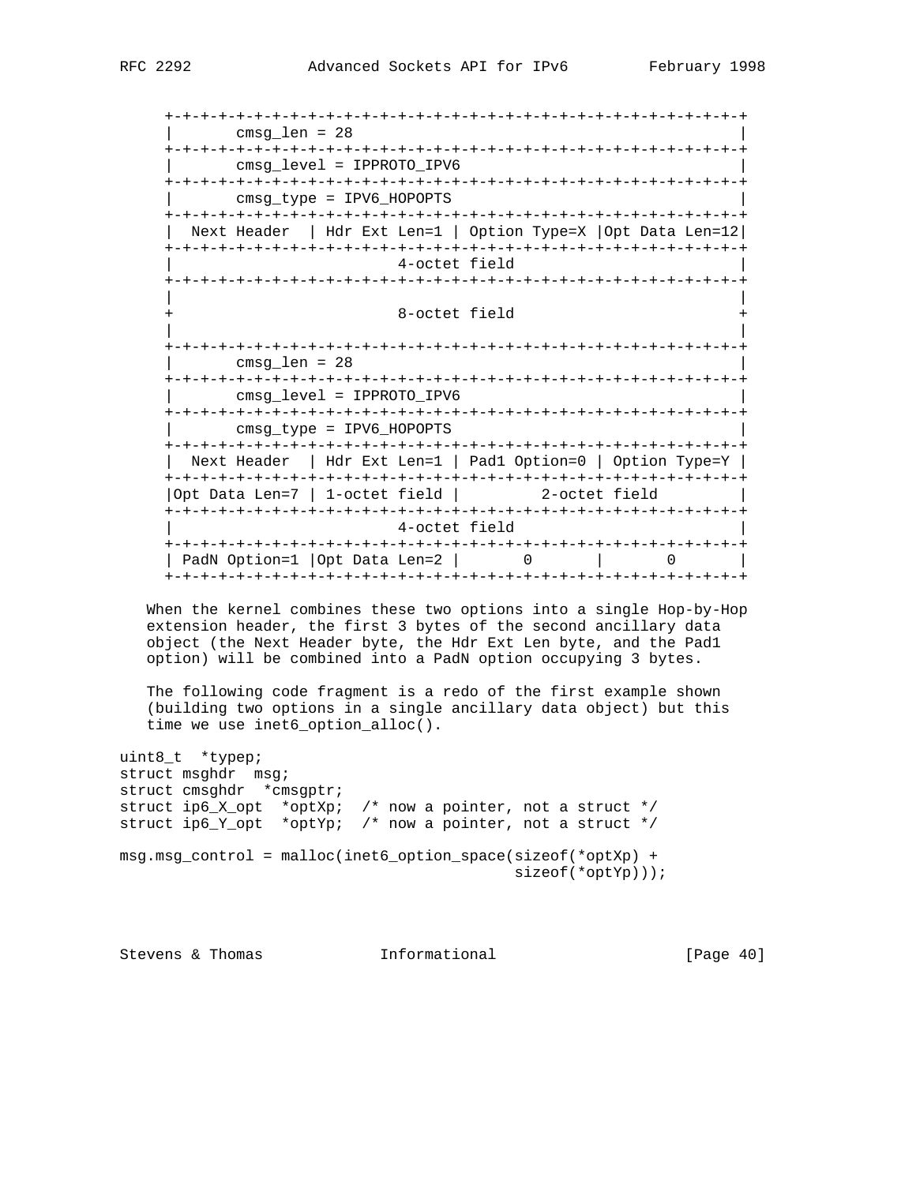```
+-+-+-+-+-+-+-+-+-+-+-+-+-+-+-+-+-+-+-+-+-+-+-+-+-+-+-+-+-+-+-+-+
|       cmsg_len = 28                                           |
+-+-+-+-+-+-+-+-+-+-+-+-+-+-+-+-+-+-+-+-+-+-+-+-+-+-+-+-+-+-+-+-+
|       cmsg_level = IPPROTO_IPV6                               |
+-+-+-+-+-+-+-+-+-+-+-+-+-+-+-+-+-+-+-+-+-+-+-+-+-+-+-+-+-+-+-+-+
|       cmsg_type = IPV6_HOPOPTS                                |
+-+-+-+-+-+-+-+-+-+-+-+-+-+-+-+-+-+-+-+-+-+-+-+-+-+-+-+-+-+-+-+-+
|  Next Header  | Hdr Ext Len=1 | Option Type=X |Opt Data Len=12|
+-+-+-+-+-+-+-+-+-+-+-+-+-+-+-+-+-+-+-+-+-+-+-+-+-+-+-+-+-+-+-+-+
|                         4-octet field                         |
+-+-+-+-+-+-+-+-+-+-+-+-+-+-+-+-+-+-+-+-+-+-+-+-+-+-+-+-+-+-+-+-+
|                                                               |
+                         8-octet field                         +
|                                                               |
+-+-+-+-+-+-+-+-+-+-+-+-+-+-+-+-+-+-+-+-+-+-+-+-+-+-+-+-+-+-+-+-+
|       cmsg_len = 28                                           |
+-+-+-+-+-+-+-+-+-+-+-+-+-+-+-+-+-+-+-+-+-+-+-+-+-+-+-+-+-+-+-+-+
|       cmsg_level = IPPROTO_IPV6                               |
+-+-+-+-+-+-+-+-+-+-+-+-+-+-+-+-+-+-+-+-+-+-+-+-+-+-+-+-+-+-+-+-+
|       cmsg_type = IPV6_HOPOPTS                                |
+-+-+-+-+-+-+-+-+-+-+-+-+-+-+-+-+-+-+-+-+-+-+-+-+-+-+-+-+-+-+-+-+
|  Next Header  | Hdr Ext Len=1 | Pad1 Option=0 | Option Type=Y |
+-+-+-+-+-+-+-+-+-+-+-+-+-+-+-+-+-+-+-+-+-+-+-+-+-+-+-+-+-+-+-+-+
|Opt Data Len=7 | 1-octet field |         2-octet field         |
+-+-+-+-+-+-+-+-+-+-+-+-+-+-+-+-+-+-+-+-+-+-+-+-+-+-+-+-+-+-+-+-+
|                         4-octet field                         |
+-+-+-+-+-+-+-+-+-+-+-+-+-+-+-+-+-+-+-+-+-+-+-+-+-+-+-+-+-+-+-+-+
| PadN Option=1 |Opt Data Len=2 |       0       |       0       |
+-+-+-+-+-+-+-+-+-+-+-+-+-+-+-+-+-+-+-+-+-+-+-+-+-+-+-+-+-+-+-+-+
```

When the kernel combines these two options into a single Hop-by-Hop extension header, the first 3 bytes of the second ancillary data object (the Next Header byte, the Hdr Ext Len byte, and the Pad1 option) will be combined into a PadN option occupying 3 bytes.

The following code fragment is a redo of the first example shown (building two options in a single ancillary data object) but this time we use inet6_option_alloc().

```
uint8_t  *typep;
struct msghdr  msg;
struct cmsghdr  *cmsgptr;
struct ip6_X_opt  *optXp;  /* now a pointer, not a struct */
struct ip6_Y_opt  *optYp;  /* now a pointer, not a struct */

msg.msg_control = malloc(inet6_option_space(sizeof(*optXp) +
                                            sizeof(*optYp)));
```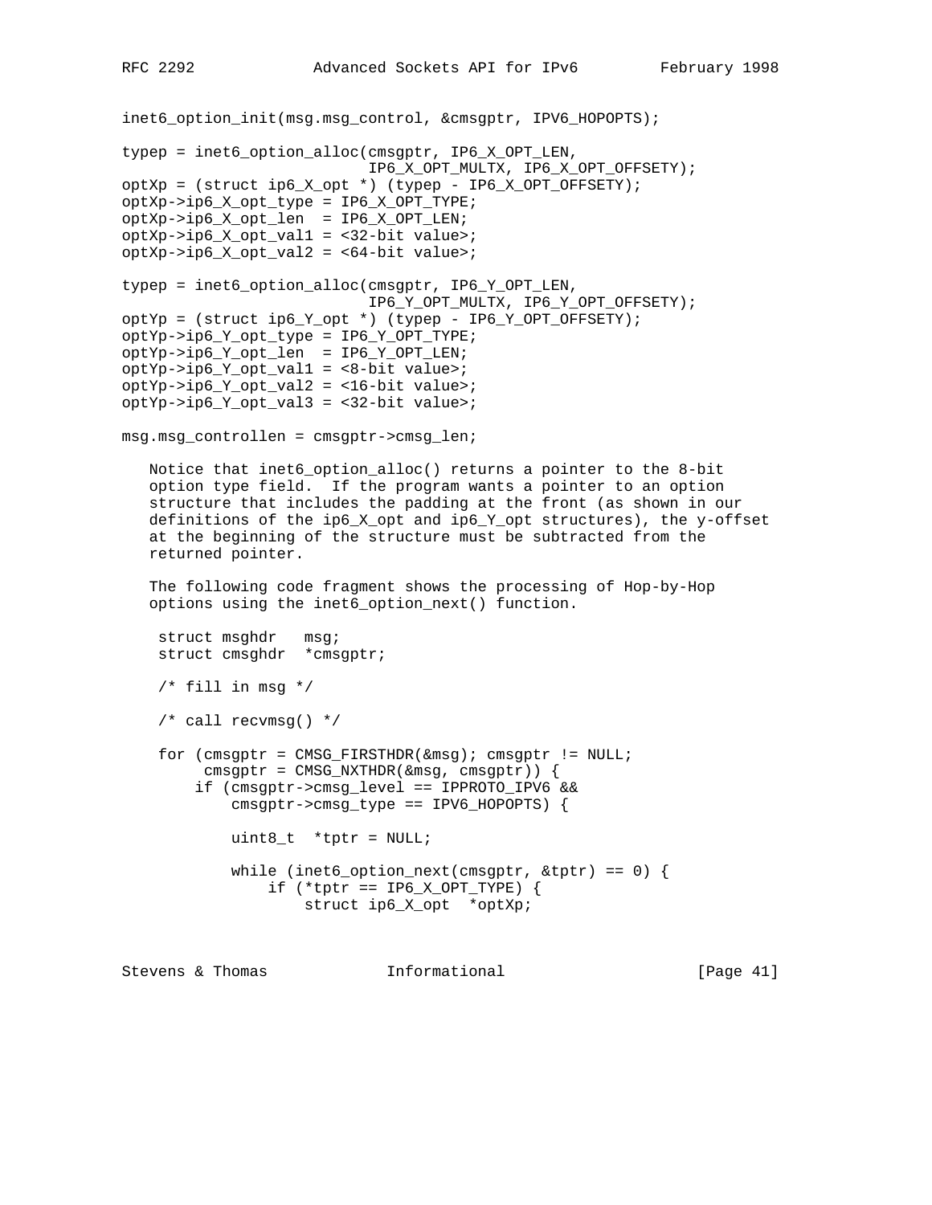```
inet6_option_init(msg.msg_control, &cmsgptr, IPV6_HOPOPTS);

typep = inet6_option_alloc(cmsgptr, IP6_X_OPT_LEN,
                           IP6_X_OPT_MULTX, IP6_X_OPT_OFFSETY);
optXp = (struct ip6_X_opt *) (typep - IP6_X_OPT_OFFSETY);
optXp->ip6_X_opt_type = IP6_X_OPT_TYPE;
optXp->ip6_X_opt_len  = IP6_X_OPT_LEN;
optXp->ip6_X_opt_val1 = <32-bit value>;
optXp->ip6_X_opt_val2 = <64-bit value>;

typep = inet6_option_alloc(cmsgptr, IP6_Y_OPT_LEN,
                           IP6_Y_OPT_MULTX, IP6_Y_OPT_OFFSETY);
optYp = (struct ip6_Y_opt *) (typep - IP6_Y_OPT_OFFSETY);
optYp->ip6_Y_opt_type = IP6_Y_OPT_TYPE;
optYp->ip6_Y_opt_len  = IP6_Y_OPT_LEN;
optYp->ip6_Y_opt_val1 = <8-bit value>;
optYp->ip6_Y_opt_val2 = <16-bit value>;
optYp->ip6_Y_opt_val3 = <32-bit value>;

msg.msg_controllen = cmsgptr->cmsg_len;
```

Notice that inet6_option_alloc() returns a pointer to the 8-bit option type field. If the program wants a pointer to an option structure that includes the padding at the front (as shown in our definitions of the ip6_X_opt and ip6_Y_opt structures), the y-offset at the beginning of the structure must be subtracted from the returned pointer.

The following code fragment shows the processing of Hop-by-Hop options using the inet6_option_next() function.

```
struct msghdr   msg;
struct cmsghdr  *cmsgptr;

/* fill in msg */

/* call recvmsg() */

for (cmsgptr = CMSG_FIRSTHDR(&msg); cmsgptr != NULL;
     cmsgptr = CMSG_NXTHDR(&msg, cmsgptr)) {
    if (cmsgptr->cmsg_level == IPPROTO_IPV6 &&
        cmsgptr->cmsg_type == IPV6_HOPOPTS) {

        uint8_t  *tptr = NULL;

        while (inet6_option_next(cmsgptr, &tptr) == 0) {
            if (*tptr == IP6_X_OPT_TYPE) {
                struct ip6_X_opt  *optXp;
```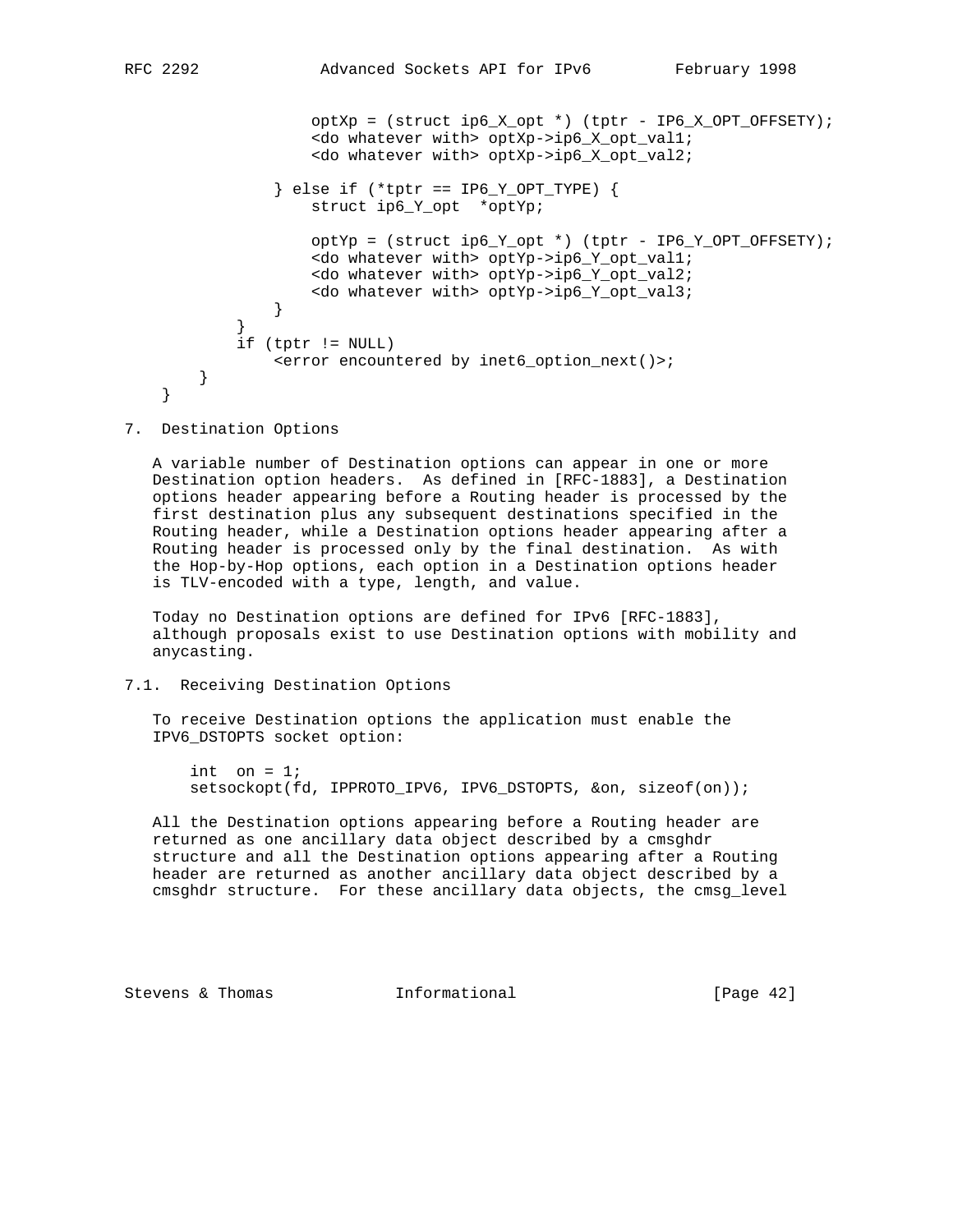```
                optXp = (struct ip6_X_opt *) (tptr - IP6_X_OPT_OFFSETY);
                <do whatever with> optXp->ip6_X_opt_val1;
                <do whatever with> optXp->ip6_X_opt_val2;

            } else if (*tptr == IP6_Y_OPT_TYPE) {
                struct ip6_Y_opt  *optYp;

                optYp = (struct ip6_Y_opt *) (tptr - IP6_Y_OPT_OFFSETY);
                <do whatever with> optYp->ip6_Y_opt_val1;
                <do whatever with> optYp->ip6_Y_opt_val2;
                <do whatever with> optYp->ip6_Y_opt_val3;
            }
        }
        if (tptr != NULL)
            <error encountered by inet6_option_next()>;
    }
}
```

## 7. Destination Options

A variable number of Destination options can appear in one or more Destination option headers. As defined in [RFC-1883], a Destination options header appearing before a Routing header is processed by the first destination plus any subsequent destinations specified in the Routing header, while a Destination options header appearing after a Routing header is processed only by the final destination. As with the Hop-by-Hop options, each option in a Destination options header is TLV-encoded with a type, length, and value.

Today no Destination options are defined for IPv6 [RFC-1883], although proposals exist to use Destination options with mobility and anycasting.

### 7.1. Receiving Destination Options

To receive Destination options the application must enable the IPV6_DSTOPTS socket option:

```
int  on = 1;
setsockopt(fd, IPPROTO_IPV6, IPV6_DSTOPTS, &on, sizeof(on));
```

All the Destination options appearing before a Routing header are returned as one ancillary data object described by a cmsghdr structure and all the Destination options appearing after a Routing header are returned as another ancillary data object described by a cmsghdr structure. For these ancillary data objects, the cmsg_level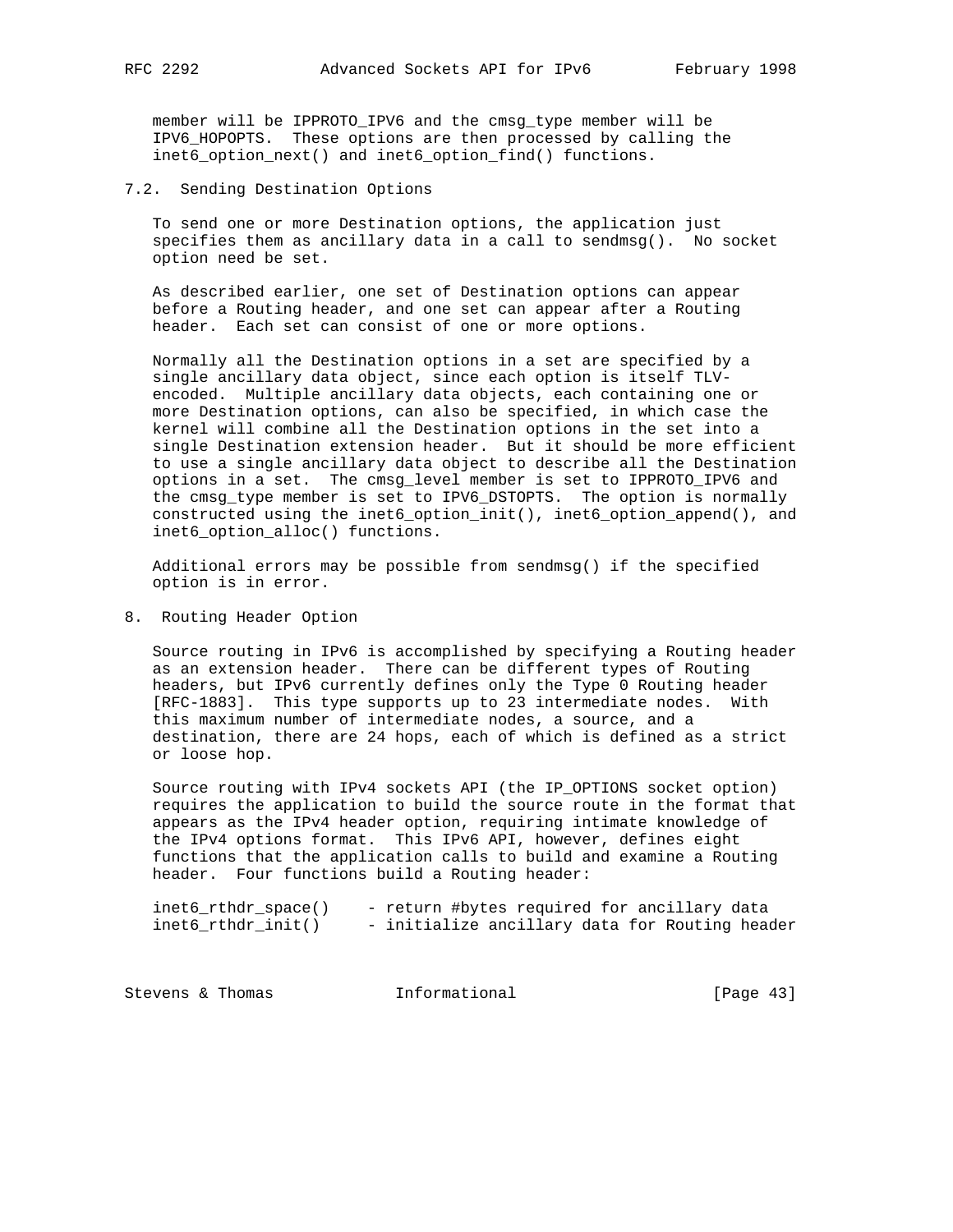member will be IPPROTO_IPV6 and the cmsg_type member will be IPV6_HOPOPTS. These options are then processed by calling the inet6_option_next() and inet6_option_find() functions.

## 7.2. Sending Destination Options

To send one or more Destination options, the application just specifies them as ancillary data in a call to sendmsg(). No socket option need be set.

As described earlier, one set of Destination options can appear before a Routing header, and one set can appear after a Routing header. Each set can consist of one or more options.

Normally all the Destination options in a set are specified by a single ancillary data object, since each option is itself TLV-encoded. Multiple ancillary data objects, each containing one or more Destination options, can also be specified, in which case the kernel will combine all the Destination options in the set into a single Destination extension header. But it should be more efficient to use a single ancillary data object to describe all the Destination options in a set. The cmsg_level member is set to IPPROTO_IPV6 and the cmsg_type member is set to IPV6_DSTOPTS. The option is normally constructed using the inet6_option_init(), inet6_option_append(), and inet6_option_alloc() functions.

Additional errors may be possible from sendmsg() if the specified option is in error.

# 8. Routing Header Option

Source routing in IPv6 is accomplished by specifying a Routing header as an extension header. There can be different types of Routing headers, but IPv6 currently defines only the Type 0 Routing header [RFC-1883]. This type supports up to 23 intermediate nodes. With this maximum number of intermediate nodes, a source, and a destination, there are 24 hops, each of which is defined as a strict or loose hop.

Source routing with IPv4 sockets API (the IP_OPTIONS socket option) requires the application to build the source route in the format that appears as the IPv4 header option, requiring intimate knowledge of the IPv4 options format. This IPv6 API, however, defines eight functions that the application calls to build and examine a Routing header. Four functions build a Routing header:

```
inet6_rthdr_space()    - return #bytes required for ancillary data
inet6_rthdr_init()     - initialize ancillary data for Routing header
```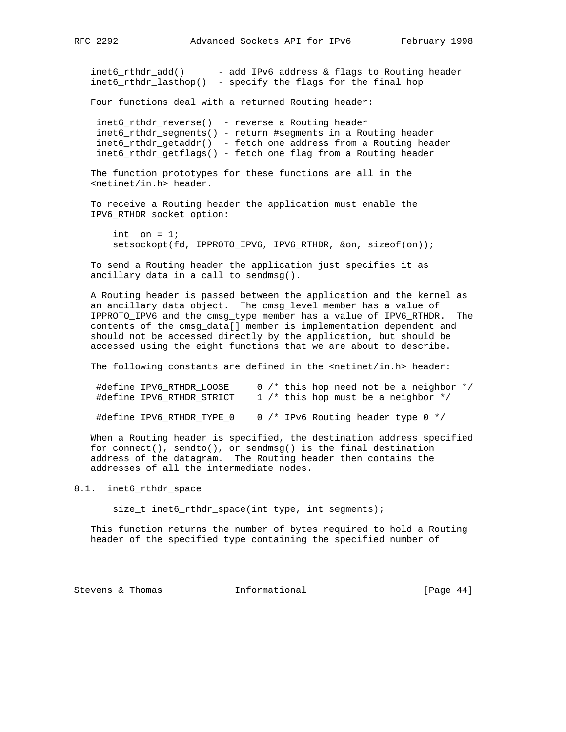```
inet6_rthdr_add()      - add IPv6 address & flags to Routing header
inet6_rthdr_lasthop()  - specify the flags for the final hop
```

Four functions deal with a returned Routing header:

```
 inet6_rthdr_reverse()  - reverse a Routing header
 inet6_rthdr_segments() - return #segments in a Routing header
 inet6_rthdr_getaddr()  - fetch one address from a Routing header
 inet6_rthdr_getflags() - fetch one flag from a Routing header
```

The function prototypes for these functions are all in the <netinet/in.h> header.

To receive a Routing header the application must enable the IPV6_RTHDR socket option:

```
int  on = 1;
setsockopt(fd, IPPROTO_IPV6, IPV6_RTHDR, &on, sizeof(on));
```

To send a Routing header the application just specifies it as ancillary data in a call to sendmsg().

A Routing header is passed between the application and the kernel as an ancillary data object. The cmsg_level member has a value of IPPROTO_IPV6 and the cmsg_type member has a value of IPV6_RTHDR. The contents of the cmsg_data[] member is implementation dependent and should not be accessed directly by the application, but should be accessed using the eight functions that we are about to describe.

The following constants are defined in the <netinet/in.h> header:

```
#define IPV6_RTHDR_LOOSE     0 /* this hop need not be a neighbor */
#define IPV6_RTHDR_STRICT    1 /* this hop must be a neighbor */

#define IPV6_RTHDR_TYPE_0    0 /* IPv6 Routing header type 0 */
```

When a Routing header is specified, the destination address specified for connect(), sendto(), or sendmsg() is the final destination address of the datagram. The Routing header then contains the addresses of all the intermediate nodes.

## 8.1. inet6_rthdr_space

```
size_t inet6_rthdr_space(int type, int segments);
```

This function returns the number of bytes required to hold a Routing header of the specified type containing the specified number of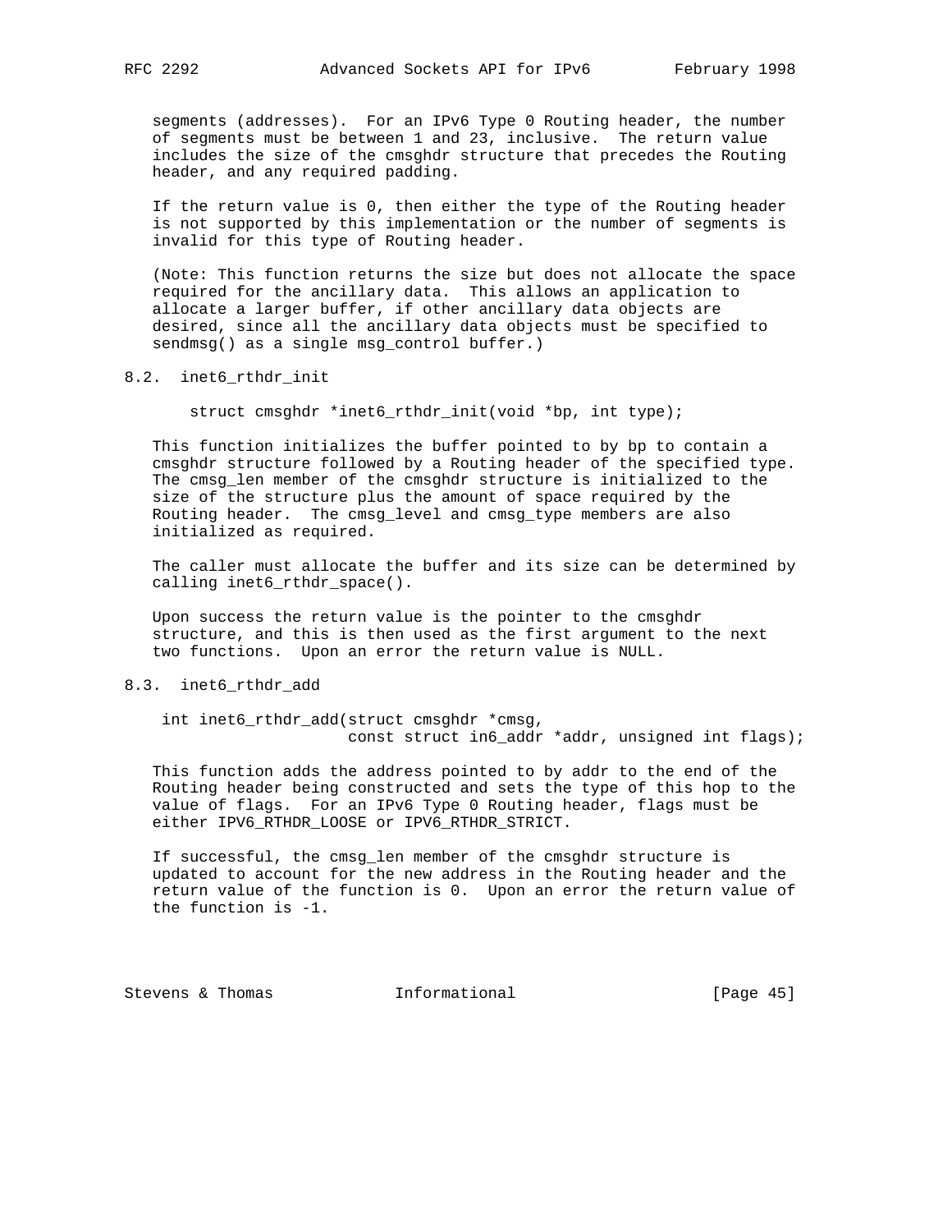segments (addresses). For an IPv6 Type 0 Routing header, the number of segments must be between 1 and 23, inclusive. The return value includes the size of the cmsghdr structure that precedes the Routing header, and any required padding.

If the return value is 0, then either the type of the Routing header is not supported by this implementation or the number of segments is invalid for this type of Routing header.

(Note: This function returns the size but does not allocate the space required for the ancillary data. This allows an application to allocate a larger buffer, if other ancillary data objects are desired, since all the ancillary data objects must be specified to sendmsg() as a single msg_control buffer.)

## 8.2. inet6_rthdr_init

```
struct cmsghdr *inet6_rthdr_init(void *bp, int type);
```

This function initializes the buffer pointed to by bp to contain a cmsghdr structure followed by a Routing header of the specified type. The cmsg_len member of the cmsghdr structure is initialized to the size of the structure plus the amount of space required by the Routing header. The cmsg_level and cmsg_type members are also initialized as required.

The caller must allocate the buffer and its size can be determined by calling inet6_rthdr_space().

Upon success the return value is the pointer to the cmsghdr structure, and this is then used as the first argument to the next two functions. Upon an error the return value is NULL.

## 8.3. inet6_rthdr_add

```
int inet6_rthdr_add(struct cmsghdr *cmsg,
                    const struct in6_addr *addr, unsigned int flags);
```

This function adds the address pointed to by addr to the end of the Routing header being constructed and sets the type of this hop to the value of flags. For an IPv6 Type 0 Routing header, flags must be either IPV6_RTHDR_LOOSE or IPV6_RTHDR_STRICT.

If successful, the cmsg_len member of the cmsghdr structure is updated to account for the new address in the Routing header and the return value of the function is 0. Upon an error the return value of the function is -1.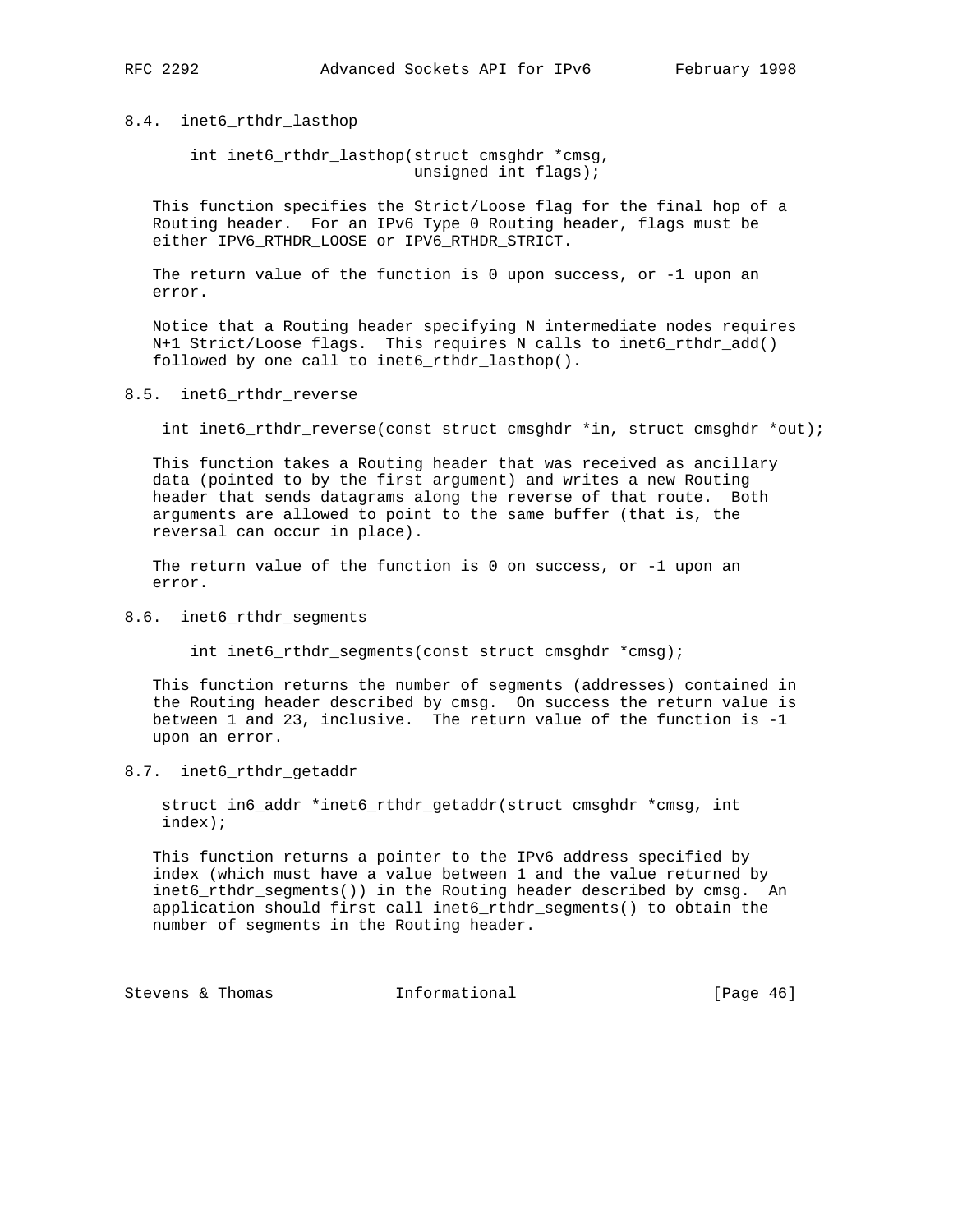### 8.4. inet6_rthdr_lasthop

```
int inet6_rthdr_lasthop(struct cmsghdr *cmsg,
                        unsigned int flags);
```

This function specifies the Strict/Loose flag for the final hop of a Routing header. For an IPv6 Type 0 Routing header, flags must be either IPV6_RTHDR_LOOSE or IPV6_RTHDR_STRICT.

The return value of the function is 0 upon success, or -1 upon an error.

Notice that a Routing header specifying N intermediate nodes requires N+1 Strict/Loose flags. This requires N calls to inet6_rthdr_add() followed by one call to inet6_rthdr_lasthop().

### 8.5. inet6_rthdr_reverse

```
int inet6_rthdr_reverse(const struct cmsghdr *in, struct cmsghdr *out);
```

This function takes a Routing header that was received as ancillary data (pointed to by the first argument) and writes a new Routing header that sends datagrams along the reverse of that route. Both arguments are allowed to point to the same buffer (that is, the reversal can occur in place).

The return value of the function is 0 on success, or -1 upon an error.

### 8.6. inet6_rthdr_segments

```
int inet6_rthdr_segments(const struct cmsghdr *cmsg);
```

This function returns the number of segments (addresses) contained in the Routing header described by cmsg. On success the return value is between 1 and 23, inclusive. The return value of the function is -1 upon an error.

### 8.7. inet6_rthdr_getaddr

```
struct in6_addr *inet6_rthdr_getaddr(struct cmsghdr *cmsg, int
index);
```

This function returns a pointer to the IPv6 address specified by index (which must have a value between 1 and the value returned by inet6_rthdr_segments()) in the Routing header described by cmsg. An application should first call inet6_rthdr_segments() to obtain the number of segments in the Routing header.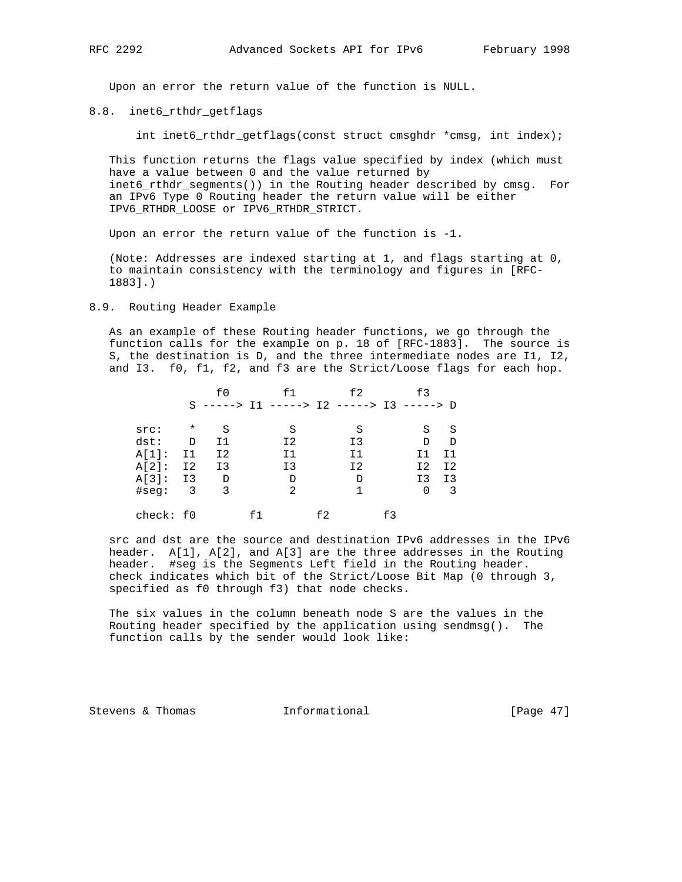Upon an error the return value of the function is NULL.

### 8.8. inet6_rthdr_getflags

```
int inet6_rthdr_getflags(const struct cmsghdr *cmsg, int index);
```

This function returns the flags value specified by index (which must have a value between 0 and the value returned by inet6_rthdr_segments()) in the Routing header described by cmsg. For an IPv6 Type 0 Routing header the return value will be either IPV6_RTHDR_LOOSE or IPV6_RTHDR_STRICT.

Upon an error the return value of the function is -1.

(Note: Addresses are indexed starting at 1, and flags starting at 0, to maintain consistency with the terminology and figures in [RFC-1883].)

### 8.9. Routing Header Example

As an example of these Routing header functions, we go through the function calls for the example on p. 18 of [RFC-1883]. The source is S, the destination is D, and the three intermediate nodes are I1, I2, and I3. f0, f1, f2, and f3 are the Strict/Loose flags for each hop.

```
              f0        f1        f2        f3
          S -----> I1 -----> I2 -----> I3 -----> D

    src:    *    S         S         S         S   S
    dst:    D   I1        I2        I3         D   D
    A[1]:  I1   I2        I1        I1        I1  I1
    A[2]:  I2   I3        I3        I2        I2  I2
    A[3]:  I3    D         D         D        I3  I3
    #seg:   3    3         2         1         0   3

    check: f0        f1        f2        f3
```

src and dst are the source and destination IPv6 addresses in the IPv6 header. A[1], A[2], and A[3] are the three addresses in the Routing header. #seg is the Segments Left field in the Routing header. check indicates which bit of the Strict/Loose Bit Map (0 through 3, specified as f0 through f3) that node checks.

The six values in the column beneath node S are the values in the Routing header specified by the application using sendmsg(). The function calls by the sender would look like: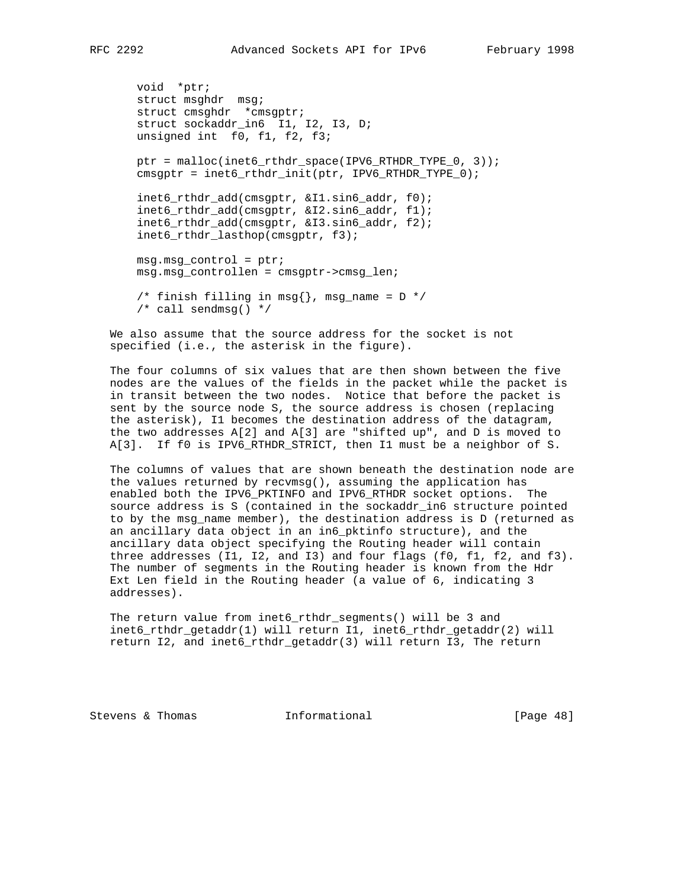```
void  *ptr;
struct msghdr  msg;
struct cmsghdr  *cmsgptr;
struct sockaddr_in6  I1, I2, I3, D;
unsigned int  f0, f1, f2, f3;

ptr = malloc(inet6_rthdr_space(IPV6_RTHDR_TYPE_0, 3));
cmsgptr = inet6_rthdr_init(ptr, IPV6_RTHDR_TYPE_0);

inet6_rthdr_add(cmsgptr, &I1.sin6_addr, f0);
inet6_rthdr_add(cmsgptr, &I2.sin6_addr, f1);
inet6_rthdr_add(cmsgptr, &I3.sin6_addr, f2);
inet6_rthdr_lasthop(cmsgptr, f3);

msg.msg_control = ptr;
msg.msg_controllen = cmsgptr->cmsg_len;

/* finish filling in msg{}, msg_name = D */
/* call sendmsg() */
```

We also assume that the source address for the socket is not specified (i.e., the asterisk in the figure).

The four columns of six values that are then shown between the five nodes are the values of the fields in the packet while the packet is in transit between the two nodes. Notice that before the packet is sent by the source node S, the source address is chosen (replacing the asterisk), I1 becomes the destination address of the datagram, the two addresses A[2] and A[3] are "shifted up", and D is moved to A[3]. If f0 is IPV6_RTHDR_STRICT, then I1 must be a neighbor of S.

The columns of values that are shown beneath the destination node are the values returned by recvmsg(), assuming the application has enabled both the IPV6_PKTINFO and IPV6_RTHDR socket options. The source address is S (contained in the sockaddr_in6 structure pointed to by the msg_name member), the destination address is D (returned as an ancillary data object in an in6_pktinfo structure), and the ancillary data object specifying the Routing header will contain three addresses (I1, I2, and I3) and four flags (f0, f1, f2, and f3). The number of segments in the Routing header is known from the Hdr Ext Len field in the Routing header (a value of 6, indicating 3 addresses).

The return value from inet6_rthdr_segments() will be 3 and inet6_rthdr_getaddr(1) will return I1, inet6_rthdr_getaddr(2) will return I2, and inet6_rthdr_getaddr(3) will return I3, The return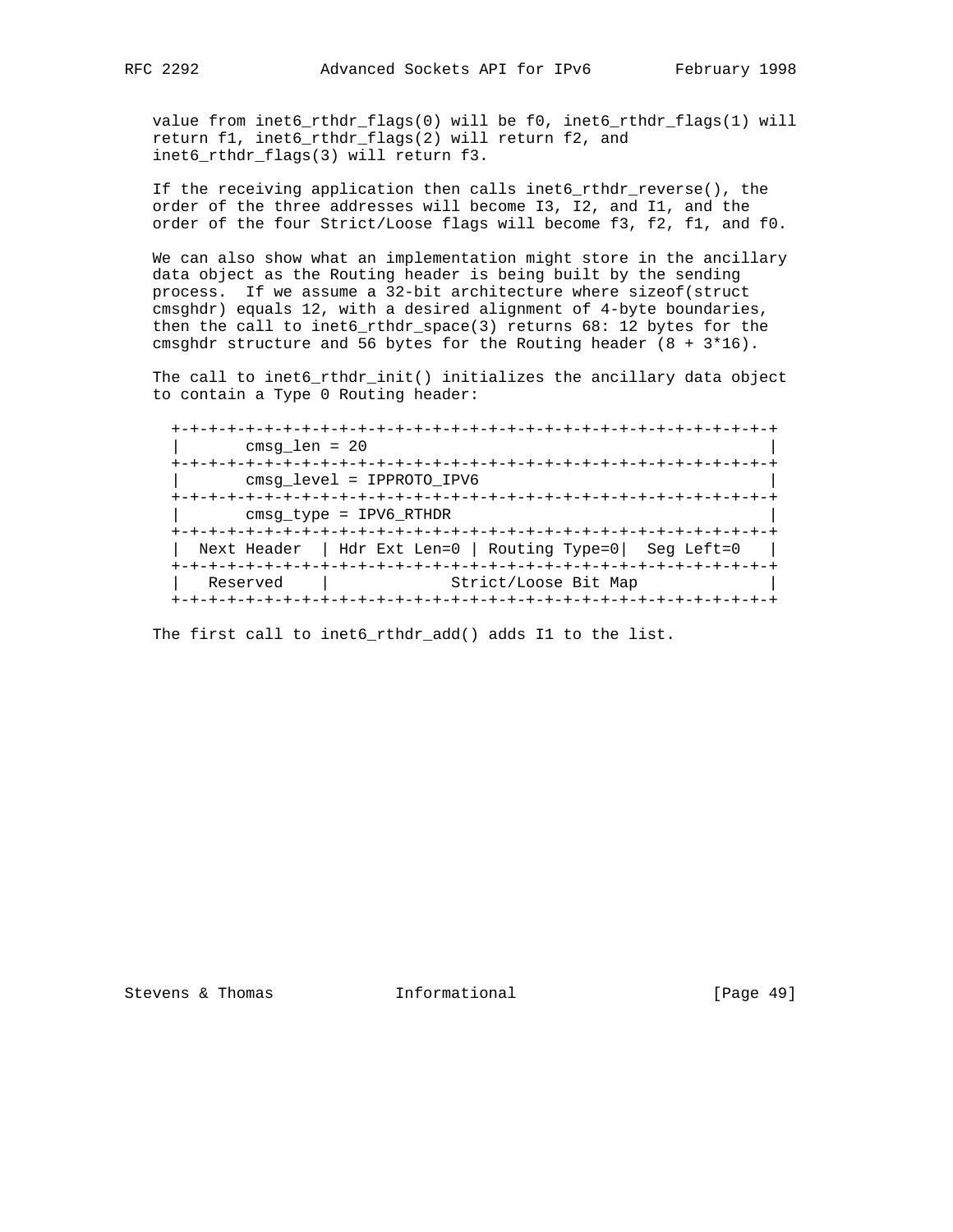value from inet6_rthdr_flags(0) will be f0, inet6_rthdr_flags(1) will return f1, inet6_rthdr_flags(2) will return f2, and inet6_rthdr_flags(3) will return f3.

If the receiving application then calls inet6_rthdr_reverse(), the order of the three addresses will become I3, I2, and I1, and the order of the four Strict/Loose flags will become f3, f2, f1, and f0.

We can also show what an implementation might store in the ancillary data object as the Routing header is being built by the sending process. If we assume a 32-bit architecture where sizeof(struct cmsghdr) equals 12, with a desired alignment of 4-byte boundaries, then the call to inet6_rthdr_space(3) returns 68: 12 bytes for the cmsghdr structure and 56 bytes for the Routing header (8 + 3*16).

The call to inet6_rthdr_init() initializes the ancillary data object to contain a Type 0 Routing header:

```
+-+-+-+-+-+-+-+-+-+-+-+-+-+-+-+-+-+-+-+-+-+-+-+-+-+-+-+-+-+-+-+-+
|       cmsg_len = 20                                           |
+-+-+-+-+-+-+-+-+-+-+-+-+-+-+-+-+-+-+-+-+-+-+-+-+-+-+-+-+-+-+-+-+
|       cmsg_level = IPPROTO_IPV6                               |
+-+-+-+-+-+-+-+-+-+-+-+-+-+-+-+-+-+-+-+-+-+-+-+-+-+-+-+-+-+-+-+-+
|       cmsg_type = IPV6_RTHDR                                  |
+-+-+-+-+-+-+-+-+-+-+-+-+-+-+-+-+-+-+-+-+-+-+-+-+-+-+-+-+-+-+-+-+
|  Next Header  | Hdr Ext Len=0 | Routing Type=0|  Seg Left=0   |
+-+-+-+-+-+-+-+-+-+-+-+-+-+-+-+-+-+-+-+-+-+-+-+-+-+-+-+-+-+-+-+-+
|   Reserved    |             Strict/Loose Bit Map              |
+-+-+-+-+-+-+-+-+-+-+-+-+-+-+-+-+-+-+-+-+-+-+-+-+-+-+-+-+-+-+-+-+
```

The first call to inet6_rthdr_add() adds I1 to the list.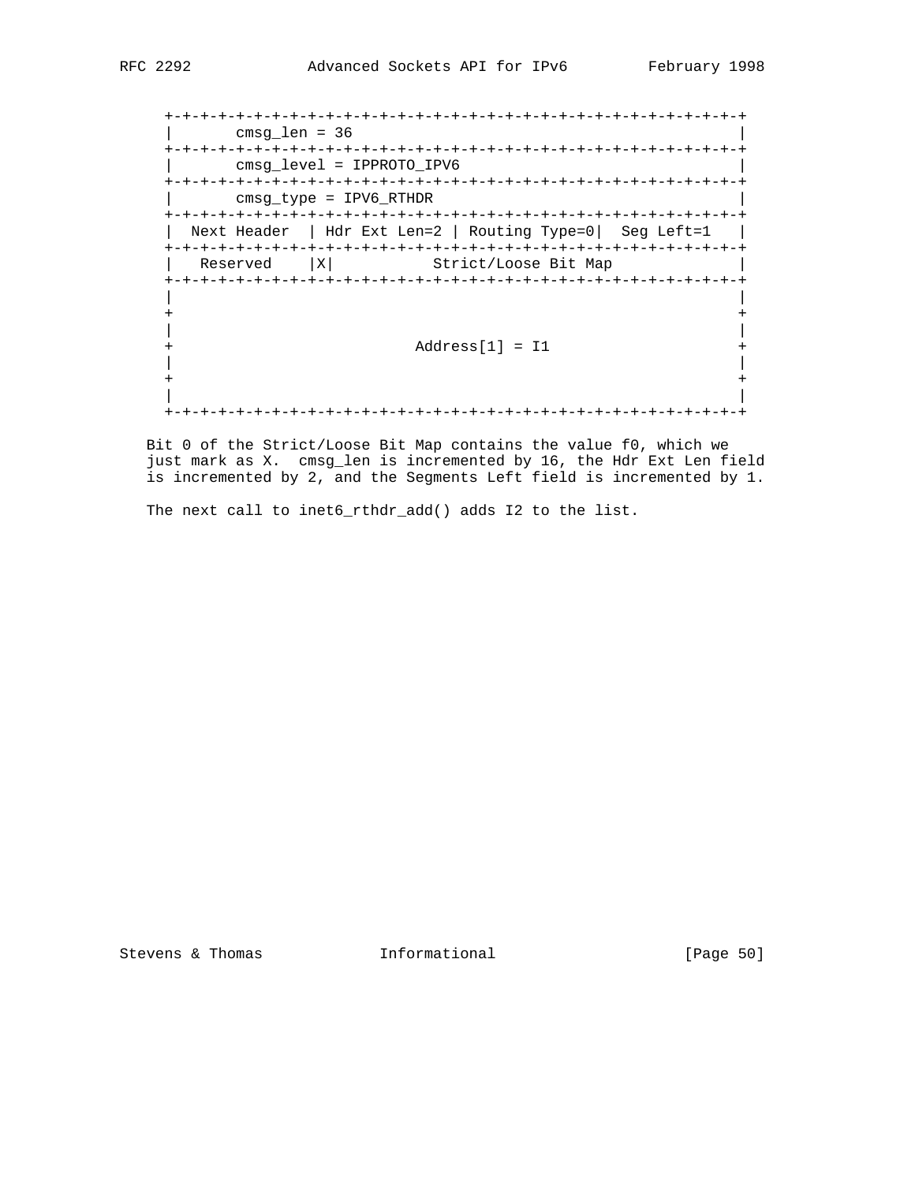```
      +-+-+-+-+-+-+-+-+-+-+-+-+-+-+-+-+-+-+-+-+-+-+-+-+-+-+-+-+-+-+-+-+
      |       cmsg_len = 36                                           |
      +-+-+-+-+-+-+-+-+-+-+-+-+-+-+-+-+-+-+-+-+-+-+-+-+-+-+-+-+-+-+-+-+
      |       cmsg_level = IPPROTO_IPV6                               |
      +-+-+-+-+-+-+-+-+-+-+-+-+-+-+-+-+-+-+-+-+-+-+-+-+-+-+-+-+-+-+-+-+
      |       cmsg_type = IPV6_RTHDR                                  |
      +-+-+-+-+-+-+-+-+-+-+-+-+-+-+-+-+-+-+-+-+-+-+-+-+-+-+-+-+-+-+-+-+
      |  Next Header  | Hdr Ext Len=2 | Routing Type=0|  Seg Left=1   |
      +-+-+-+-+-+-+-+-+-+-+-+-+-+-+-+-+-+-+-+-+-+-+-+-+-+-+-+-+-+-+-+-+
      |   Reserved    |X|           Strict/Loose Bit Map              |
      +-+-+-+-+-+-+-+-+-+-+-+-+-+-+-+-+-+-+-+-+-+-+-+-+-+-+-+-+-+-+-+-+
      |                                                               |
      +                                                               +
      |                                                               |
      +                          Address[1] = I1                      +
      |                                                               |
      +                                                               +
      |                                                               |
      +-+-+-+-+-+-+-+-+-+-+-+-+-+-+-+-+-+-+-+-+-+-+-+-+-+-+-+-+-+-+-+-+
```

Bit 0 of the Strict/Loose Bit Map contains the value f0, which we just mark as X. cmsg_len is incremented by 16, the Hdr Ext Len field is incremented by 2, and the Segments Left field is incremented by 1.

The next call to inet6_rthdr_add() adds I2 to the list.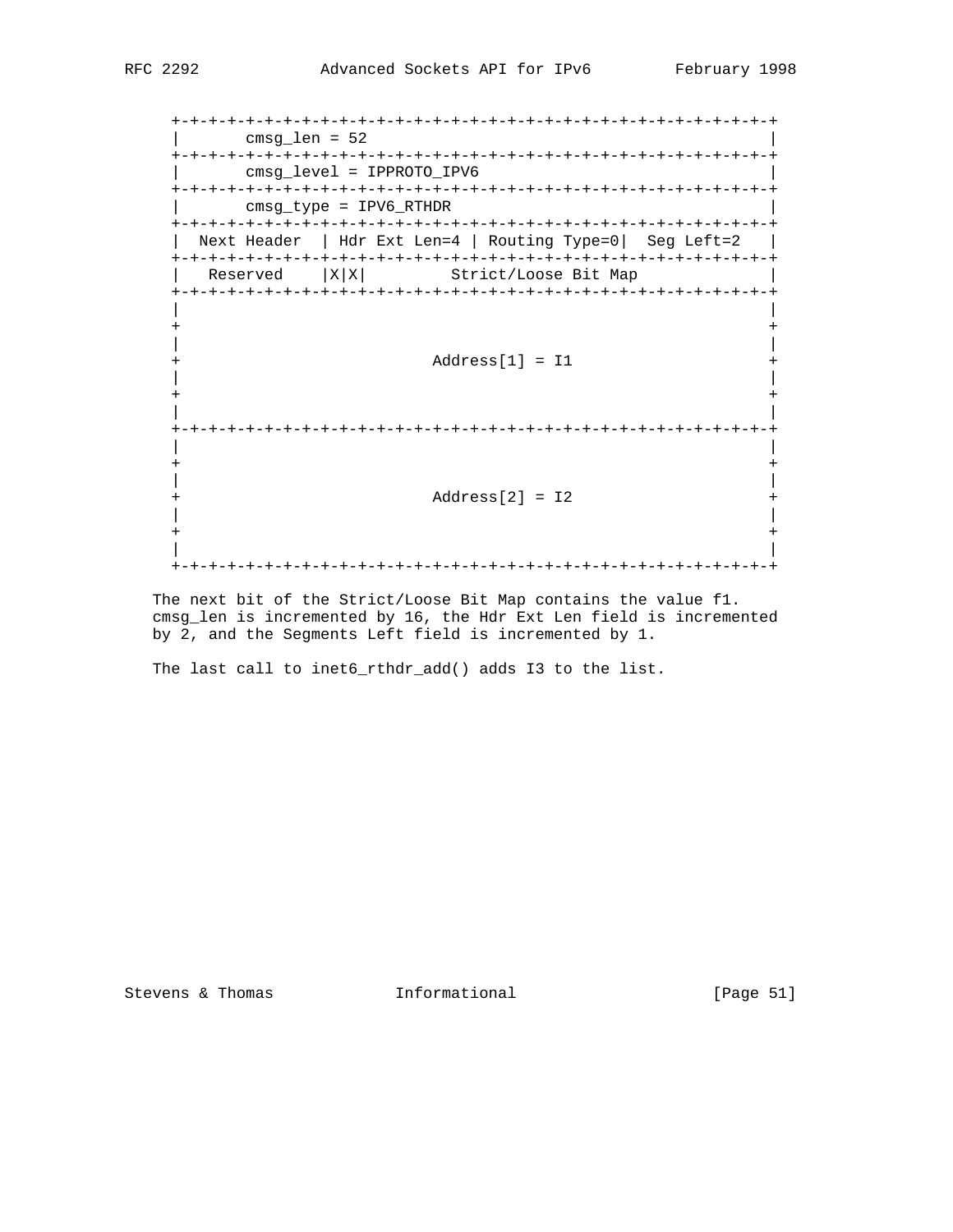```
+-+-+-+-+-+-+-+-+-+-+-+-+-+-+-+-+-+-+-+-+-+-+-+-+-+-+-+-+-+-+-+-+
|       cmsg_len = 52                                           |
+-+-+-+-+-+-+-+-+-+-+-+-+-+-+-+-+-+-+-+-+-+-+-+-+-+-+-+-+-+-+-+-+
|       cmsg_level = IPPROTO_IPV6                               |
+-+-+-+-+-+-+-+-+-+-+-+-+-+-+-+-+-+-+-+-+-+-+-+-+-+-+-+-+-+-+-+-+
|       cmsg_type = IPV6_RTHDR                                  |
+-+-+-+-+-+-+-+-+-+-+-+-+-+-+-+-+-+-+-+-+-+-+-+-+-+-+-+-+-+-+-+-+
|  Next Header  | Hdr Ext Len=4 | Routing Type=0|  Seg Left=2   |
+-+-+-+-+-+-+-+-+-+-+-+-+-+-+-+-+-+-+-+-+-+-+-+-+-+-+-+-+-+-+-+-+
|   Reserved    |X|X|         Strict/Loose Bit Map              |
+-+-+-+-+-+-+-+-+-+-+-+-+-+-+-+-+-+-+-+-+-+-+-+-+-+-+-+-+-+-+-+-+
|                                                               |
+                                                               +
|                                                               |
+                         Address[1] = I1                       +
|                                                               |
+                                                               +
|                                                               |
+-+-+-+-+-+-+-+-+-+-+-+-+-+-+-+-+-+-+-+-+-+-+-+-+-+-+-+-+-+-+-+-+
|                                                               |
+                                                               +
|                                                               |
+                         Address[2] = I2                       +
|                                                               |
+                                                               +
|                                                               |
+-+-+-+-+-+-+-+-+-+-+-+-+-+-+-+-+-+-+-+-+-+-+-+-+-+-+-+-+-+-+-+-+
```

The next bit of the Strict/Loose Bit Map contains the value f1.
cmsg_len is incremented by 16, the Hdr Ext Len field is incremented
by 2, and the Segments Left field is incremented by 1.

The last call to inet6_rthdr_add() adds I3 to the list.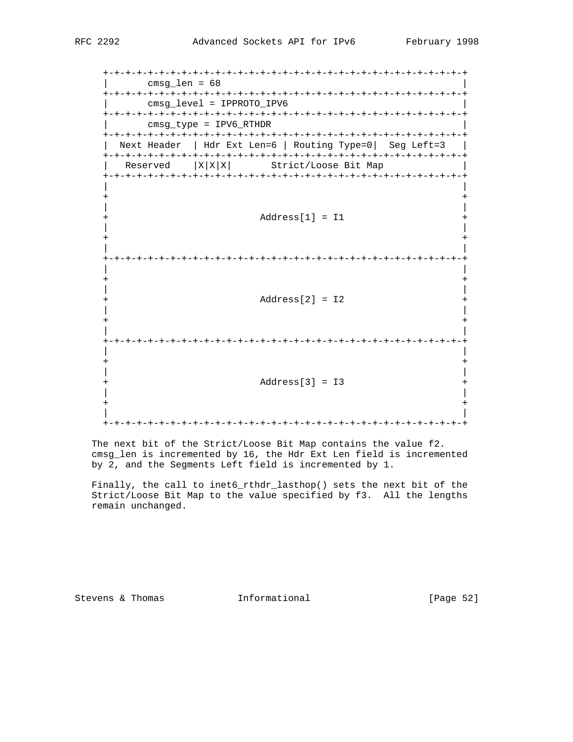```
+-+-+-+-+-+-+-+-+-+-+-+-+-+-+-+-+-+-+-+-+-+-+-+-+-+-+-+-+-+-+-+-+
|       cmsg_len = 68                                           |
+-+-+-+-+-+-+-+-+-+-+-+-+-+-+-+-+-+-+-+-+-+-+-+-+-+-+-+-+-+-+-+-+
|       cmsg_level = IPPROTO_IPV6                               |
+-+-+-+-+-+-+-+-+-+-+-+-+-+-+-+-+-+-+-+-+-+-+-+-+-+-+-+-+-+-+-+-+
|       cmsg_type = IPV6_RTHDR                                  |
+-+-+-+-+-+-+-+-+-+-+-+-+-+-+-+-+-+-+-+-+-+-+-+-+-+-+-+-+-+-+-+-+
|  Next Header  | Hdr Ext Len=6 | Routing Type=0|  Seg Left=3   |
+-+-+-+-+-+-+-+-+-+-+-+-+-+-+-+-+-+-+-+-+-+-+-+-+-+-+-+-+-+-+-+-+
|   Reserved    |X|X|X|       Strict/Loose Bit Map              |
+-+-+-+-+-+-+-+-+-+-+-+-+-+-+-+-+-+-+-+-+-+-+-+-+-+-+-+-+-+-+-+-+
|                                                               |
+                                                               +
|                                                               |
+                            Address[1] = I1                    +
|                                                               |
+                                                               +
|                                                               |
+-+-+-+-+-+-+-+-+-+-+-+-+-+-+-+-+-+-+-+-+-+-+-+-+-+-+-+-+-+-+-+-+
|                                                               |
+                                                               +
|                                                               |
+                            Address[2] = I2                    +
|                                                               |
+                                                               +
|                                                               |
+-+-+-+-+-+-+-+-+-+-+-+-+-+-+-+-+-+-+-+-+-+-+-+-+-+-+-+-+-+-+-+-+
|                                                               |
+                                                               +
|                                                               |
+                            Address[3] = I3                    +
|                                                               |
+                                                               +
|                                                               |
+-+-+-+-+-+-+-+-+-+-+-+-+-+-+-+-+-+-+-+-+-+-+-+-+-+-+-+-+-+-+-+-+
```

The next bit of the Strict/Loose Bit Map contains the value f2. cmsg_len is incremented by 16, the Hdr Ext Len field is incremented by 2, and the Segments Left field is incremented by 1.

Finally, the call to inet6_rthdr_lasthop() sets the next bit of the Strict/Loose Bit Map to the value specified by f3. All the lengths remain unchanged.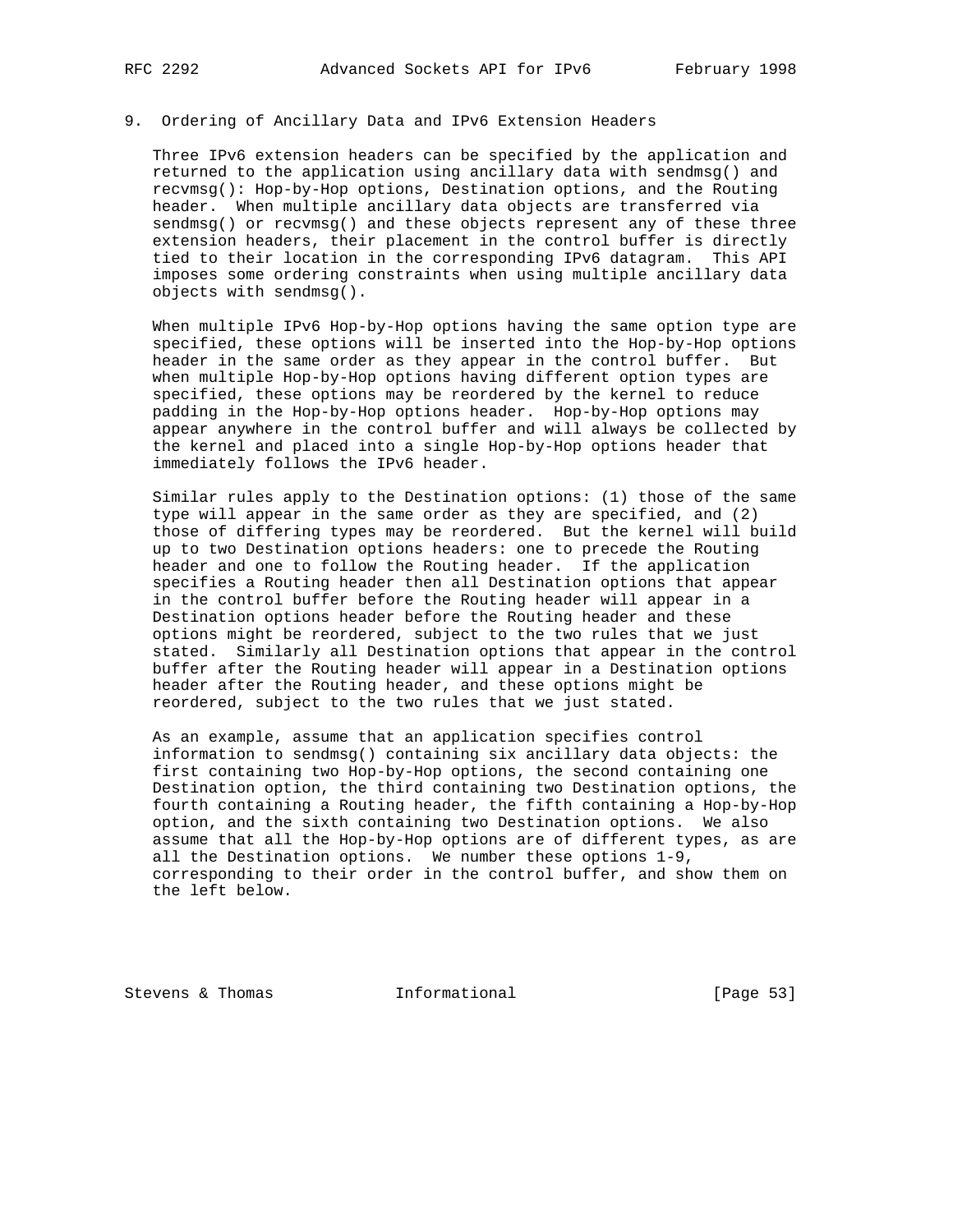## 9. Ordering of Ancillary Data and IPv6 Extension Headers

Three IPv6 extension headers can be specified by the application and returned to the application using ancillary data with sendmsg() and recvmsg(): Hop-by-Hop options, Destination options, and the Routing header. When multiple ancillary data objects are transferred via sendmsg() or recvmsg() and these objects represent any of these three extension headers, their placement in the control buffer is directly tied to their location in the corresponding IPv6 datagram. This API imposes some ordering constraints when using multiple ancillary data objects with sendmsg().

When multiple IPv6 Hop-by-Hop options having the same option type are specified, these options will be inserted into the Hop-by-Hop options header in the same order as they appear in the control buffer. But when multiple Hop-by-Hop options having different option types are specified, these options may be reordered by the kernel to reduce padding in the Hop-by-Hop options header. Hop-by-Hop options may appear anywhere in the control buffer and will always be collected by the kernel and placed into a single Hop-by-Hop options header that immediately follows the IPv6 header.

Similar rules apply to the Destination options: (1) those of the same type will appear in the same order as they are specified, and (2) those of differing types may be reordered. But the kernel will build up to two Destination options headers: one to precede the Routing header and one to follow the Routing header. If the application specifies a Routing header then all Destination options that appear in the control buffer before the Routing header will appear in a Destination options header before the Routing header and these options might be reordered, subject to the two rules that we just stated. Similarly all Destination options that appear in the control buffer after the Routing header will appear in a Destination options header after the Routing header, and these options might be reordered, subject to the two rules that we just stated.

As an example, assume that an application specifies control information to sendmsg() containing six ancillary data objects: the first containing two Hop-by-Hop options, the second containing one Destination option, the third containing two Destination options, the fourth containing a Routing header, the fifth containing a Hop-by-Hop option, and the sixth containing two Destination options. We also assume that all the Hop-by-Hop options are of different types, as are all the Destination options. We number these options 1-9, corresponding to their order in the control buffer, and show them on the left below.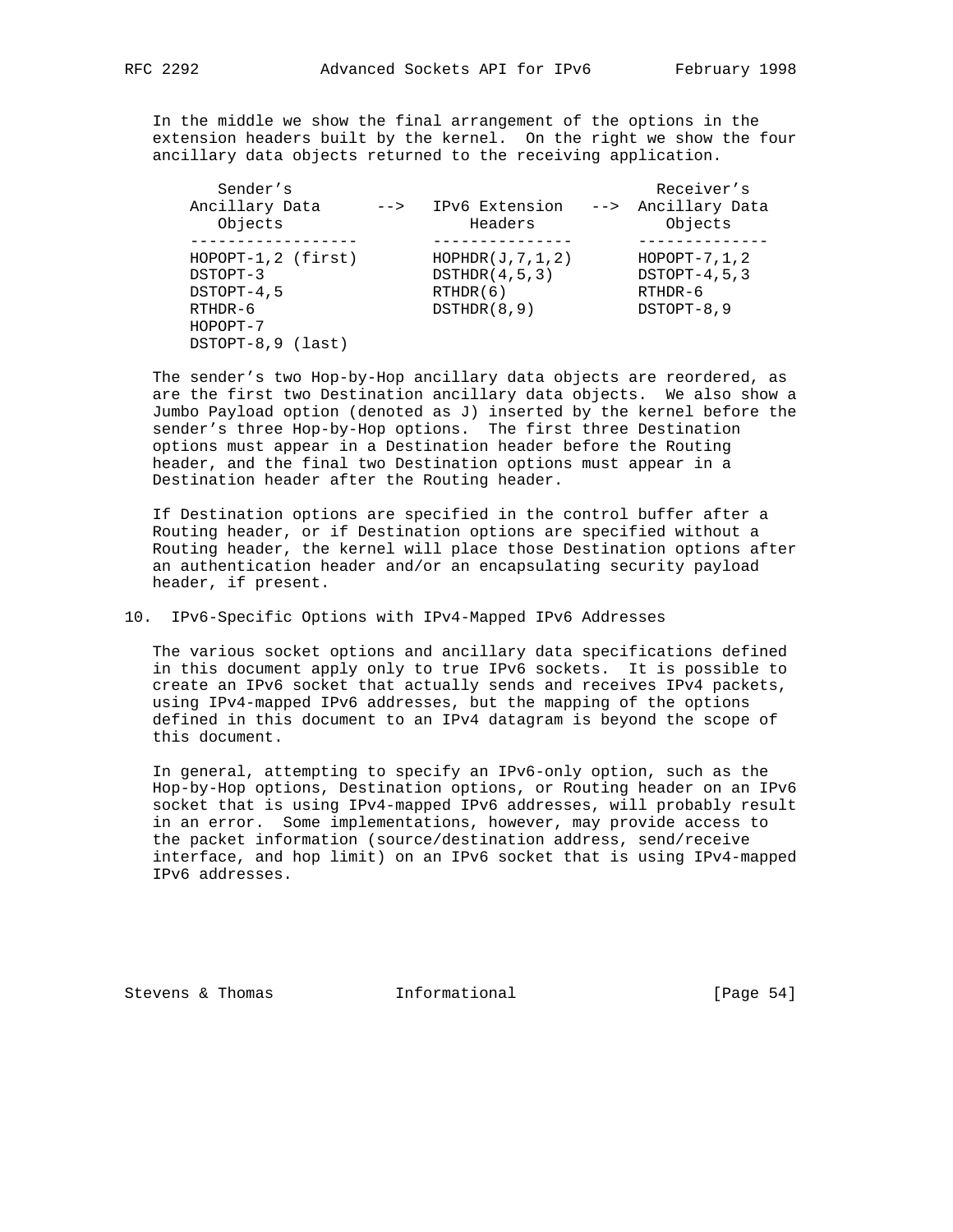In the middle we show the final arrangement of the options in the extension headers built by the kernel. On the right we show the four ancillary data objects returned to the receiving application.

```
    Sender's                                       Receiver's
 Ancillary Data     -->   IPv6 Extension   -->  Ancillary Data
    Objects                  Headers               Objects
------------------        ---------------       --------------
HOPOPT-1,2 (first)        HOPHDR(J,7,1,2)       HOPOPT-7,1,2
DSTOPT-3                  DSTHDR(4,5,3)         DSTOPT-4,5,3
DSTOPT-4,5                RTHDR(6)              RTHDR-6
RTHDR-6                   DSTHDR(8,9)           DSTOPT-8,9
HOPOPT-7
DSTOPT-8,9 (last)
```

The sender's two Hop-by-Hop ancillary data objects are reordered, as are the first two Destination ancillary data objects. We also show a Jumbo Payload option (denoted as J) inserted by the kernel before the sender's three Hop-by-Hop options. The first three Destination options must appear in a Destination header before the Routing header, and the final two Destination options must appear in a Destination header after the Routing header.

If Destination options are specified in the control buffer after a Routing header, or if Destination options are specified without a Routing header, the kernel will place those Destination options after an authentication header and/or an encapsulating security payload header, if present.

## 10. IPv6-Specific Options with IPv4-Mapped IPv6 Addresses

The various socket options and ancillary data specifications defined in this document apply only to true IPv6 sockets. It is possible to create an IPv6 socket that actually sends and receives IPv4 packets, using IPv4-mapped IPv6 addresses, but the mapping of the options defined in this document to an IPv4 datagram is beyond the scope of this document.

In general, attempting to specify an IPv6-only option, such as the Hop-by-Hop options, Destination options, or Routing header on an IPv6 socket that is using IPv4-mapped IPv6 addresses, will probably result in an error. Some implementations, however, may provide access to the packet information (source/destination address, send/receive interface, and hop limit) on an IPv6 socket that is using IPv4-mapped IPv6 addresses.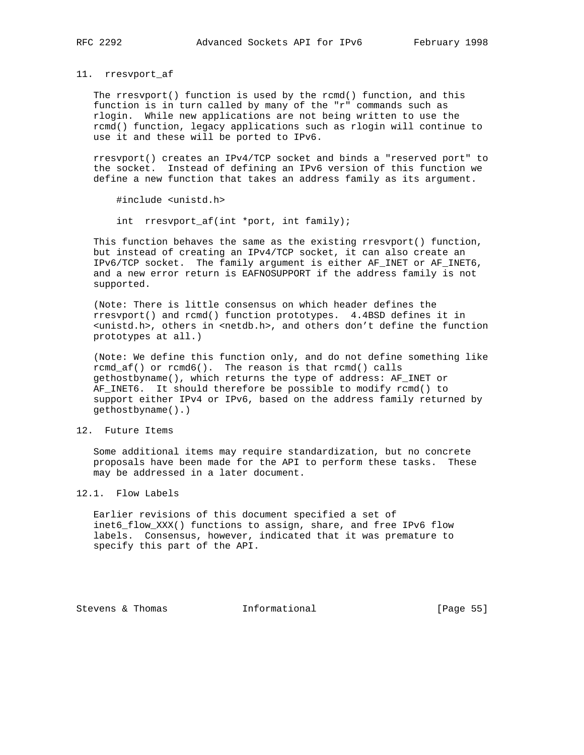## 11. rresvport_af

The rresvport() function is used by the rcmd() function, and this function is in turn called by many of the "r" commands such as rlogin. While new applications are not being written to use the rcmd() function, legacy applications such as rlogin will continue to use it and these will be ported to IPv6.

rresvport() creates an IPv4/TCP socket and binds a "reserved port" to the socket. Instead of defining an IPv6 version of this function we define a new function that takes an address family as its argument.

```
#include <unistd.h>

int  rresvport_af(int *port, int family);
```

This function behaves the same as the existing rresvport() function, but instead of creating an IPv4/TCP socket, it can also create an IPv6/TCP socket. The family argument is either AF_INET or AF_INET6, and a new error return is EAFNOSUPPORT if the address family is not supported.

(Note: There is little consensus on which header defines the rresvport() and rcmd() function prototypes. 4.4BSD defines it in <unistd.h>, others in <netdb.h>, and others don't define the function prototypes at all.)

(Note: We define this function only, and do not define something like rcmd_af() or rcmd6(). The reason is that rcmd() calls gethostbyname(), which returns the type of address: AF_INET or AF_INET6. It should therefore be possible to modify rcmd() to support either IPv4 or IPv6, based on the address family returned by gethostbyname().)

## 12. Future Items

Some additional items may require standardization, but no concrete proposals have been made for the API to perform these tasks. These may be addressed in a later document.

### 12.1. Flow Labels

Earlier revisions of this document specified a set of inet6_flow_XXX() functions to assign, share, and free IPv6 flow labels. Consensus, however, indicated that it was premature to specify this part of the API.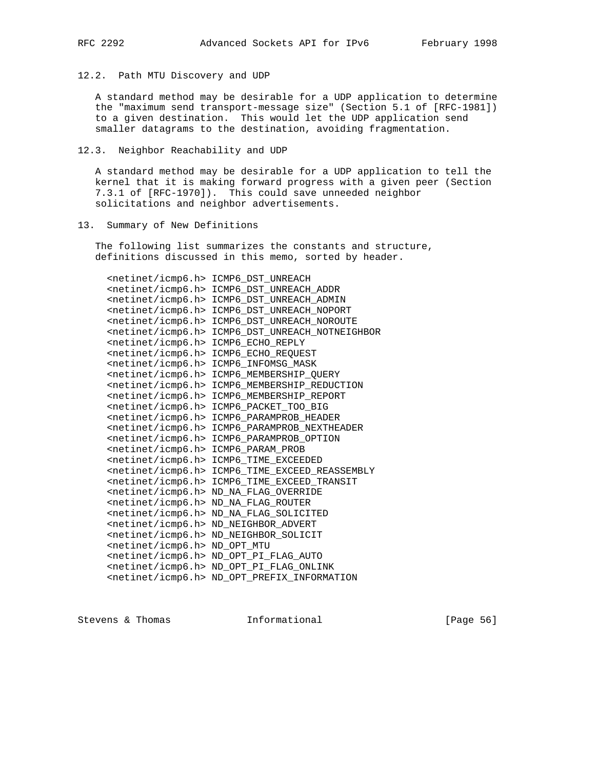### 12.2. Path MTU Discovery and UDP

A standard method may be desirable for a UDP application to determine the "maximum send transport-message size" (Section 5.1 of [RFC-1981]) to a given destination. This would let the UDP application send smaller datagrams to the destination, avoiding fragmentation.

### 12.3. Neighbor Reachability and UDP

A standard method may be desirable for a UDP application to tell the kernel that it is making forward progress with a given peer (Section 7.3.1 of [RFC-1970]). This could save unneeded neighbor solicitations and neighbor advertisements.

## 13. Summary of New Definitions

The following list summarizes the constants and structure, definitions discussed in this memo, sorted by header.

```
<netinet/icmp6.h> ICMP6_DST_UNREACH
<netinet/icmp6.h> ICMP6_DST_UNREACH_ADDR
<netinet/icmp6.h> ICMP6_DST_UNREACH_ADMIN
<netinet/icmp6.h> ICMP6_DST_UNREACH_NOPORT
<netinet/icmp6.h> ICMP6_DST_UNREACH_NOROUTE
<netinet/icmp6.h> ICMP6_DST_UNREACH_NOTNEIGHBOR
<netinet/icmp6.h> ICMP6_ECHO_REPLY
<netinet/icmp6.h> ICMP6_ECHO_REQUEST
<netinet/icmp6.h> ICMP6_INFOMSG_MASK
<netinet/icmp6.h> ICMP6_MEMBERSHIP_QUERY
<netinet/icmp6.h> ICMP6_MEMBERSHIP_REDUCTION
<netinet/icmp6.h> ICMP6_MEMBERSHIP_REPORT
<netinet/icmp6.h> ICMP6_PACKET_TOO_BIG
<netinet/icmp6.h> ICMP6_PARAMPROB_HEADER
<netinet/icmp6.h> ICMP6_PARAMPROB_NEXTHEADER
<netinet/icmp6.h> ICMP6_PARAMPROB_OPTION
<netinet/icmp6.h> ICMP6_PARAM_PROB
<netinet/icmp6.h> ICMP6_TIME_EXCEEDED
<netinet/icmp6.h> ICMP6_TIME_EXCEED_REASSEMBLY
<netinet/icmp6.h> ICMP6_TIME_EXCEED_TRANSIT
<netinet/icmp6.h> ND_NA_FLAG_OVERRIDE
<netinet/icmp6.h> ND_NA_FLAG_ROUTER
<netinet/icmp6.h> ND_NA_FLAG_SOLICITED
<netinet/icmp6.h> ND_NEIGHBOR_ADVERT
<netinet/icmp6.h> ND_NEIGHBOR_SOLICIT
<netinet/icmp6.h> ND_OPT_MTU
<netinet/icmp6.h> ND_OPT_PI_FLAG_AUTO
<netinet/icmp6.h> ND_OPT_PI_FLAG_ONLINK
<netinet/icmp6.h> ND_OPT_PREFIX_INFORMATION
```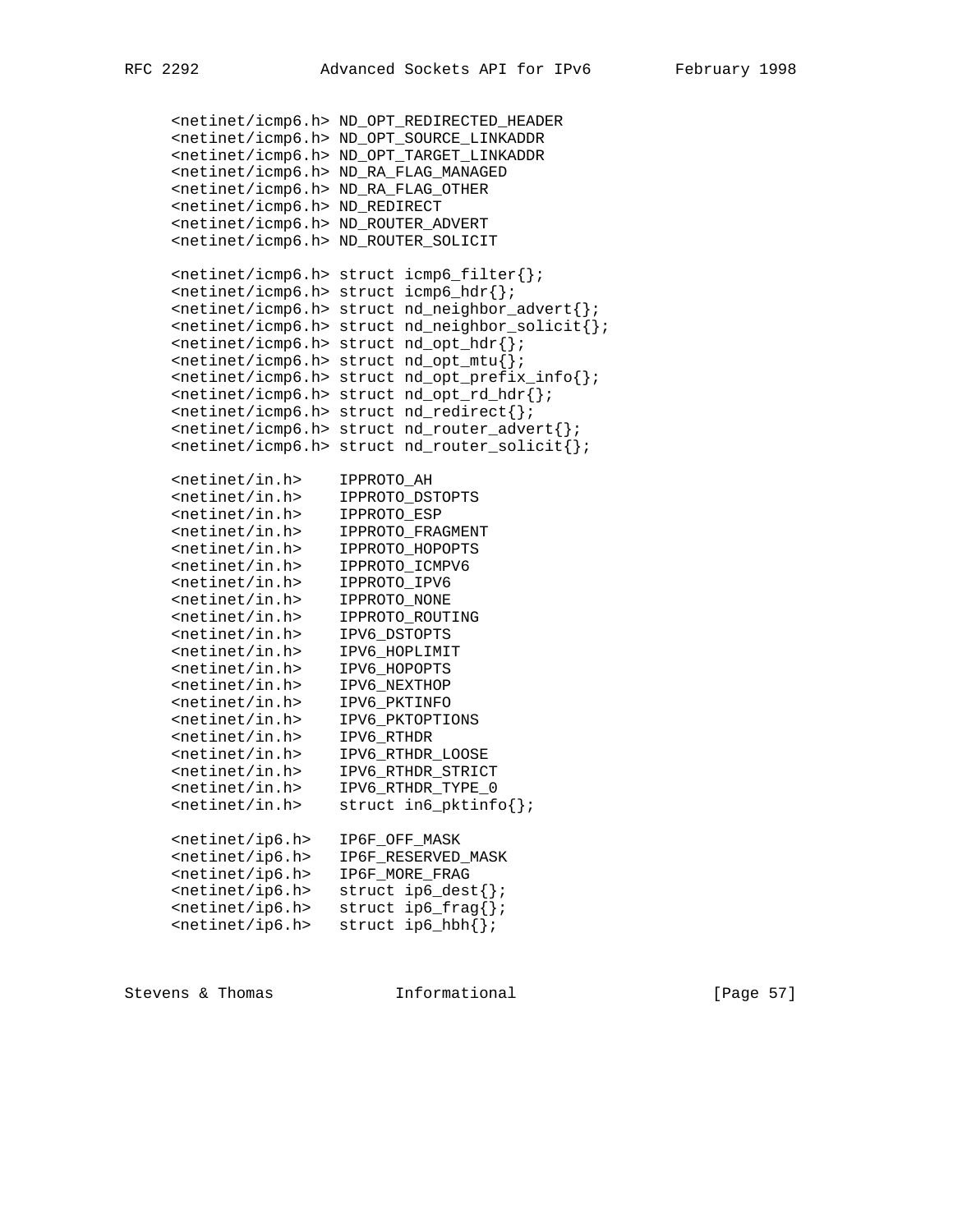```
<netinet/icmp6.h> ND_OPT_REDIRECTED_HEADER
<netinet/icmp6.h> ND_OPT_SOURCE_LINKADDR
<netinet/icmp6.h> ND_OPT_TARGET_LINKADDR
<netinet/icmp6.h> ND_RA_FLAG_MANAGED
<netinet/icmp6.h> ND_RA_FLAG_OTHER
<netinet/icmp6.h> ND_REDIRECT
<netinet/icmp6.h> ND_ROUTER_ADVERT
<netinet/icmp6.h> ND_ROUTER_SOLICIT

<netinet/icmp6.h> struct icmp6_filter{};
<netinet/icmp6.h> struct icmp6_hdr{};
<netinet/icmp6.h> struct nd_neighbor_advert{};
<netinet/icmp6.h> struct nd_neighbor_solicit{};
<netinet/icmp6.h> struct nd_opt_hdr{};
<netinet/icmp6.h> struct nd_opt_mtu{};
<netinet/icmp6.h> struct nd_opt_prefix_info{};
<netinet/icmp6.h> struct nd_opt_rd_hdr{};
<netinet/icmp6.h> struct nd_redirect{};
<netinet/icmp6.h> struct nd_router_advert{};
<netinet/icmp6.h> struct nd_router_solicit{};

<netinet/in.h>    IPPROTO_AH
<netinet/in.h>    IPPROTO_DSTOPTS
<netinet/in.h>    IPPROTO_ESP
<netinet/in.h>    IPPROTO_FRAGMENT
<netinet/in.h>    IPPROTO_HOPOPTS
<netinet/in.h>    IPPROTO_ICMPV6
<netinet/in.h>    IPPROTO_IPV6
<netinet/in.h>    IPPROTO_NONE
<netinet/in.h>    IPPROTO_ROUTING
<netinet/in.h>    IPV6_DSTOPTS
<netinet/in.h>    IPV6_HOPLIMIT
<netinet/in.h>    IPV6_HOPOPTS
<netinet/in.h>    IPV6_NEXTHOP
<netinet/in.h>    IPV6_PKTINFO
<netinet/in.h>    IPV6_PKTOPTIONS
<netinet/in.h>    IPV6_RTHDR
<netinet/in.h>    IPV6_RTHDR_LOOSE
<netinet/in.h>    IPV6_RTHDR_STRICT
<netinet/in.h>    IPV6_RTHDR_TYPE_0
<netinet/in.h>    struct in6_pktinfo{};

<netinet/ip6.h>   IP6F_OFF_MASK
<netinet/ip6.h>   IP6F_RESERVED_MASK
<netinet/ip6.h>   IP6F_MORE_FRAG
<netinet/ip6.h>   struct ip6_dest{};
<netinet/ip6.h>   struct ip6_frag{};
<netinet/ip6.h>   struct ip6_hbh{};
```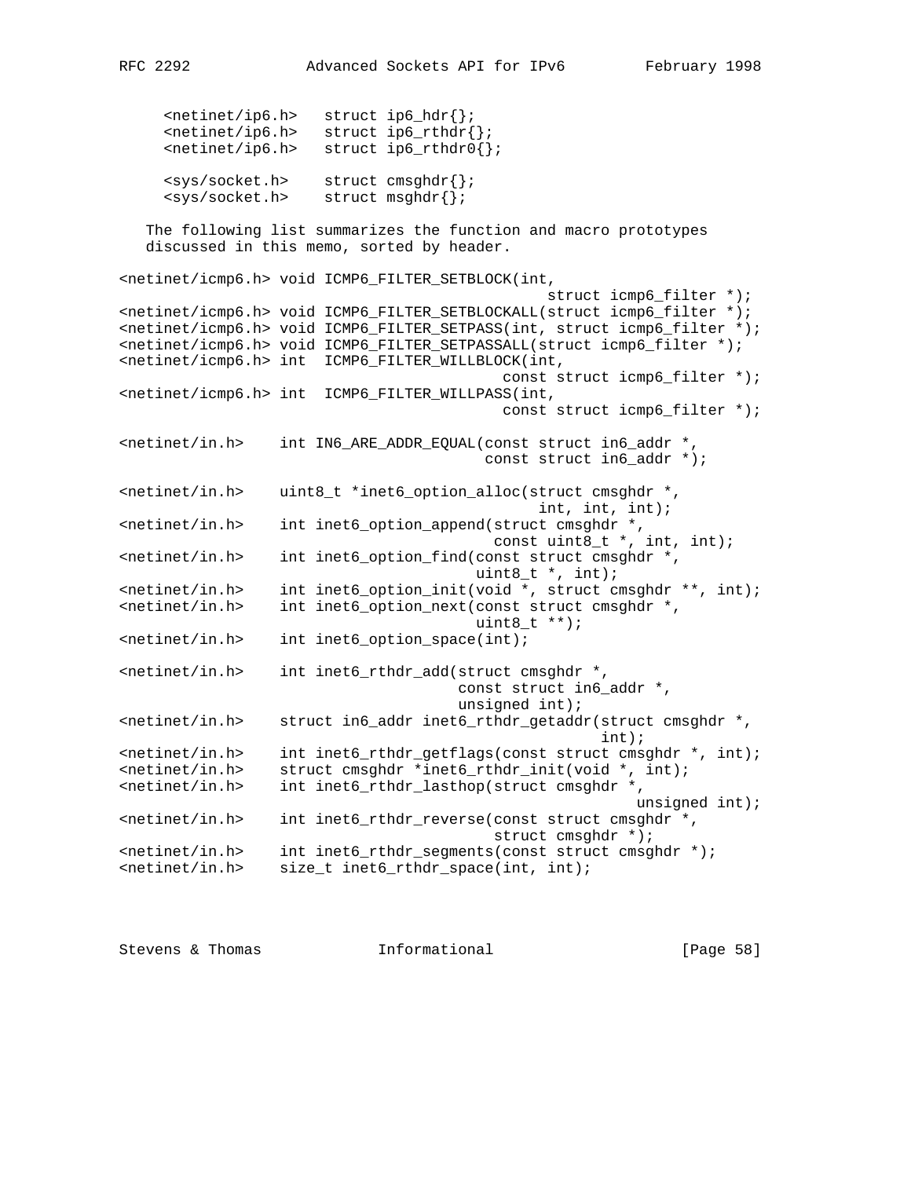```
     <netinet/ip6.h>   struct ip6_hdr{};
     <netinet/ip6.h>   struct ip6_rthdr{};
     <netinet/ip6.h>   struct ip6_rthdr0{};

     <sys/socket.h>    struct cmsghdr{};
     <sys/socket.h>    struct msghdr{};
```

The following list summarizes the function and macro prototypes discussed in this memo, sorted by header.

```
<netinet/icmp6.h> void ICMP6_FILTER_SETBLOCK(int,
                                              struct icmp6_filter *);
<netinet/icmp6.h> void ICMP6_FILTER_SETBLOCKALL(struct icmp6_filter *);
<netinet/icmp6.h> void ICMP6_FILTER_SETPASS(int, struct icmp6_filter *);
<netinet/icmp6.h> void ICMP6_FILTER_SETPASSALL(struct icmp6_filter *);
<netinet/icmp6.h> int  ICMP6_FILTER_WILLBLOCK(int,
                                         const struct icmp6_filter *);
<netinet/icmp6.h> int  ICMP6_FILTER_WILLPASS(int,
                                         const struct icmp6_filter *);

<netinet/in.h>    int IN6_ARE_ADDR_EQUAL(const struct in6_addr *,
                                       const struct in6_addr *);

<netinet/in.h>    uint8_t *inet6_option_alloc(struct cmsghdr *,
                                              int, int, int);
<netinet/in.h>    int inet6_option_append(struct cmsghdr *,
                                        const uint8_t *, int, int);
<netinet/in.h>    int inet6_option_find(const struct cmsghdr *,
                                      uint8_t *, int);
<netinet/in.h>    int inet6_option_init(void *, struct cmsghdr **, int);
<netinet/in.h>    int inet6_option_next(const struct cmsghdr *,
                                      uint8_t **);
<netinet/in.h>    int inet6_option_space(int);

<netinet/in.h>    int inet6_rthdr_add(struct cmsghdr *,
                                    const struct in6_addr *,
                                    unsigned int);
<netinet/in.h>    struct in6_addr inet6_rthdr_getaddr(struct cmsghdr *,
                                                     int);
<netinet/in.h>    int inet6_rthdr_getflags(const struct cmsghdr *, int);
<netinet/in.h>    struct cmsghdr *inet6_rthdr_init(void *, int);
<netinet/in.h>    int inet6_rthdr_lasthop(struct cmsghdr *,
                                                         unsigned int);
<netinet/in.h>    int inet6_rthdr_reverse(const struct cmsghdr *,
                                        struct cmsghdr *);
<netinet/in.h>    int inet6_rthdr_segments(const struct cmsghdr *);
<netinet/in.h>    size_t inet6_rthdr_space(int, int);
```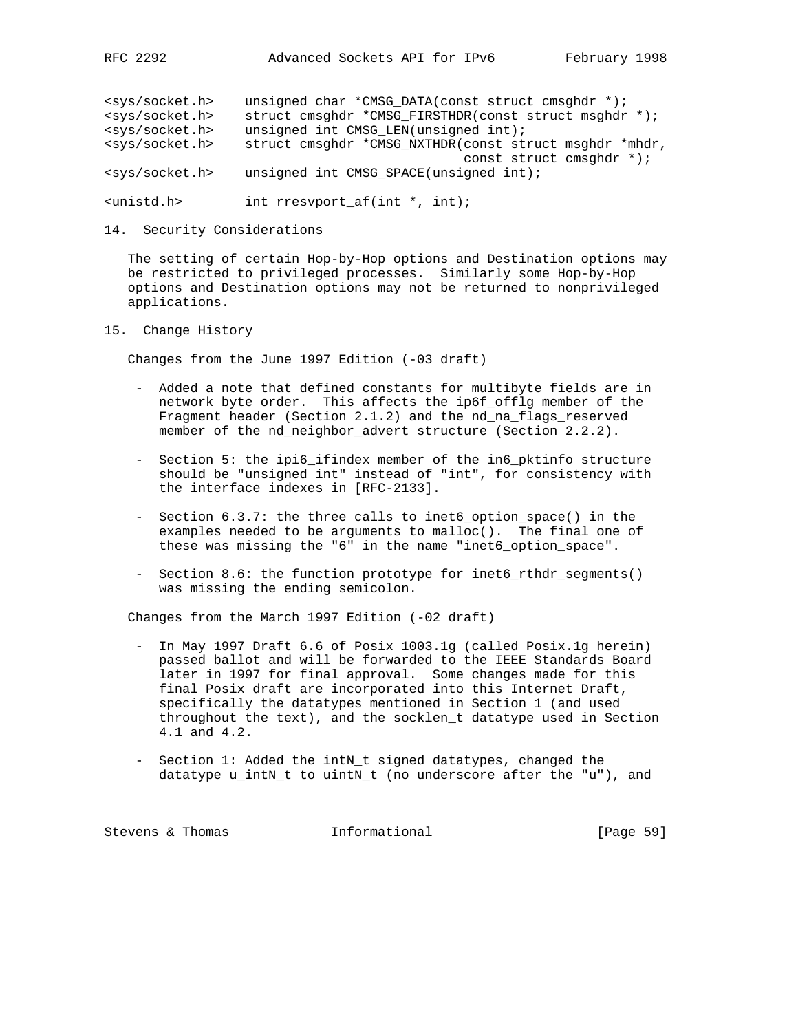```
<sys/socket.h>    unsigned char *CMSG_DATA(const struct cmsghdr *);
<sys/socket.h>    struct cmsghdr *CMSG_FIRSTHDR(const struct msghdr *);
<sys/socket.h>    unsigned int CMSG_LEN(unsigned int);
<sys/socket.h>    struct cmsghdr *CMSG_NXTHDR(const struct msghdr *mhdr,
                                              const struct cmsghdr *);
<sys/socket.h>    unsigned int CMSG_SPACE(unsigned int);

<unistd.h>        int rresvport_af(int *, int);
```

## 14. Security Considerations

The setting of certain Hop-by-Hop options and Destination options may be restricted to privileged processes. Similarly some Hop-by-Hop options and Destination options may not be returned to nonprivileged applications.

## 15. Change History

Changes from the June 1997 Edition (-03 draft)

- Added a note that defined constants for multibyte fields are in network byte order. This affects the ip6f_offlg member of the Fragment header (Section 2.1.2) and the nd_na_flags_reserved member of the nd_neighbor_advert structure (Section 2.2.2).

- Section 5: the ipi6_ifindex member of the in6_pktinfo structure should be "unsigned int" instead of "int", for consistency with the interface indexes in [RFC-2133].

- Section 6.3.7: the three calls to inet6_option_space() in the examples needed to be arguments to malloc(). The final one of these was missing the "6" in the name "inet6_option_space".

- Section 8.6: the function prototype for inet6_rthdr_segments() was missing the ending semicolon.

Changes from the March 1997 Edition (-02 draft)

- In May 1997 Draft 6.6 of Posix 1003.1g (called Posix.1g herein) passed ballot and will be forwarded to the IEEE Standards Board later in 1997 for final approval. Some changes made for this final Posix draft are incorporated into this Internet Draft, specifically the datatypes mentioned in Section 1 (and used throughout the text), and the socklen_t datatype used in Section 4.1 and 4.2.

- Section 1: Added the intN_t signed datatypes, changed the datatype u_intN_t to uintN_t (no underscore after the "u"), and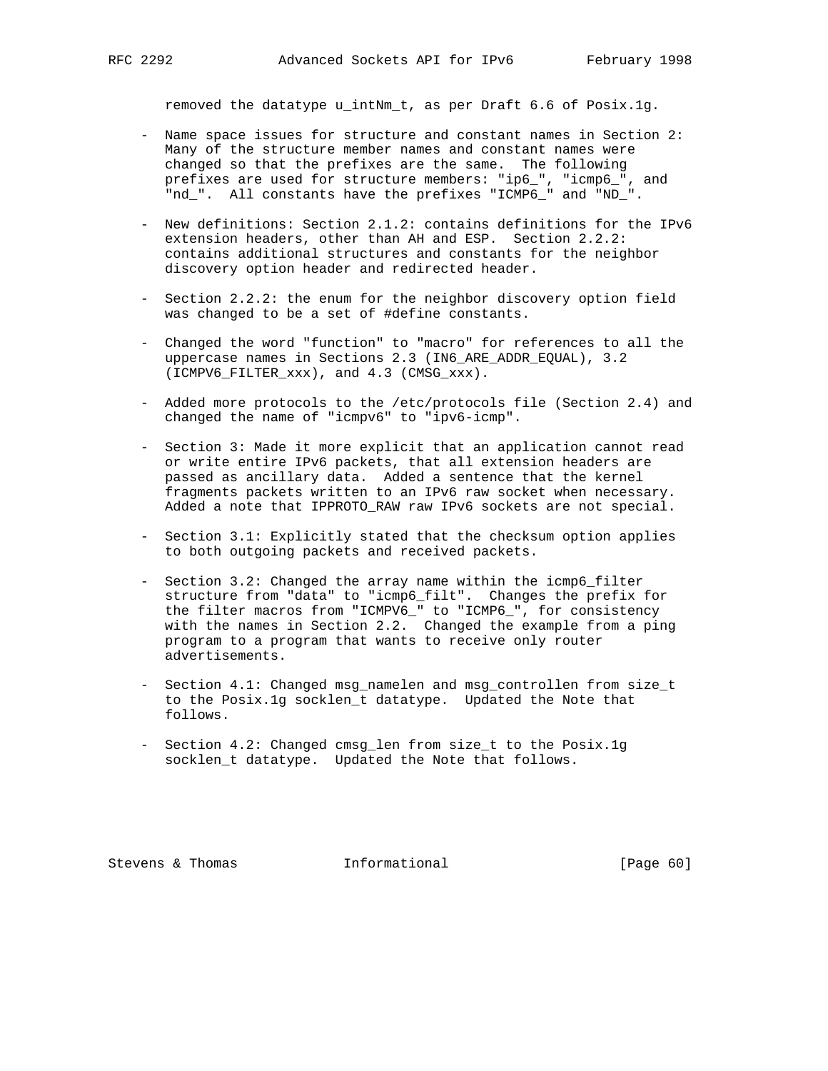removed the datatype u_intNm_t, as per Draft 6.6 of Posix.1g.

- Name space issues for structure and constant names in Section 2: Many of the structure member names and constant names were changed so that the prefixes are the same. The following prefixes are used for structure members: "ip6_", "icmp6_", and "nd_". All constants have the prefixes "ICMP6_" and "ND_".

- New definitions: Section 2.1.2: contains definitions for the IPv6 extension headers, other than AH and ESP. Section 2.2.2: contains additional structures and constants for the neighbor discovery option header and redirected header.

- Section 2.2.2: the enum for the neighbor discovery option field was changed to be a set of #define constants.

- Changed the word "function" to "macro" for references to all the uppercase names in Sections 2.3 (IN6_ARE_ADDR_EQUAL), 3.2 (ICMPV6_FILTER_xxx), and 4.3 (CMSG_xxx).

- Added more protocols to the /etc/protocols file (Section 2.4) and changed the name of "icmpv6" to "ipv6-icmp".

- Section 3: Made it more explicit that an application cannot read or write entire IPv6 packets, that all extension headers are passed as ancillary data. Added a sentence that the kernel fragments packets written to an IPv6 raw socket when necessary. Added a note that IPPROTO_RAW raw IPv6 sockets are not special.

- Section 3.1: Explicitly stated that the checksum option applies to both outgoing packets and received packets.

- Section 3.2: Changed the array name within the icmp6_filter structure from "data" to "icmp6_filt". Changes the prefix for the filter macros from "ICMPV6_" to "ICMP6_", for consistency with the names in Section 2.2. Changed the example from a ping program to a program that wants to receive only router advertisements.

- Section 4.1: Changed msg_namelen and msg_controllen from size_t to the Posix.1g socklen_t datatype. Updated the Note that follows.

- Section 4.2: Changed cmsg_len from size_t to the Posix.1g socklen_t datatype. Updated the Note that follows.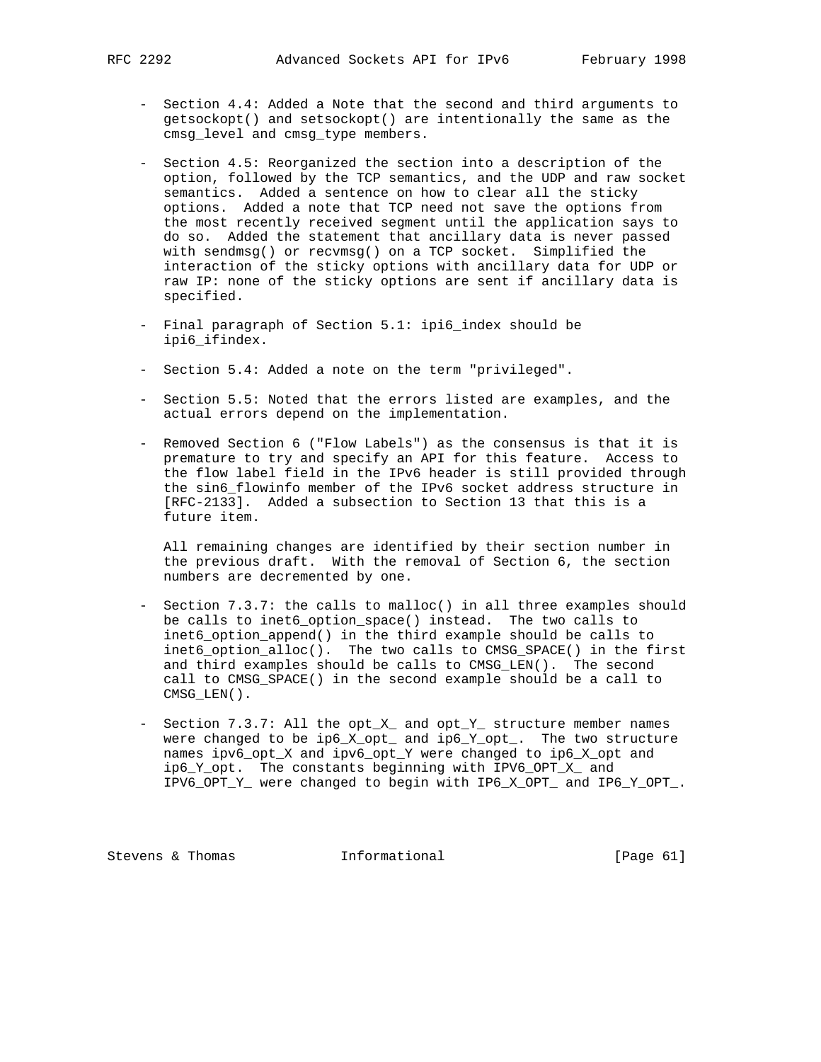- Section 4.4: Added a Note that the second and third arguments to getsockopt() and setsockopt() are intentionally the same as the cmsg_level and cmsg_type members.

- Section 4.5: Reorganized the section into a description of the option, followed by the TCP semantics, and the UDP and raw socket semantics. Added a sentence on how to clear all the sticky options. Added a note that TCP need not save the options from the most recently received segment until the application says to do so. Added the statement that ancillary data is never passed with sendmsg() or recvmsg() on a TCP socket. Simplified the interaction of the sticky options with ancillary data for UDP or raw IP: none of the sticky options are sent if ancillary data is specified.

- Final paragraph of Section 5.1: ipi6_index should be ipi6_ifindex.

- Section 5.4: Added a note on the term "privileged".

- Section 5.5: Noted that the errors listed are examples, and the actual errors depend on the implementation.

- Removed Section 6 ("Flow Labels") as the consensus is that it is premature to try and specify an API for this feature. Access to the flow label field in the IPv6 header is still provided through the sin6_flowinfo member of the IPv6 socket address structure in [RFC-2133]. Added a subsection to Section 13 that this is a future item.

  All remaining changes are identified by their section number in the previous draft. With the removal of Section 6, the section numbers are decremented by one.

- Section 7.3.7: the calls to malloc() in all three examples should be calls to inet6_option_space() instead. The two calls to inet6_option_append() in the third example should be calls to inet6_option_alloc(). The two calls to CMSG_SPACE() in the first and third examples should be calls to CMSG_LEN(). The second call to CMSG_SPACE() in the second example should be a call to CMSG_LEN().

- Section 7.3.7: All the opt_X_ and opt_Y_ structure member names were changed to be ip6_X_opt_ and ip6_Y_opt_. The two structure names ipv6_opt_X and ipv6_opt_Y were changed to ip6_X_opt and ip6_Y_opt. The constants beginning with IPV6_OPT_X_ and IPV6_OPT_Y_ were changed to begin with IP6_X_OPT_ and IP6_Y_OPT_.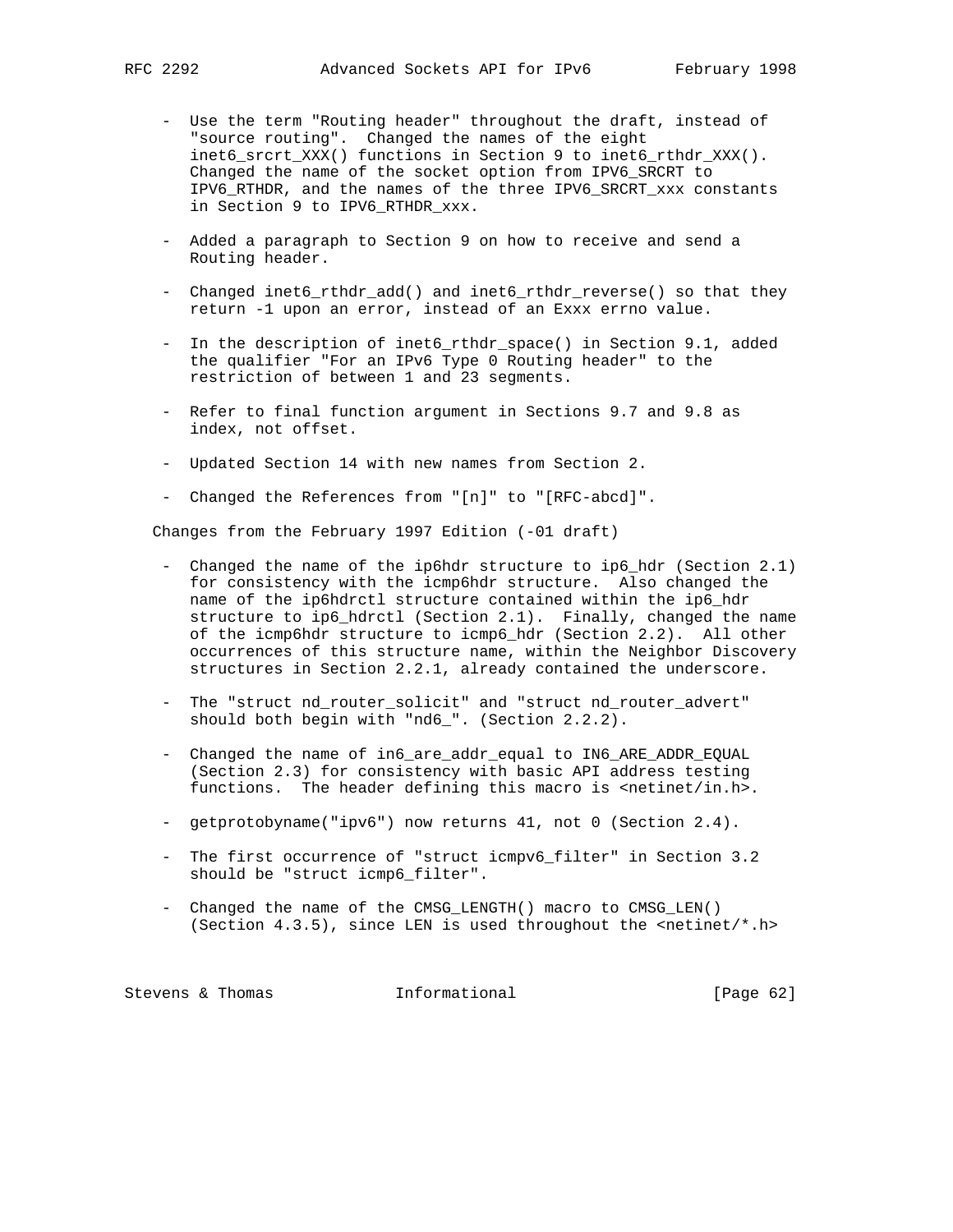- Use the term "Routing header" throughout the draft, instead of "source routing". Changed the names of the eight inet6_srcrt_XXX() functions in Section 9 to inet6_rthdr_XXX(). Changed the name of the socket option from IPV6_SRCRT to IPV6_RTHDR, and the names of the three IPV6_SRCRT_xxx constants in Section 9 to IPV6_RTHDR_xxx.

- Added a paragraph to Section 9 on how to receive and send a Routing header.

- Changed inet6_rthdr_add() and inet6_rthdr_reverse() so that they return -1 upon an error, instead of an Exxx errno value.

- In the description of inet6_rthdr_space() in Section 9.1, added the qualifier "For an IPv6 Type 0 Routing header" to the restriction of between 1 and 23 segments.

- Refer to final function argument in Sections 9.7 and 9.8 as index, not offset.

- Updated Section 14 with new names from Section 2.

- Changed the References from "[n]" to "[RFC-abcd]".

Changes from the February 1997 Edition (-01 draft)

- Changed the name of the ip6hdr structure to ip6_hdr (Section 2.1) for consistency with the icmp6hdr structure. Also changed the name of the ip6hdrctl structure contained within the ip6_hdr structure to ip6_hdrctl (Section 2.1). Finally, changed the name of the icmp6hdr structure to icmp6_hdr (Section 2.2). All other occurrences of this structure name, within the Neighbor Discovery structures in Section 2.2.1, already contained the underscore.

- The "struct nd_router_solicit" and "struct nd_router_advert" should both begin with "nd6_". (Section 2.2.2).

- Changed the name of in6_are_addr_equal to IN6_ARE_ADDR_EQUAL (Section 2.3) for consistency with basic API address testing functions. The header defining this macro is <netinet/in.h>.

- getprotobyname("ipv6") now returns 41, not 0 (Section 2.4).

- The first occurrence of "struct icmpv6_filter" in Section 3.2 should be "struct icmp6_filter".

- Changed the name of the CMSG_LENGTH() macro to CMSG_LEN() (Section 4.3.5), since LEN is used throughout the <netinet/*.h>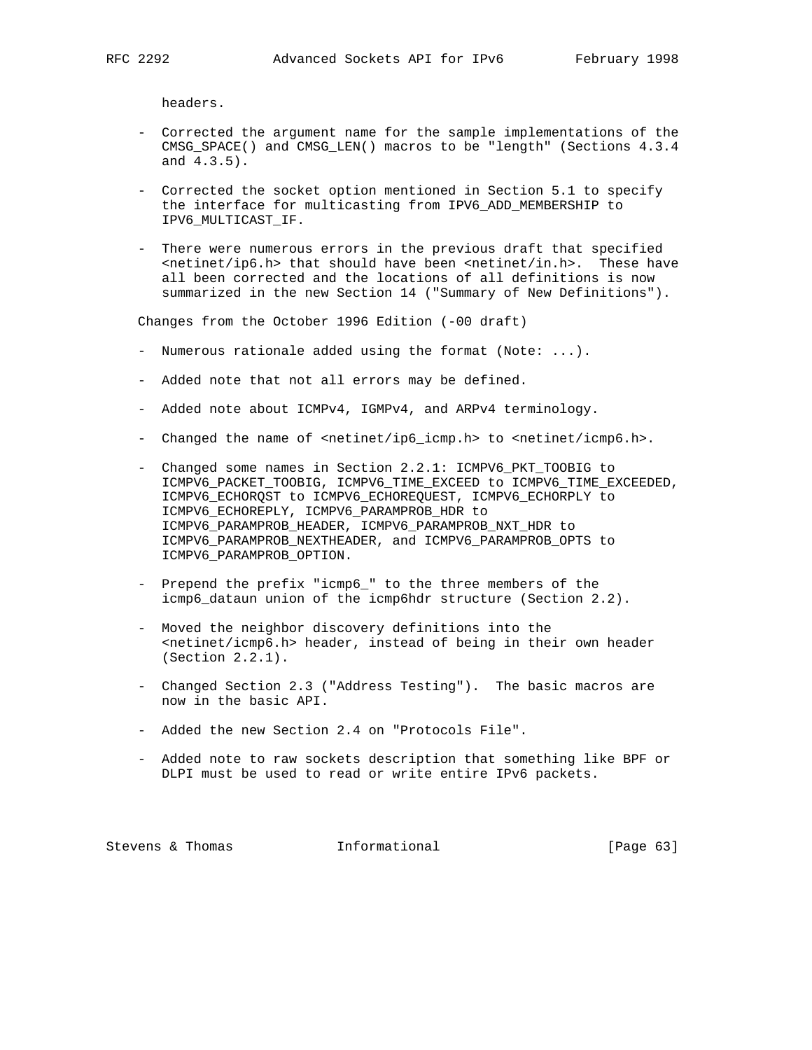headers.

- Corrected the argument name for the sample implementations of the CMSG_SPACE() and CMSG_LEN() macros to be "length" (Sections 4.3.4 and 4.3.5).

- Corrected the socket option mentioned in Section 5.1 to specify the interface for multicasting from IPV6_ADD_MEMBERSHIP to IPV6_MULTICAST_IF.

- There were numerous errors in the previous draft that specified <netinet/ip6.h> that should have been <netinet/in.h>. These have all been corrected and the locations of all definitions is now summarized in the new Section 14 ("Summary of New Definitions").

Changes from the October 1996 Edition (-00 draft)

- Numerous rationale added using the format (Note: ...).

- Added note that not all errors may be defined.

- Added note about ICMPv4, IGMPv4, and ARPv4 terminology.

- Changed the name of <netinet/ip6_icmp.h> to <netinet/icmp6.h>.

- Changed some names in Section 2.2.1: ICMPV6_PKT_TOOBIG to ICMPV6_PACKET_TOOBIG, ICMPV6_TIME_EXCEED to ICMPV6_TIME_EXCEEDED, ICMPV6_ECHORQST to ICMPV6_ECHOREQUEST, ICMPV6_ECHORPLY to ICMPV6_ECHOREPLY, ICMPV6_PARAMPROB_HDR to ICMPV6_PARAMPROB_HEADER, ICMPV6_PARAMPROB_NXT_HDR to ICMPV6_PARAMPROB_NEXTHEADER, and ICMPV6_PARAMPROB_OPTS to ICMPV6_PARAMPROB_OPTION.

- Prepend the prefix "icmp6_" to the three members of the icmp6_dataun union of the icmp6hdr structure (Section 2.2).

- Moved the neighbor discovery definitions into the <netinet/icmp6.h> header, instead of being in their own header (Section 2.2.1).

- Changed Section 2.3 ("Address Testing"). The basic macros are now in the basic API.

- Added the new Section 2.4 on "Protocols File".

- Added note to raw sockets description that something like BPF or DLPI must be used to read or write entire IPv6 packets.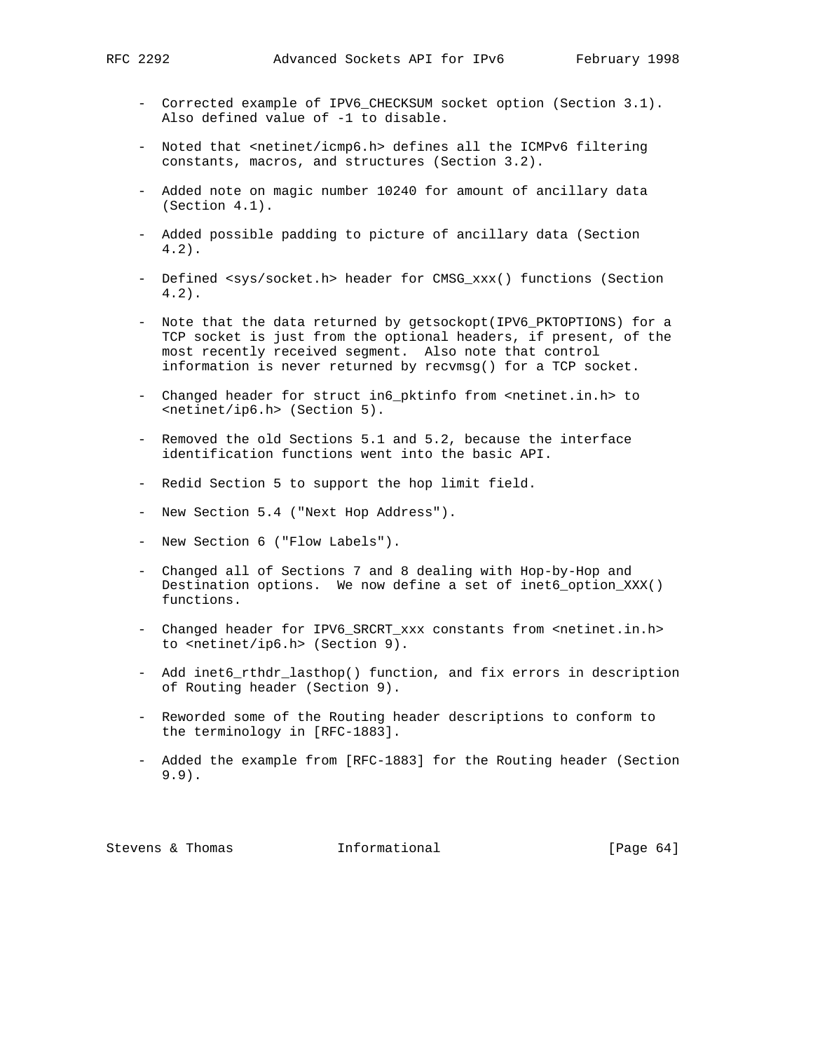- Corrected example of IPV6_CHECKSUM socket option (Section 3.1). Also defined value of -1 to disable.

- Noted that <netinet/icmp6.h> defines all the ICMPv6 filtering constants, macros, and structures (Section 3.2).

- Added note on magic number 10240 for amount of ancillary data (Section 4.1).

- Added possible padding to picture of ancillary data (Section 4.2).

- Defined <sys/socket.h> header for CMSG_xxx() functions (Section 4.2).

- Note that the data returned by getsockopt(IPV6_PKTOPTIONS) for a TCP socket is just from the optional headers, if present, of the most recently received segment. Also note that control information is never returned by recvmsg() for a TCP socket.

- Changed header for struct in6_pktinfo from <netinet.in.h> to <netinet/ip6.h> (Section 5).

- Removed the old Sections 5.1 and 5.2, because the interface identification functions went into the basic API.

- Redid Section 5 to support the hop limit field.

- New Section 5.4 ("Next Hop Address").

- New Section 6 ("Flow Labels").

- Changed all of Sections 7 and 8 dealing with Hop-by-Hop and Destination options. We now define a set of inet6_option_XXX() functions.

- Changed header for IPV6_SRCRT_xxx constants from <netinet.in.h> to <netinet/ip6.h> (Section 9).

- Add inet6_rthdr_lasthop() function, and fix errors in description of Routing header (Section 9).

- Reworded some of the Routing header descriptions to conform to the terminology in [RFC-1883].

- Added the example from [RFC-1883] for the Routing header (Section 9.9).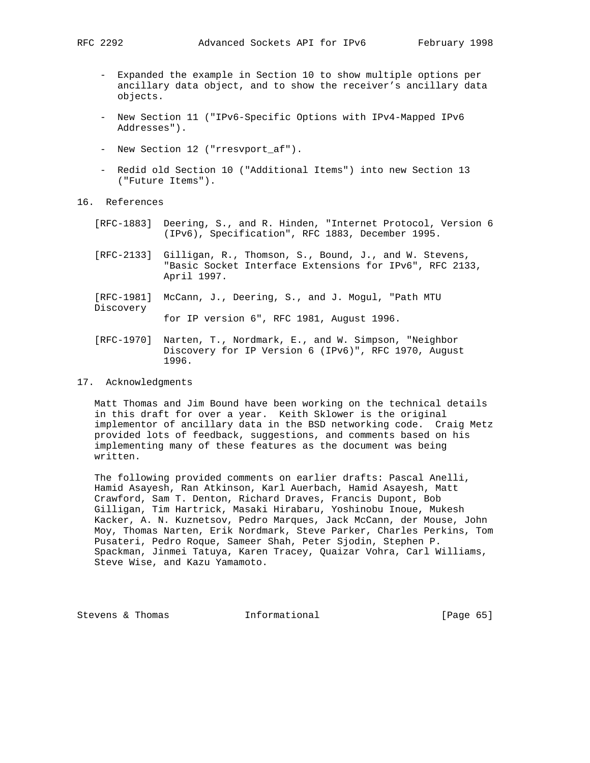- Expanded the example in Section 10 to show multiple options per ancillary data object, and to show the receiver's ancillary data objects.

- New Section 11 ("IPv6-Specific Options with IPv4-Mapped IPv6 Addresses").

- New Section 12 ("rresvport_af").

- Redid old Section 10 ("Additional Items") into new Section 13 ("Future Items").

## 16. References

[RFC-1883] Deering, S., and R. Hinden, "Internet Protocol, Version 6 (IPv6), Specification", RFC 1883, December 1995.

[RFC-2133] Gilligan, R., Thomson, S., Bound, J., and W. Stevens, "Basic Socket Interface Extensions for IPv6", RFC 2133, April 1997.

[RFC-1981] McCann, J., Deering, S., and J. Mogul, "Path MTU Discovery for IP version 6", RFC 1981, August 1996.

[RFC-1970] Narten, T., Nordmark, E., and W. Simpson, "Neighbor Discovery for IP Version 6 (IPv6)", RFC 1970, August 1996.

## 17. Acknowledgments

Matt Thomas and Jim Bound have been working on the technical details in this draft for over a year. Keith Sklower is the original implementor of ancillary data in the BSD networking code. Craig Metz provided lots of feedback, suggestions, and comments based on his implementing many of these features as the document was being written.

The following provided comments on earlier drafts: Pascal Anelli, Hamid Asayesh, Ran Atkinson, Karl Auerbach, Hamid Asayesh, Matt Crawford, Sam T. Denton, Richard Draves, Francis Dupont, Bob Gilligan, Tim Hartrick, Masaki Hirabaru, Yoshinobu Inoue, Mukesh Kacker, A. N. Kuznetsov, Pedro Marques, Jack McCann, der Mouse, John Moy, Thomas Narten, Erik Nordmark, Steve Parker, Charles Perkins, Tom Pusateri, Pedro Roque, Sameer Shah, Peter Sjodin, Stephen P. Spackman, Jinmei Tatuya, Karen Tracey, Quaizar Vohra, Carl Williams, Steve Wise, and Kazu Yamamoto.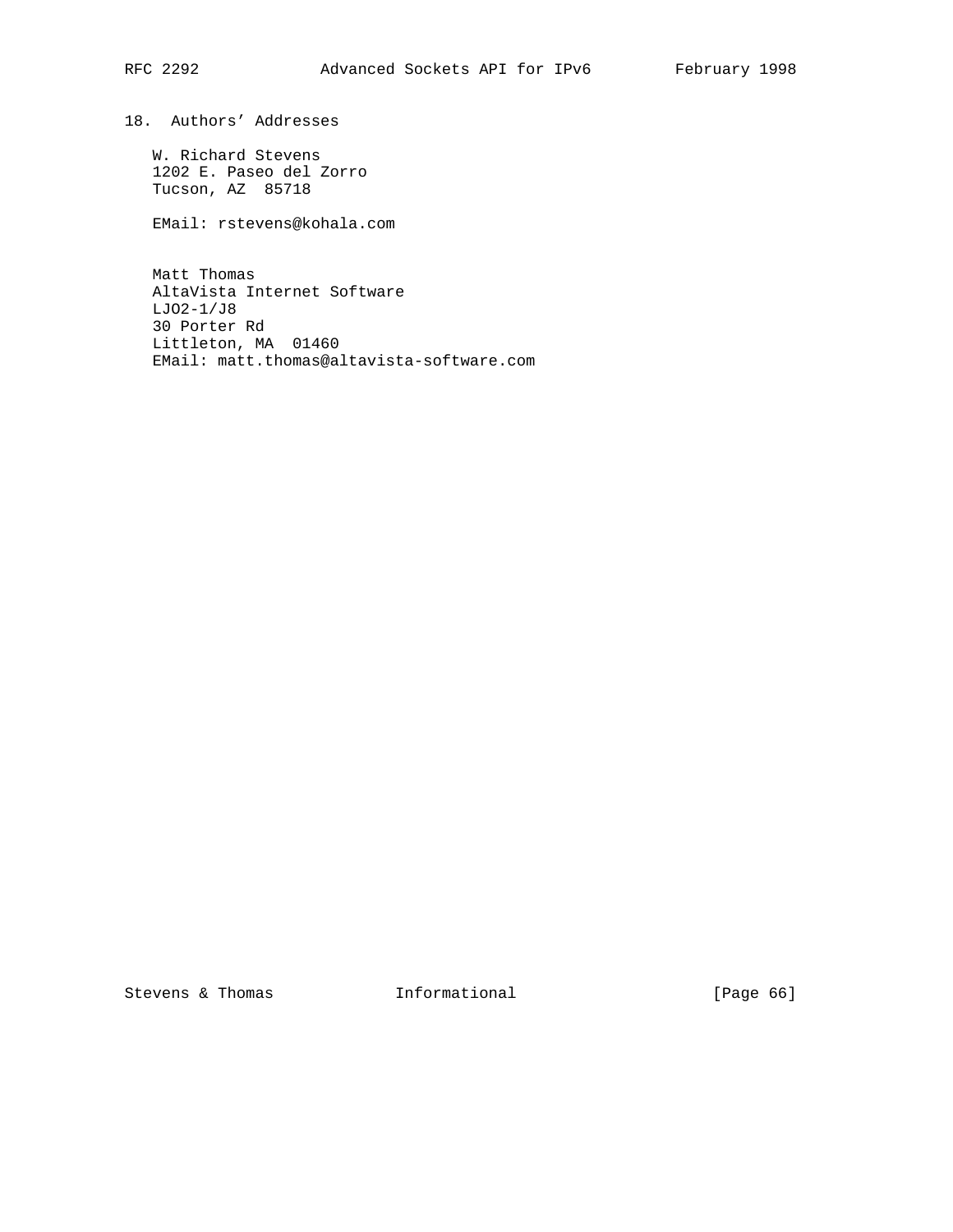## 18. Authors' Addresses

W. Richard Stevens
1202 E. Paseo del Zorro
Tucson, AZ  85718

EMail: rstevens@kohala.com

Matt Thomas
AltaVista Internet Software
LJO2-1/J8
30 Porter Rd
Littleton, MA  01460
EMail: matt.thomas@altavista-software.com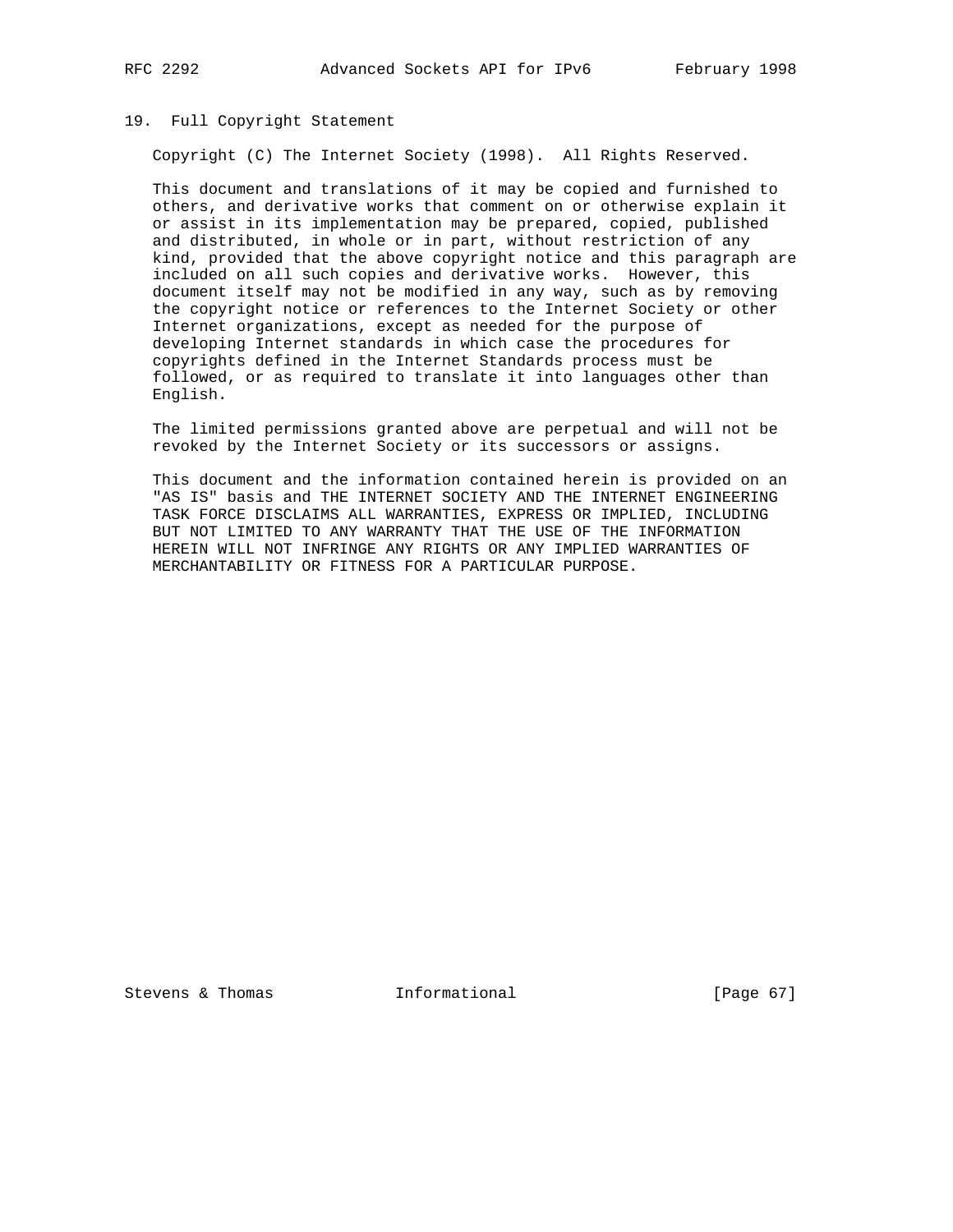## 19. Full Copyright Statement

Copyright (C) The Internet Society (1998). All Rights Reserved.

This document and translations of it may be copied and furnished to others, and derivative works that comment on or otherwise explain it or assist in its implementation may be prepared, copied, published and distributed, in whole or in part, without restriction of any kind, provided that the above copyright notice and this paragraph are included on all such copies and derivative works. However, this document itself may not be modified in any way, such as by removing the copyright notice or references to the Internet Society or other Internet organizations, except as needed for the purpose of developing Internet standards in which case the procedures for copyrights defined in the Internet Standards process must be followed, or as required to translate it into languages other than English.

The limited permissions granted above are perpetual and will not be revoked by the Internet Society or its successors or assigns.

This document and the information contained herein is provided on an "AS IS" basis and THE INTERNET SOCIETY AND THE INTERNET ENGINEERING TASK FORCE DISCLAIMS ALL WARRANTIES, EXPRESS OR IMPLIED, INCLUDING BUT NOT LIMITED TO ANY WARRANTY THAT THE USE OF THE INFORMATION HEREIN WILL NOT INFRINGE ANY RIGHTS OR ANY IMPLIED WARRANTIES OF MERCHANTABILITY OR FITNESS FOR A PARTICULAR PURPOSE.